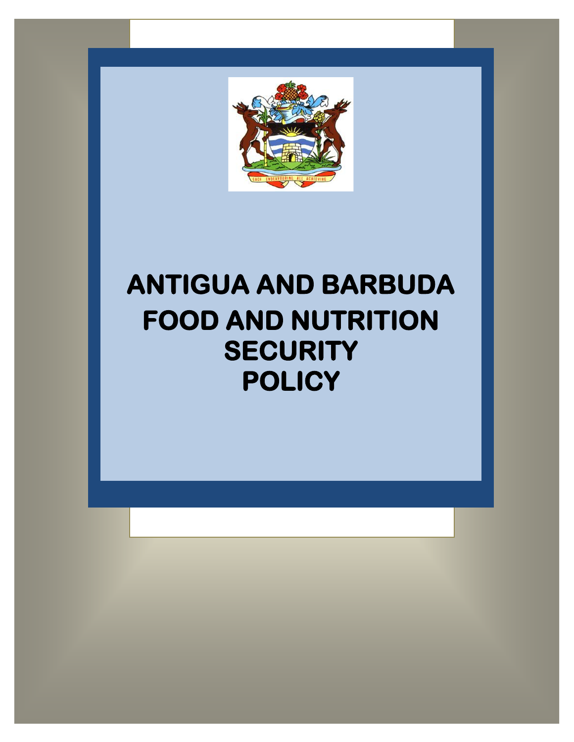# ANTIGUA AND BARBUDA FOOD AND NUTRITION SECURITY POLICY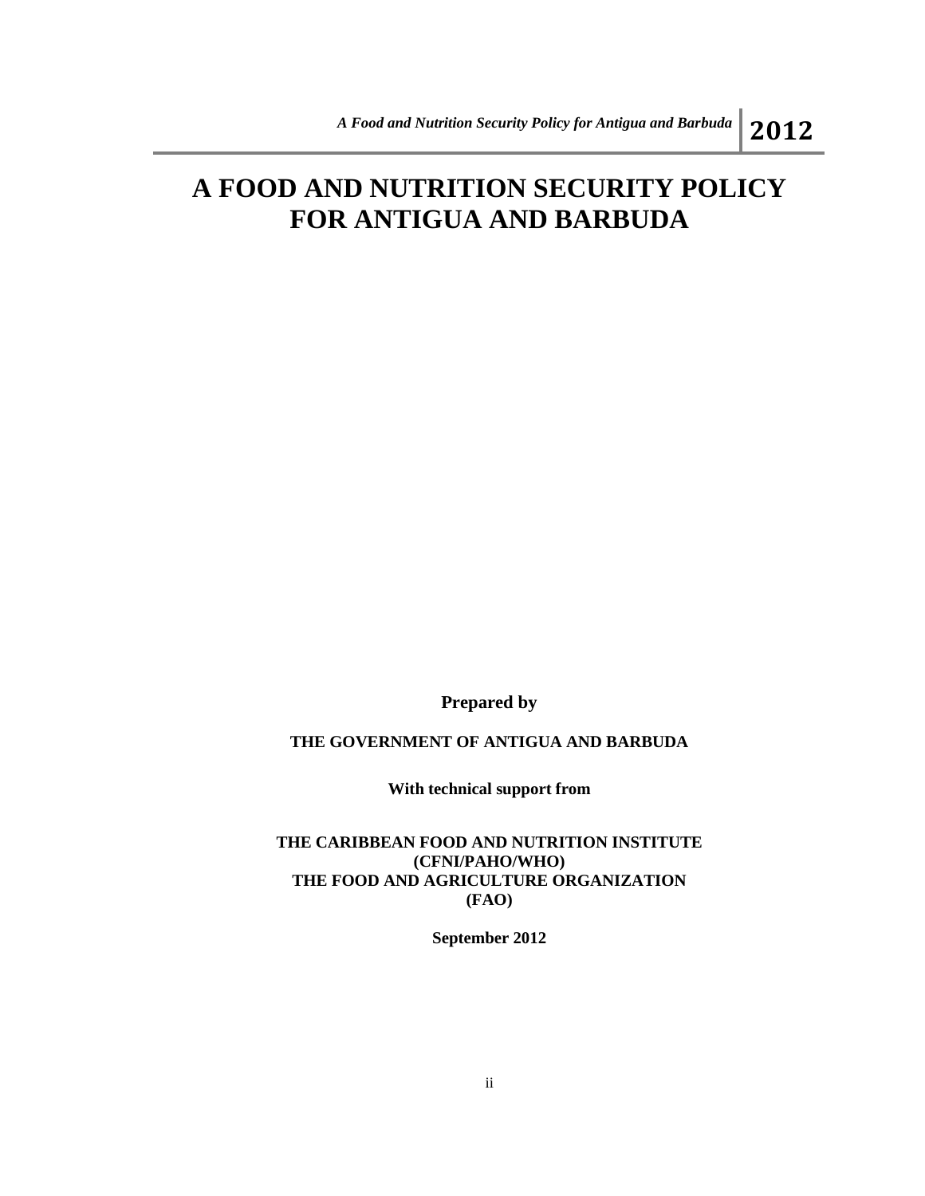# A FOOD AND NUTRITION SECURITY POLICY FOR ANTIGUA AND BARBUDA

**Prepared by**

**THE GOVERNMENT OF ANTIGUA AND BARBUDA**

**With technical support from**

**THE CARIBBEAN FOOD AND NUTRITION INSTITUTE (CFNI/PAHO/WHO)**
**THE FOOD AND AGRICULTURE ORGANIZATION (FAO)**

**September 2012**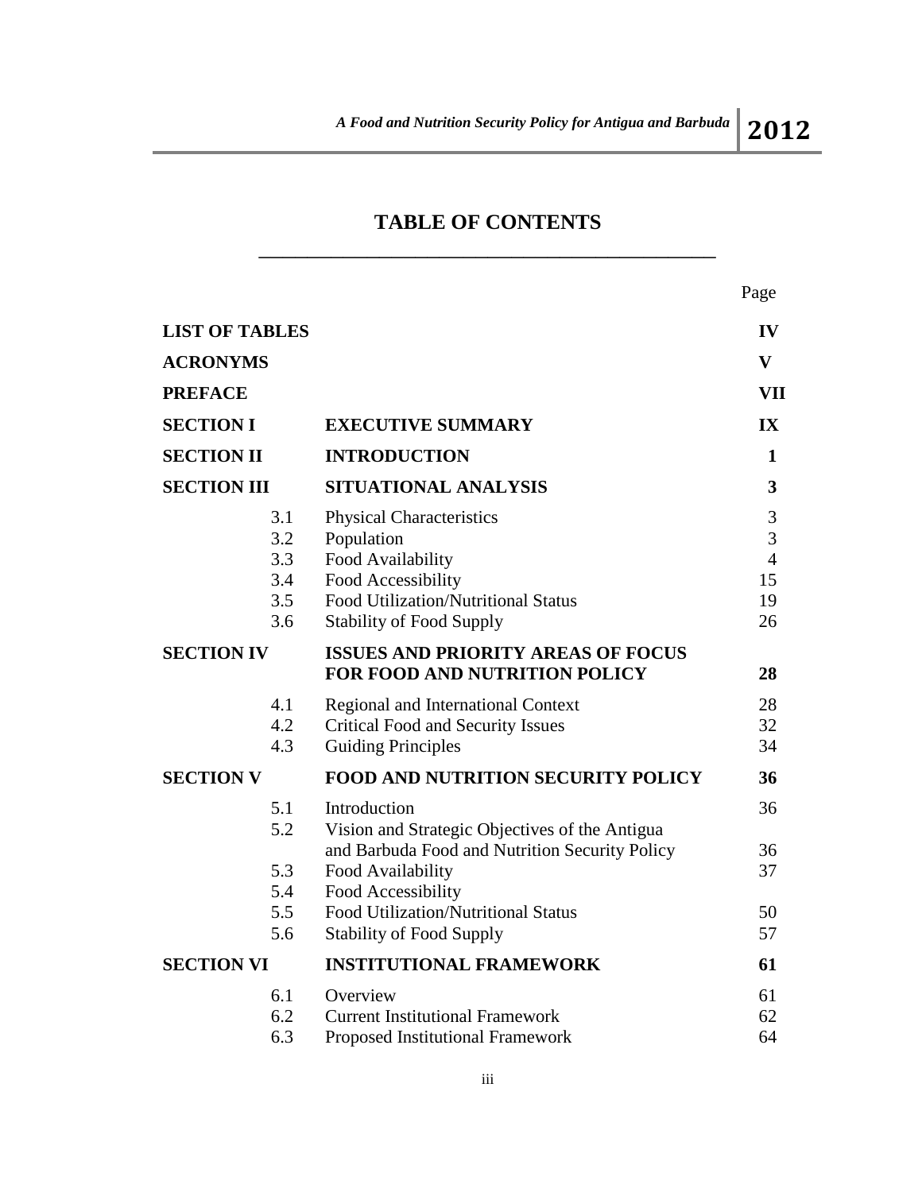# TABLE OF CONTENTS

| | | Page |
|---|---|---|
| **LIST OF TABLES** | | **IV** |
| **ACRONYMS** | | **V** |
| **PREFACE** | | **VII** |
| **SECTION I** | **EXECUTIVE SUMMARY** | **IX** |
| **SECTION II** | **INTRODUCTION** | **1** |
| **SECTION III** | **SITUATIONAL ANALYSIS** | **3** |
| 3.1 | Physical Characteristics | 3 |
| 3.2 | Population | 3 |
| 3.3 | Food Availability | 4 |
| 3.4 | Food Accessibility | 15 |
| 3.5 | Food Utilization/Nutritional Status | 19 |
| 3.6 | Stability of Food Supply | 26 |
| **SECTION IV** | **ISSUES AND PRIORITY AREAS OF FOCUS FOR FOOD AND NUTRITION POLICY** | **28** |
| 4.1 | Regional and International Context | 28 |
| 4.2 | Critical Food and Security Issues | 32 |
| 4.3 | Guiding Principles | 34 |
| **SECTION V** | **FOOD AND NUTRITION SECURITY POLICY** | **36** |
| 5.1 | Introduction | 36 |
| 5.2 | Vision and Strategic Objectives of the Antigua and Barbuda Food and Nutrition Security Policy | 36 |
| 5.3 | Food Availability | 37 |
| 5.4 | Food Accessibility | |
| 5.5 | Food Utilization/Nutritional Status | 50 |
| 5.6 | Stability of Food Supply | 57 |
| **SECTION VI** | **INSTITUTIONAL FRAMEWORK** | **61** |
| 6.1 | Overview | 61 |
| 6.2 | Current Institutional Framework | 62 |
| 6.3 | Proposed Institutional Framework | 64 |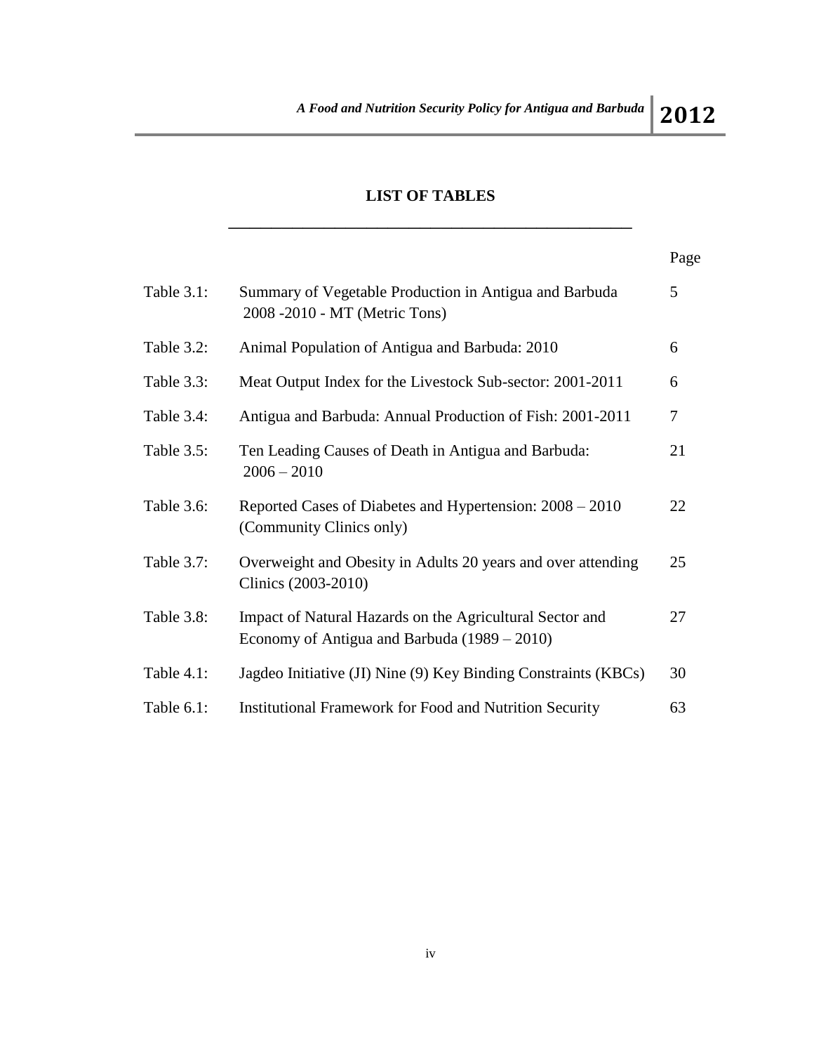# LIST OF TABLES

| | | Page |
|---|---|---|
| Table 3.1: | Summary of Vegetable Production in Antigua and Barbuda 2008 -2010 - MT (Metric Tons) | 5 |
| Table 3.2: | Animal Population of Antigua and Barbuda: 2010 | 6 |
| Table 3.3: | Meat Output Index for the Livestock Sub-sector: 2001-2011 | 6 |
| Table 3.4: | Antigua and Barbuda: Annual Production of Fish: 2001-2011 | 7 |
| Table 3.5: | Ten Leading Causes of Death in Antigua and Barbuda: 2006 – 2010 | 21 |
| Table 3.6: | Reported Cases of Diabetes and Hypertension: 2008 – 2010 (Community Clinics only) | 22 |
| Table 3.7: | Overweight and Obesity in Adults 20 years and over attending Clinics (2003-2010) | 25 |
| Table 3.8: | Impact of Natural Hazards on the Agricultural Sector and Economy of Antigua and Barbuda (1989 – 2010) | 27 |
| Table 4.1: | Jagdeo Initiative (JI) Nine (9) Key Binding Constraints (KBCs) | 30 |
| Table 6.1: | Institutional Framework for Food and Nutrition Security | 63 |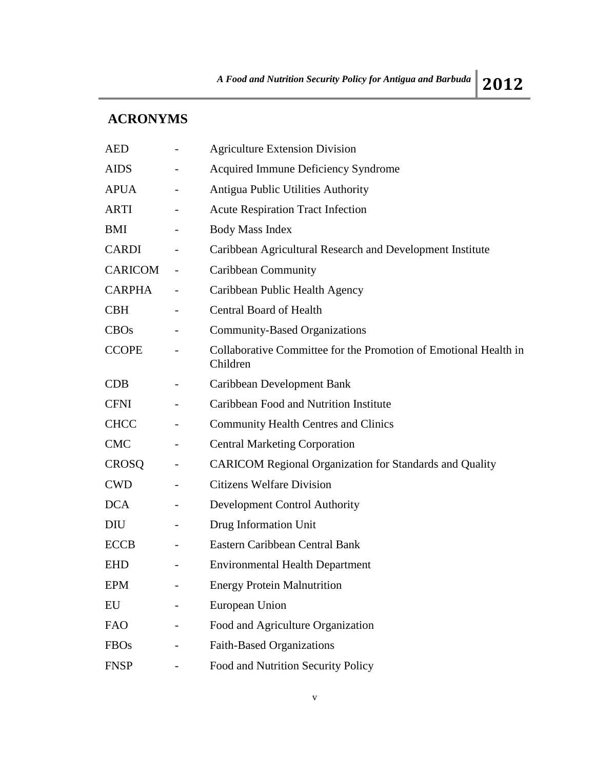## ACRONYMS

| | | |
|---|---|---|
| AED | - | Agriculture Extension Division |
| AIDS | - | Acquired Immune Deficiency Syndrome |
| APUA | - | Antigua Public Utilities Authority |
| ARTI | - | Acute Respiration Tract Infection |
| BMI | - | Body Mass Index |
| CARDI | - | Caribbean Agricultural Research and Development Institute |
| CARICOM | - | Caribbean Community |
| CARPHA | - | Caribbean Public Health Agency |
| CBH | - | Central Board of Health |
| CBOs | - | Community-Based Organizations |
| CCOPE | - | Collaborative Committee for the Promotion of Emotional Health in Children |
| CDB | - | Caribbean Development Bank |
| CFNI | - | Caribbean Food and Nutrition Institute |
| CHCC | - | Community Health Centres and Clinics |
| CMC | - | Central Marketing Corporation |
| CROSQ | - | CARICOM Regional Organization for Standards and Quality |
| CWD | - | Citizens Welfare Division |
| DCA | - | Development Control Authority |
| DIU | - | Drug Information Unit |
| ECCB | - | Eastern Caribbean Central Bank |
| EHD | - | Environmental Health Department |
| EPM | - | Energy Protein Malnutrition |
| EU | - | European Union |
| FAO | - | Food and Agriculture Organization |
| FBOs | - | Faith-Based Organizations |
| FNSP | - | Food and Nutrition Security Policy |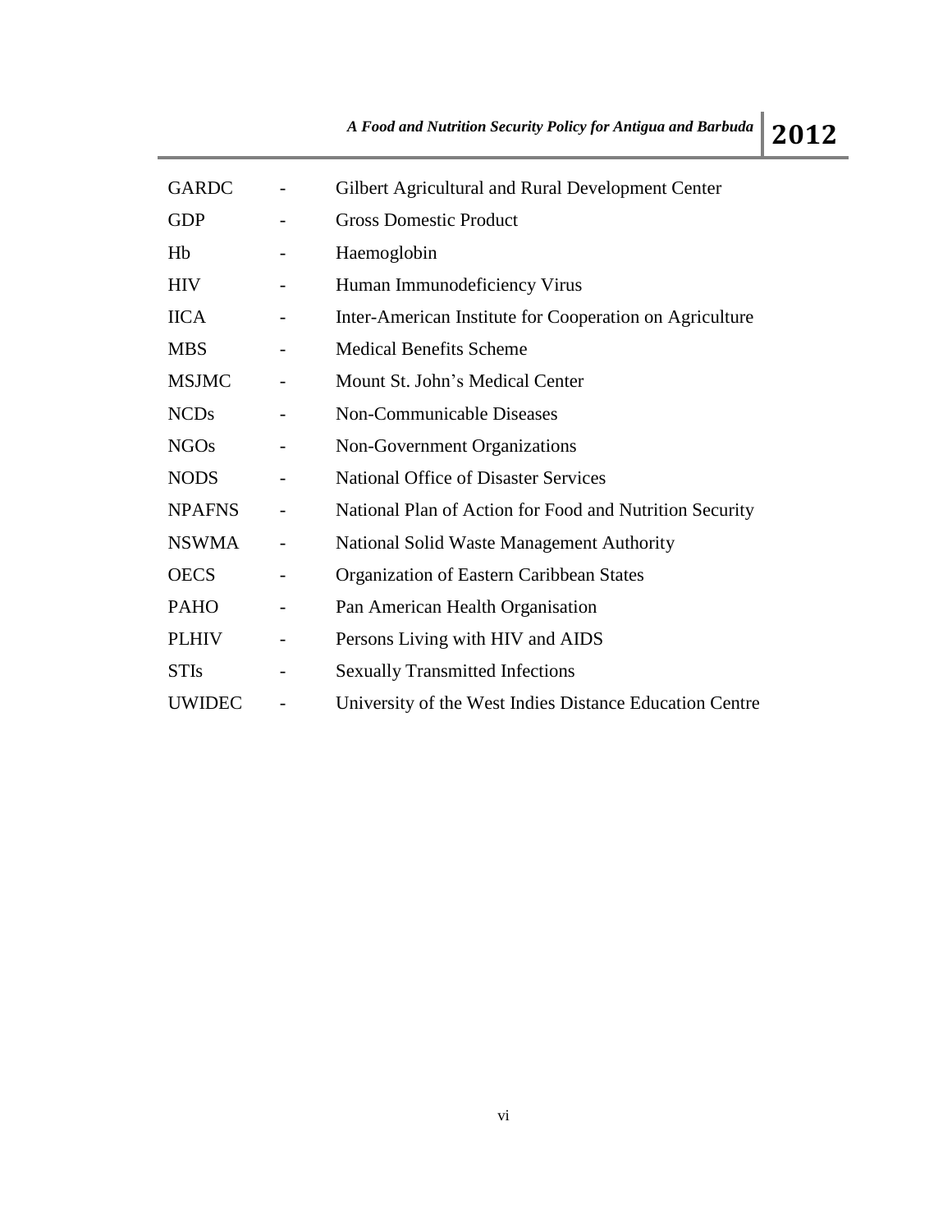| | | |
|---|---|---|
| GARDC | - | Gilbert Agricultural and Rural Development Center |
| GDP | - | Gross Domestic Product |
| Hb | - | Haemoglobin |
| HIV | - | Human Immunodeficiency Virus |
| IICA | - | Inter-American Institute for Cooperation on Agriculture |
| MBS | - | Medical Benefits Scheme |
| MSJMC | - | Mount St. John's Medical Center |
| NCDs | - | Non-Communicable Diseases |
| NGOs | - | Non-Government Organizations |
| NODS | - | National Office of Disaster Services |
| NPAFNS | - | National Plan of Action for Food and Nutrition Security |
| NSWMA | - | National Solid Waste Management Authority |
| OECS | - | Organization of Eastern Caribbean States |
| PAHO | - | Pan American Health Organisation |
| PLHIV | - | Persons Living with HIV and AIDS |
| STIs | - | Sexually Transmitted Infections |
| UWIDEC | - | University of the West Indies Distance Education Centre |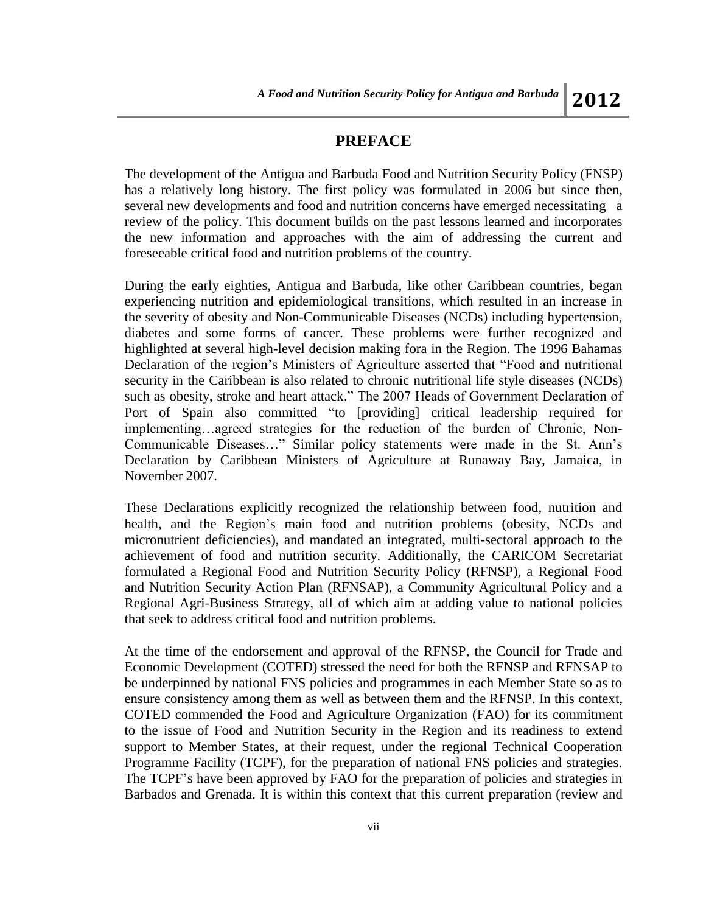# PREFACE

The development of the Antigua and Barbuda Food and Nutrition Security Policy (FNSP) has a relatively long history. The first policy was formulated in 2006 but since then, several new developments and food and nutrition concerns have emerged necessitating a review of the policy. This document builds on the past lessons learned and incorporates the new information and approaches with the aim of addressing the current and foreseeable critical food and nutrition problems of the country.

During the early eighties, Antigua and Barbuda, like other Caribbean countries, began experiencing nutrition and epidemiological transitions, which resulted in an increase in the severity of obesity and Non-Communicable Diseases (NCDs) including hypertension, diabetes and some forms of cancer. These problems were further recognized and highlighted at several high-level decision making fora in the Region. The 1996 Bahamas Declaration of the region's Ministers of Agriculture asserted that "Food and nutritional security in the Caribbean is also related to chronic nutritional life style diseases (NCDs) such as obesity, stroke and heart attack." The 2007 Heads of Government Declaration of Port of Spain also committed "to [providing] critical leadership required for implementing…agreed strategies for the reduction of the burden of Chronic, Non-Communicable Diseases…" Similar policy statements were made in the St. Ann's Declaration by Caribbean Ministers of Agriculture at Runaway Bay, Jamaica, in November 2007.

These Declarations explicitly recognized the relationship between food, nutrition and health, and the Region's main food and nutrition problems (obesity, NCDs and micronutrient deficiencies), and mandated an integrated, multi-sectoral approach to the achievement of food and nutrition security. Additionally, the CARICOM Secretariat formulated a Regional Food and Nutrition Security Policy (RFNSP), a Regional Food and Nutrition Security Action Plan (RFNSAP), a Community Agricultural Policy and a Regional Agri-Business Strategy, all of which aim at adding value to national policies that seek to address critical food and nutrition problems.

At the time of the endorsement and approval of the RFNSP, the Council for Trade and Economic Development (COTED) stressed the need for both the RFNSP and RFNSAP to be underpinned by national FNS policies and programmes in each Member State so as to ensure consistency among them as well as between them and the RFNSP. In this context, COTED commended the Food and Agriculture Organization (FAO) for its commitment to the issue of Food and Nutrition Security in the Region and its readiness to extend support to Member States, at their request, under the regional Technical Cooperation Programme Facility (TCPF), for the preparation of national FNS policies and strategies. The TCPF's have been approved by FAO for the preparation of policies and strategies in Barbados and Grenada. It is within this context that this current preparation (review and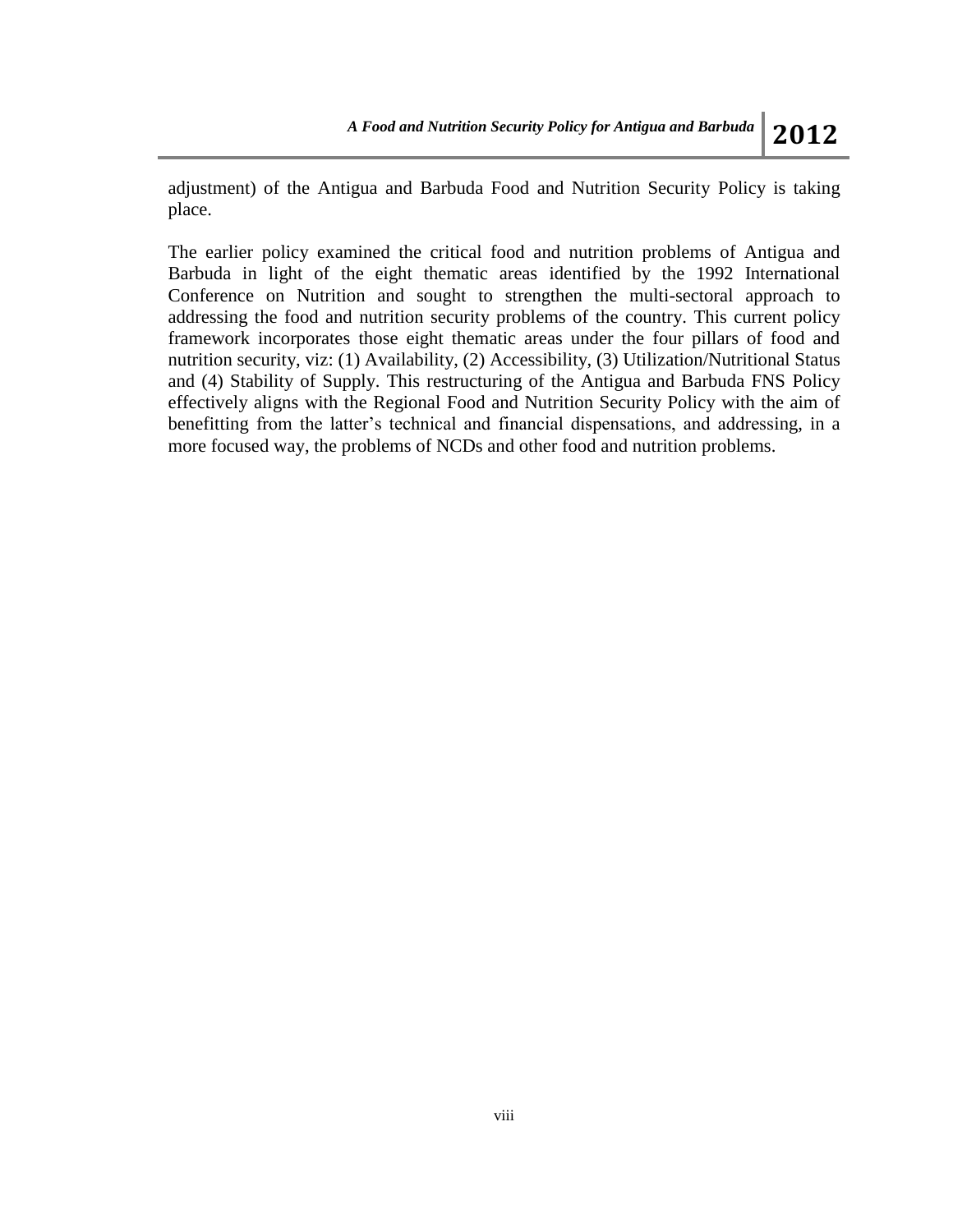adjustment) of the Antigua and Barbuda Food and Nutrition Security Policy is taking place.

The earlier policy examined the critical food and nutrition problems of Antigua and Barbuda in light of the eight thematic areas identified by the 1992 International Conference on Nutrition and sought to strengthen the multi-sectoral approach to addressing the food and nutrition security problems of the country. This current policy framework incorporates those eight thematic areas under the four pillars of food and nutrition security, viz: (1) Availability, (2) Accessibility, (3) Utilization/Nutritional Status and (4) Stability of Supply. This restructuring of the Antigua and Barbuda FNS Policy effectively aligns with the Regional Food and Nutrition Security Policy with the aim of benefitting from the latter's technical and financial dispensations, and addressing, in a more focused way, the problems of NCDs and other food and nutrition problems.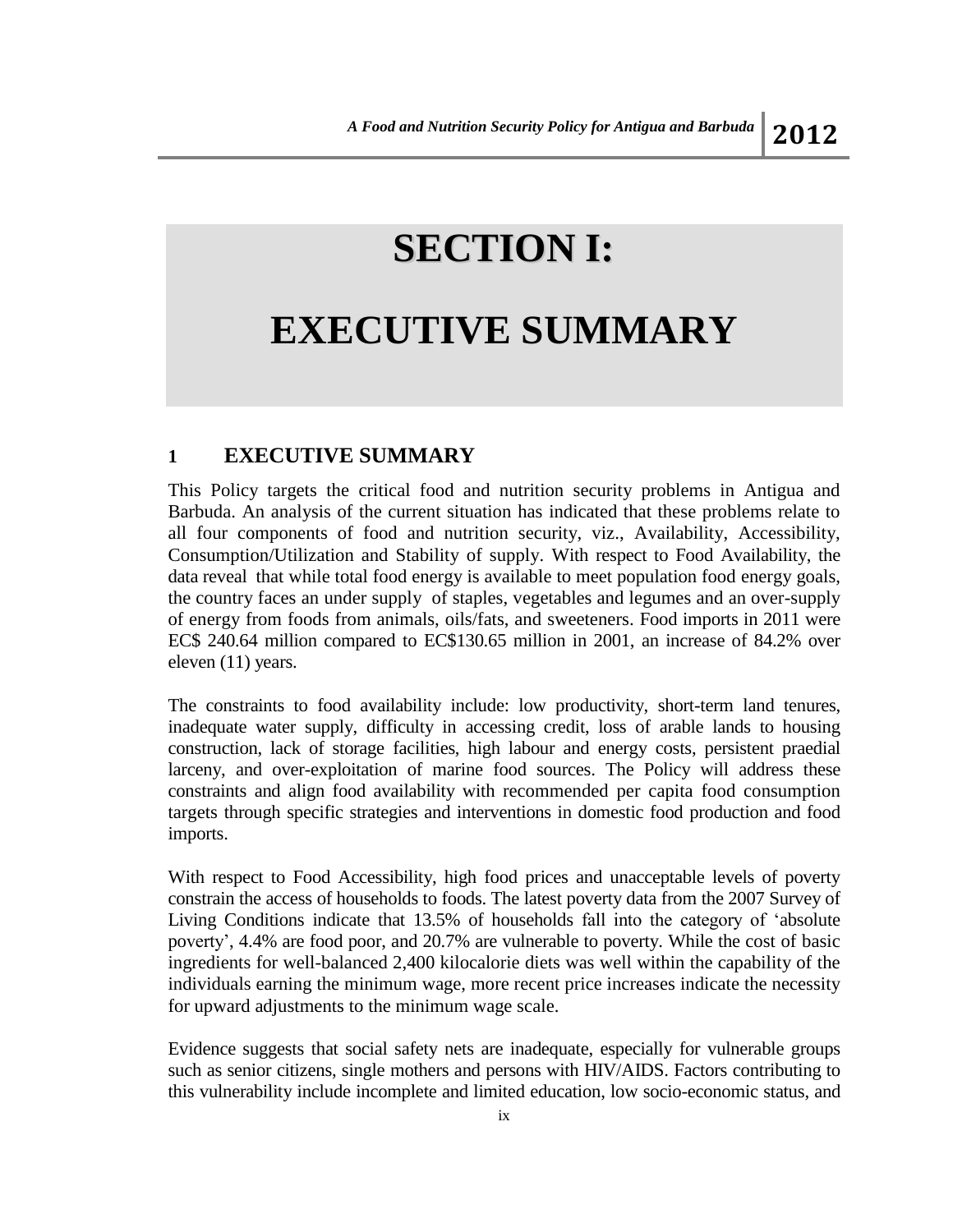# SECTION I:

# EXECUTIVE SUMMARY

## 1 EXECUTIVE SUMMARY

This Policy targets the critical food and nutrition security problems in Antigua and Barbuda. An analysis of the current situation has indicated that these problems relate to all four components of food and nutrition security, viz., Availability, Accessibility, Consumption/Utilization and Stability of supply. With respect to Food Availability, the data reveal that while total food energy is available to meet population food energy goals, the country faces an under supply of staples, vegetables and legumes and an over-supply of energy from foods from animals, oils/fats, and sweeteners. Food imports in 2011 were EC$ 240.64 million compared to EC$130.65 million in 2001, an increase of 84.2% over eleven (11) years.

The constraints to food availability include: low productivity, short-term land tenures, inadequate water supply, difficulty in accessing credit, loss of arable lands to housing construction, lack of storage facilities, high labour and energy costs, persistent praedial larceny, and over-exploitation of marine food sources. The Policy will address these constraints and align food availability with recommended per capita food consumption targets through specific strategies and interventions in domestic food production and food imports.

With respect to Food Accessibility, high food prices and unacceptable levels of poverty constrain the access of households to foods. The latest poverty data from the 2007 Survey of Living Conditions indicate that 13.5% of households fall into the category of 'absolute poverty', 4.4% are food poor, and 20.7% are vulnerable to poverty. While the cost of basic ingredients for well-balanced 2,400 kilocalorie diets was well within the capability of the individuals earning the minimum wage, more recent price increases indicate the necessity for upward adjustments to the minimum wage scale.

Evidence suggests that social safety nets are inadequate, especially for vulnerable groups such as senior citizens, single mothers and persons with HIV/AIDS. Factors contributing to this vulnerability include incomplete and limited education, low socio-economic status, and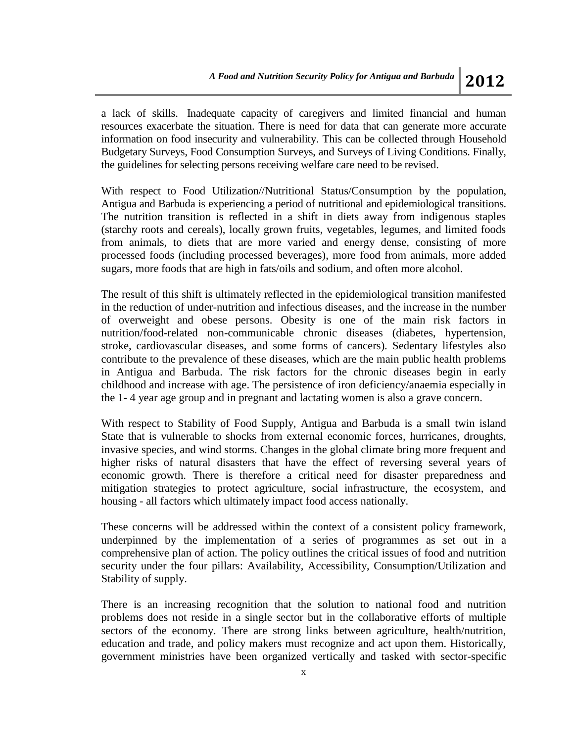a lack of skills. Inadequate capacity of caregivers and limited financial and human resources exacerbate the situation. There is need for data that can generate more accurate information on food insecurity and vulnerability. This can be collected through Household Budgetary Surveys, Food Consumption Surveys, and Surveys of Living Conditions. Finally, the guidelines for selecting persons receiving welfare care need to be revised.

With respect to Food Utilization//Nutritional Status/Consumption by the population, Antigua and Barbuda is experiencing a period of nutritional and epidemiological transitions. The nutrition transition is reflected in a shift in diets away from indigenous staples (starchy roots and cereals), locally grown fruits, vegetables, legumes, and limited foods from animals, to diets that are more varied and energy dense, consisting of more processed foods (including processed beverages), more food from animals, more added sugars, more foods that are high in fats/oils and sodium, and often more alcohol.

The result of this shift is ultimately reflected in the epidemiological transition manifested in the reduction of under-nutrition and infectious diseases, and the increase in the number of overweight and obese persons. Obesity is one of the main risk factors in nutrition/food-related non-communicable chronic diseases (diabetes, hypertension, stroke, cardiovascular diseases, and some forms of cancers). Sedentary lifestyles also contribute to the prevalence of these diseases, which are the main public health problems in Antigua and Barbuda. The risk factors for the chronic diseases begin in early childhood and increase with age. The persistence of iron deficiency/anaemia especially in the 1- 4 year age group and in pregnant and lactating women is also a grave concern.

With respect to Stability of Food Supply, Antigua and Barbuda is a small twin island State that is vulnerable to shocks from external economic forces, hurricanes, droughts, invasive species, and wind storms. Changes in the global climate bring more frequent and higher risks of natural disasters that have the effect of reversing several years of economic growth. There is therefore a critical need for disaster preparedness and mitigation strategies to protect agriculture, social infrastructure, the ecosystem, and housing - all factors which ultimately impact food access nationally.

These concerns will be addressed within the context of a consistent policy framework, underpinned by the implementation of a series of programmes as set out in a comprehensive plan of action. The policy outlines the critical issues of food and nutrition security under the four pillars: Availability, Accessibility, Consumption/Utilization and Stability of supply.

There is an increasing recognition that the solution to national food and nutrition problems does not reside in a single sector but in the collaborative efforts of multiple sectors of the economy. There are strong links between agriculture, health/nutrition, education and trade, and policy makers must recognize and act upon them. Historically, government ministries have been organized vertically and tasked with sector-specific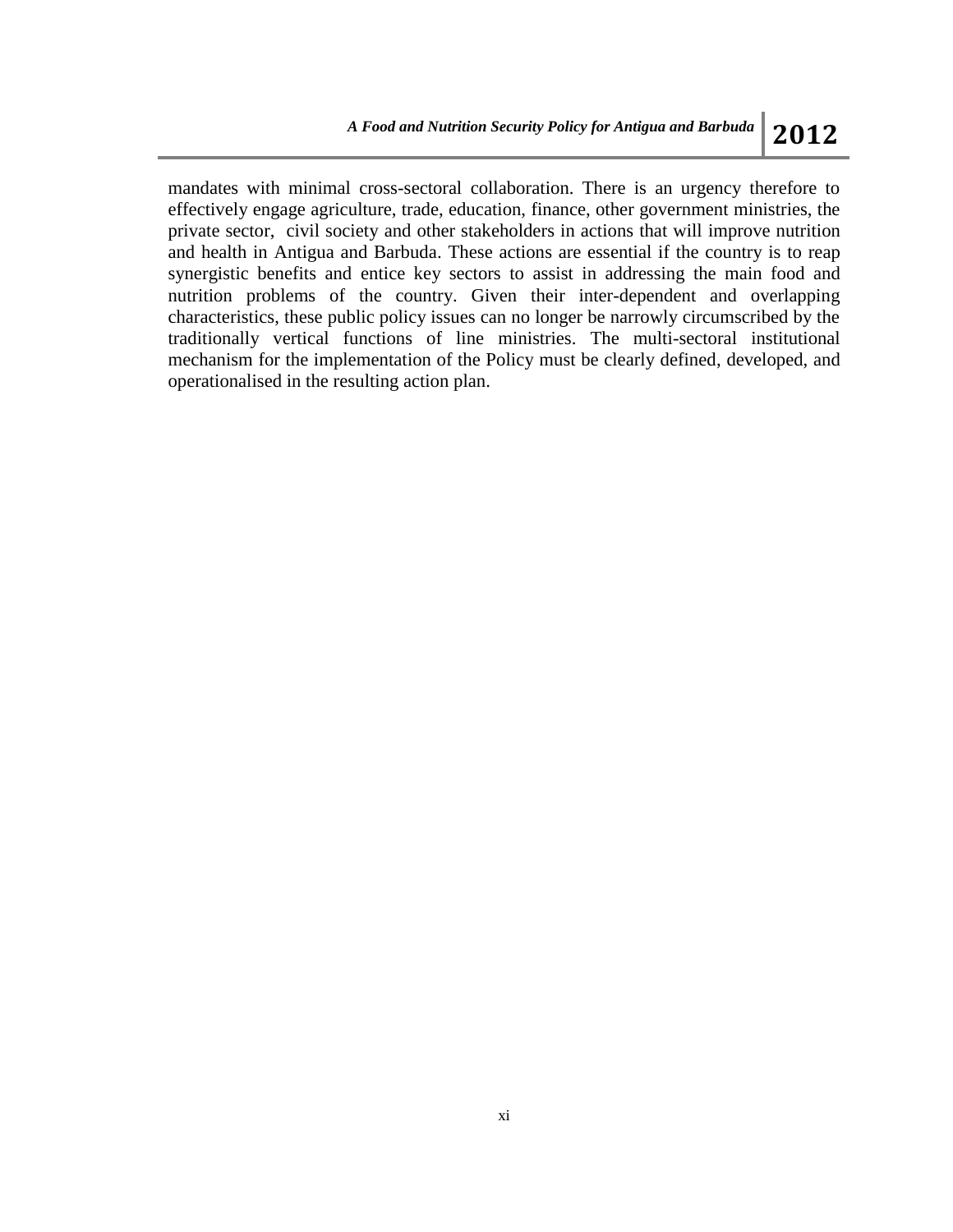mandates with minimal cross-sectoral collaboration. There is an urgency therefore to effectively engage agriculture, trade, education, finance, other government ministries, the private sector, civil society and other stakeholders in actions that will improve nutrition and health in Antigua and Barbuda. These actions are essential if the country is to reap synergistic benefits and entice key sectors to assist in addressing the main food and nutrition problems of the country. Given their inter-dependent and overlapping characteristics, these public policy issues can no longer be narrowly circumscribed by the traditionally vertical functions of line ministries. The multi-sectoral institutional mechanism for the implementation of the Policy must be clearly defined, developed, and operationalised in the resulting action plan.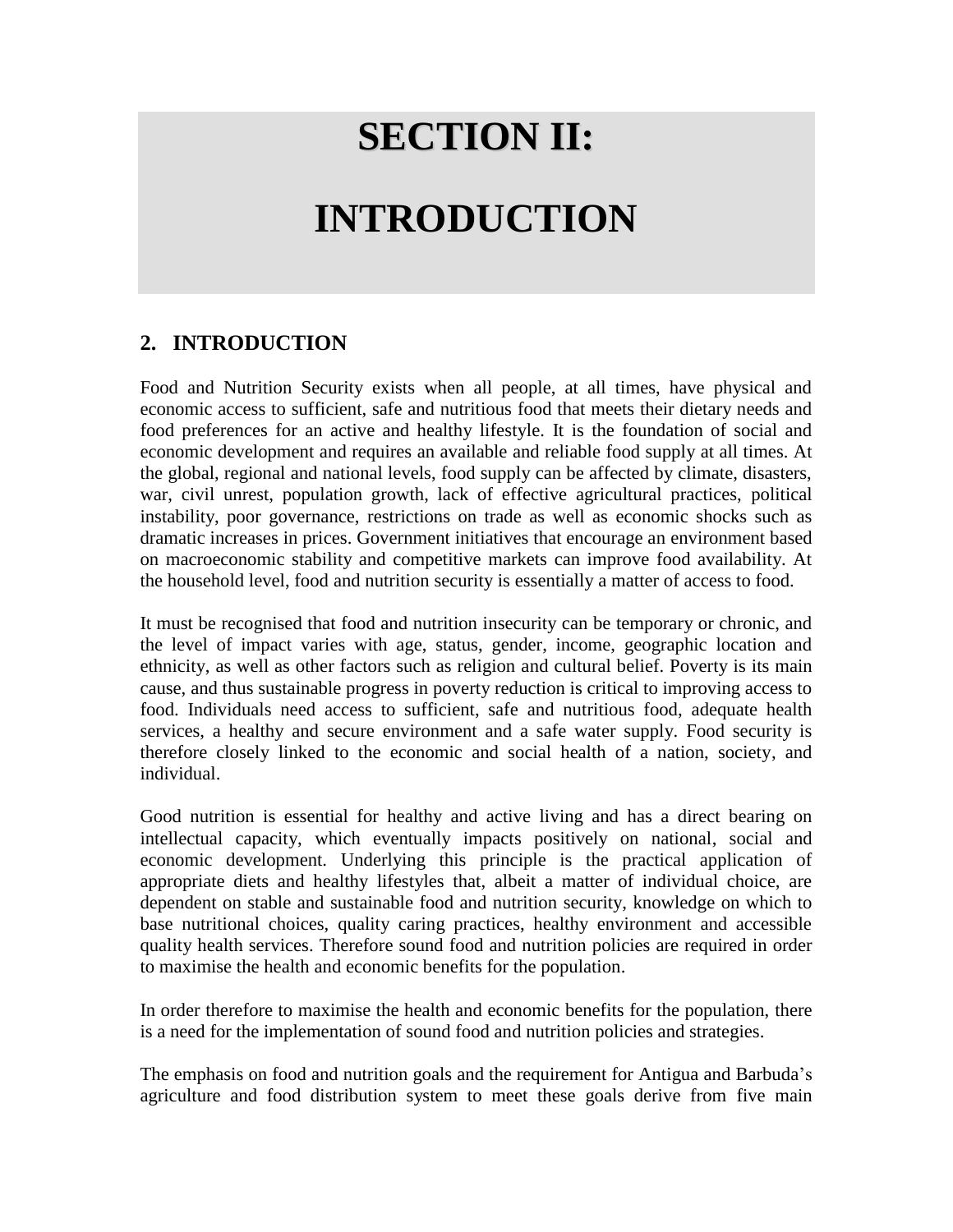# SECTION II:

# INTRODUCTION

## 2. INTRODUCTION

Food and Nutrition Security exists when all people, at all times, have physical and economic access to sufficient, safe and nutritious food that meets their dietary needs and food preferences for an active and healthy lifestyle. It is the foundation of social and economic development and requires an available and reliable food supply at all times. At the global, regional and national levels, food supply can be affected by climate, disasters, war, civil unrest, population growth, lack of effective agricultural practices, political instability, poor governance, restrictions on trade as well as economic shocks such as dramatic increases in prices. Government initiatives that encourage an environment based on macroeconomic stability and competitive markets can improve food availability. At the household level, food and nutrition security is essentially a matter of access to food.

It must be recognised that food and nutrition insecurity can be temporary or chronic, and the level of impact varies with age, status, gender, income, geographic location and ethnicity, as well as other factors such as religion and cultural belief. Poverty is its main cause, and thus sustainable progress in poverty reduction is critical to improving access to food. Individuals need access to sufficient, safe and nutritious food, adequate health services, a healthy and secure environment and a safe water supply. Food security is therefore closely linked to the economic and social health of a nation, society, and individual.

Good nutrition is essential for healthy and active living and has a direct bearing on intellectual capacity, which eventually impacts positively on national, social and economic development. Underlying this principle is the practical application of appropriate diets and healthy lifestyles that, albeit a matter of individual choice, are dependent on stable and sustainable food and nutrition security, knowledge on which to base nutritional choices, quality caring practices, healthy environment and accessible quality health services. Therefore sound food and nutrition policies are required in order to maximise the health and economic benefits for the population.

In order therefore to maximise the health and economic benefits for the population, there is a need for the implementation of sound food and nutrition policies and strategies.

The emphasis on food and nutrition goals and the requirement for Antigua and Barbuda's agriculture and food distribution system to meet these goals derive from five main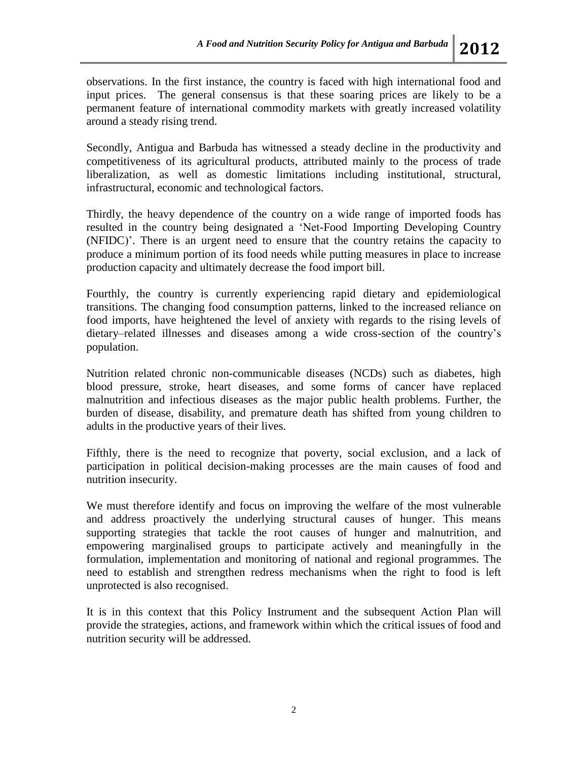observations. In the first instance, the country is faced with high international food and input prices. The general consensus is that these soaring prices are likely to be a permanent feature of international commodity markets with greatly increased volatility around a steady rising trend.

Secondly, Antigua and Barbuda has witnessed a steady decline in the productivity and competitiveness of its agricultural products, attributed mainly to the process of trade liberalization, as well as domestic limitations including institutional, structural, infrastructural, economic and technological factors.

Thirdly, the heavy dependence of the country on a wide range of imported foods has resulted in the country being designated a 'Net-Food Importing Developing Country (NFIDC)'. There is an urgent need to ensure that the country retains the capacity to produce a minimum portion of its food needs while putting measures in place to increase production capacity and ultimately decrease the food import bill.

Fourthly, the country is currently experiencing rapid dietary and epidemiological transitions. The changing food consumption patterns, linked to the increased reliance on food imports, have heightened the level of anxiety with regards to the rising levels of dietary–related illnesses and diseases among a wide cross-section of the country's population.

Nutrition related chronic non-communicable diseases (NCDs) such as diabetes, high blood pressure, stroke, heart diseases, and some forms of cancer have replaced malnutrition and infectious diseases as the major public health problems. Further, the burden of disease, disability, and premature death has shifted from young children to adults in the productive years of their lives.

Fifthly, there is the need to recognize that poverty, social exclusion, and a lack of participation in political decision-making processes are the main causes of food and nutrition insecurity.

We must therefore identify and focus on improving the welfare of the most vulnerable and address proactively the underlying structural causes of hunger. This means supporting strategies that tackle the root causes of hunger and malnutrition, and empowering marginalised groups to participate actively and meaningfully in the formulation, implementation and monitoring of national and regional programmes. The need to establish and strengthen redress mechanisms when the right to food is left unprotected is also recognised.

It is in this context that this Policy Instrument and the subsequent Action Plan will provide the strategies, actions, and framework within which the critical issues of food and nutrition security will be addressed.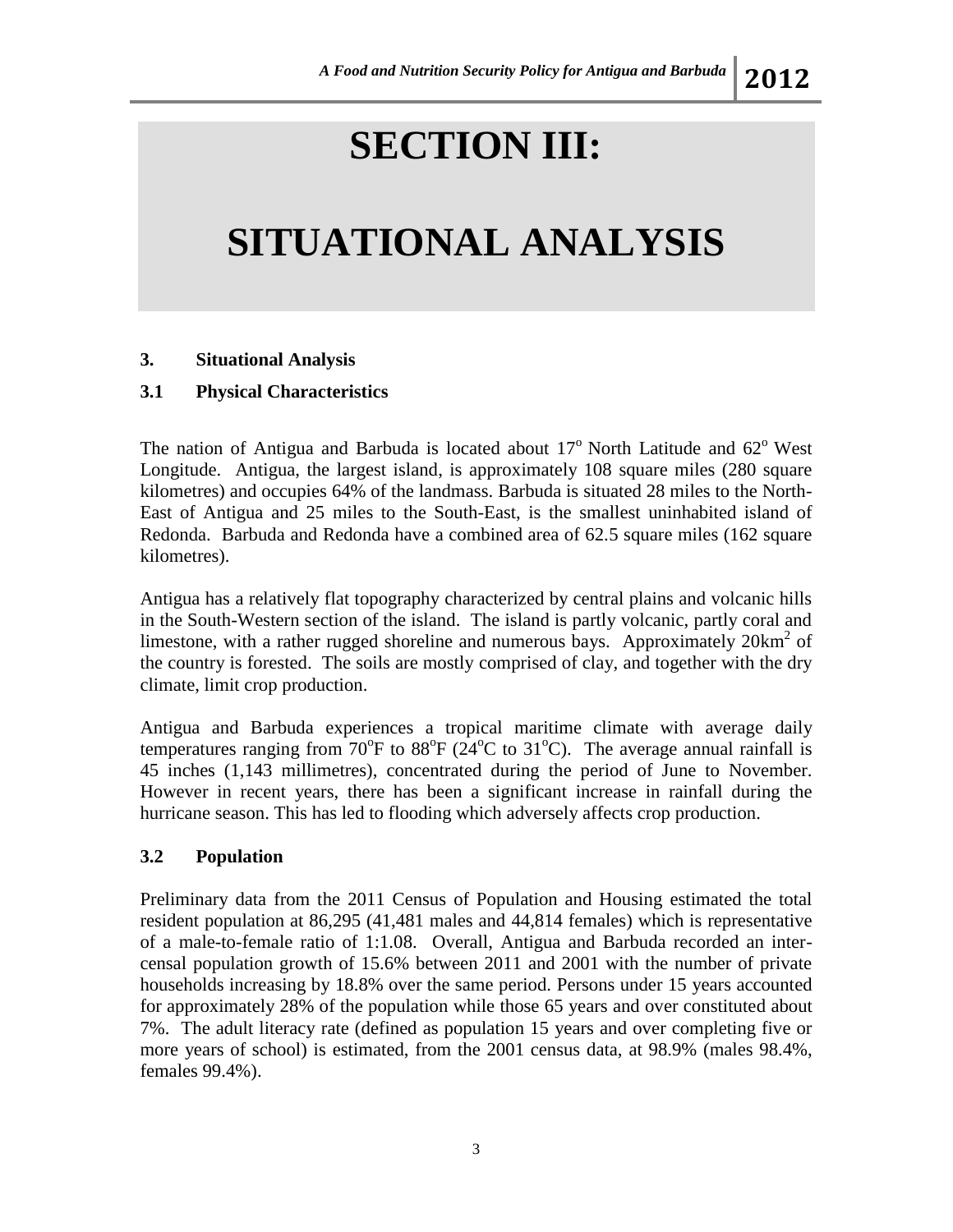# SECTION III:

# SITUATIONAL ANALYSIS

## 3. Situational Analysis

### 3.1 Physical Characteristics

The nation of Antigua and Barbuda is located about 17$^o$ North Latitude and 62$^o$ West Longitude. Antigua, the largest island, is approximately 108 square miles (280 square kilometres) and occupies 64% of the landmass. Barbuda is situated 28 miles to the North-East of Antigua and 25 miles to the South-East, is the smallest uninhabited island of Redonda. Barbuda and Redonda have a combined area of 62.5 square miles (162 square kilometres).

Antigua has a relatively flat topography characterized by central plains and volcanic hills in the South-Western section of the island. The island is partly volcanic, partly coral and limestone, with a rather rugged shoreline and numerous bays. Approximately 20km$^2$ of the country is forested. The soils are mostly comprised of clay, and together with the dry climate, limit crop production.

Antigua and Barbuda experiences a tropical maritime climate with average daily temperatures ranging from 70$^o$F to 88$^o$F (24$^o$C to 31$^o$C). The average annual rainfall is 45 inches (1,143 millimetres), concentrated during the period of June to November. However in recent years, there has been a significant increase in rainfall during the hurricane season. This has led to flooding which adversely affects crop production.

### 3.2 Population

Preliminary data from the 2011 Census of Population and Housing estimated the total resident population at 86,295 (41,481 males and 44,814 females) which is representative of a male-to-female ratio of 1:1.08. Overall, Antigua and Barbuda recorded an inter-censal population growth of 15.6% between 2011 and 2001 with the number of private households increasing by 18.8% over the same period. Persons under 15 years accounted for approximately 28% of the population while those 65 years and over constituted about 7%. The adult literacy rate (defined as population 15 years and over completing five or more years of school) is estimated, from the 2001 census data, at 98.9% (males 98.4%, females 99.4%).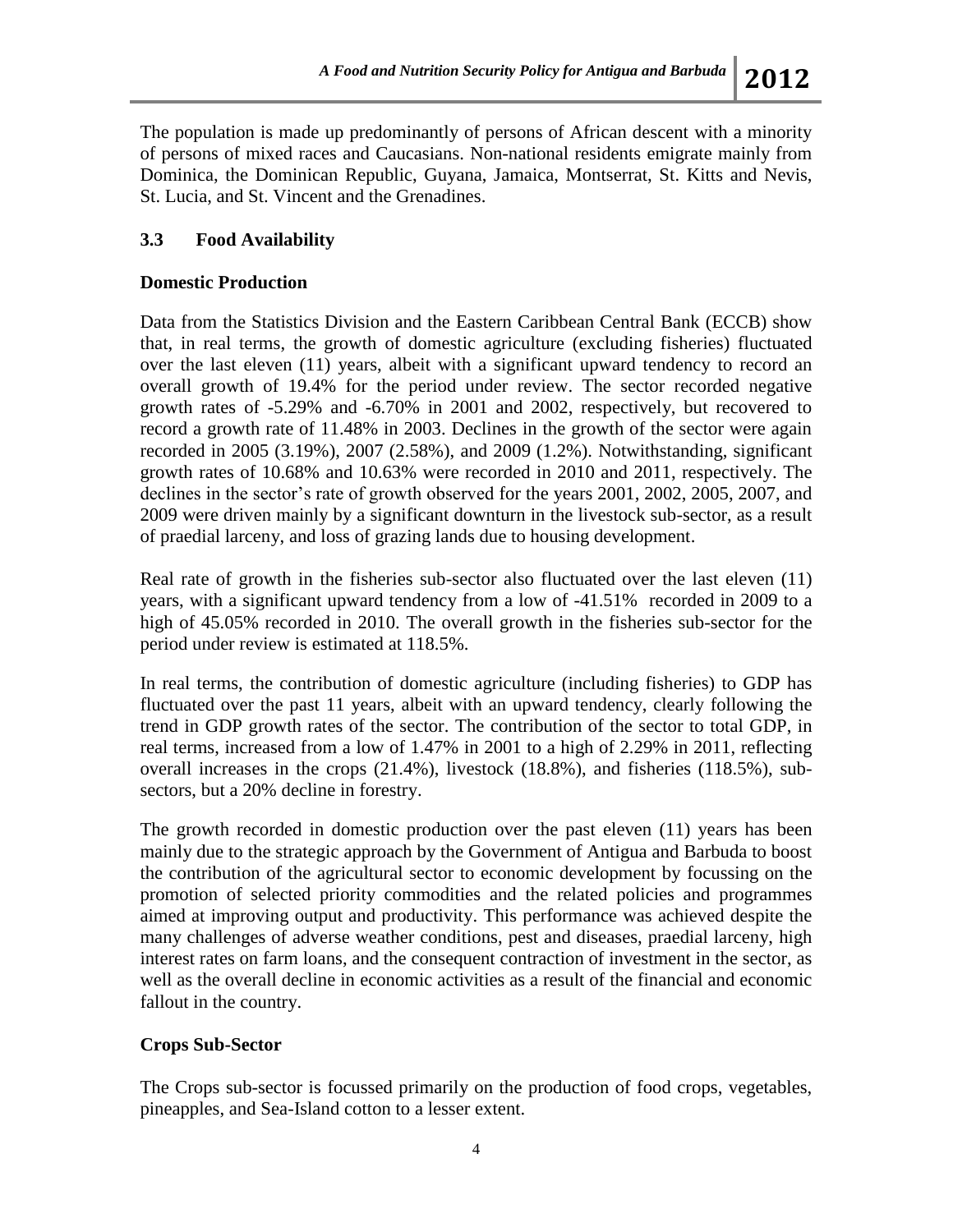The population is made up predominantly of persons of African descent with a minority of persons of mixed races and Caucasians. Non-national residents emigrate mainly from Dominica, the Dominican Republic, Guyana, Jamaica, Montserrat, St. Kitts and Nevis, St. Lucia, and St. Vincent and the Grenadines.

### 3.3 Food Availability

#### Domestic Production

Data from the Statistics Division and the Eastern Caribbean Central Bank (ECCB) show that, in real terms, the growth of domestic agriculture (excluding fisheries) fluctuated over the last eleven (11) years, albeit with a significant upward tendency to record an overall growth of 19.4% for the period under review. The sector recorded negative growth rates of -5.29% and -6.70% in 2001 and 2002, respectively, but recovered to record a growth rate of 11.48% in 2003. Declines in the growth of the sector were again recorded in 2005 (3.19%), 2007 (2.58%), and 2009 (1.2%). Notwithstanding, significant growth rates of 10.68% and 10.63% were recorded in 2010 and 2011, respectively. The declines in the sector's rate of growth observed for the years 2001, 2002, 2005, 2007, and 2009 were driven mainly by a significant downturn in the livestock sub-sector, as a result of praedial larceny, and loss of grazing lands due to housing development.

Real rate of growth in the fisheries sub-sector also fluctuated over the last eleven (11) years, with a significant upward tendency from a low of -41.51% recorded in 2009 to a high of 45.05% recorded in 2010. The overall growth in the fisheries sub-sector for the period under review is estimated at 118.5%.

In real terms, the contribution of domestic agriculture (including fisheries) to GDP has fluctuated over the past 11 years, albeit with an upward tendency, clearly following the trend in GDP growth rates of the sector. The contribution of the sector to total GDP, in real terms, increased from a low of 1.47% in 2001 to a high of 2.29% in 2011, reflecting overall increases in the crops (21.4%), livestock (18.8%), and fisheries (118.5%), sub-sectors, but a 20% decline in forestry.

The growth recorded in domestic production over the past eleven (11) years has been mainly due to the strategic approach by the Government of Antigua and Barbuda to boost the contribution of the agricultural sector to economic development by focussing on the promotion of selected priority commodities and the related policies and programmes aimed at improving output and productivity. This performance was achieved despite the many challenges of adverse weather conditions, pest and diseases, praedial larceny, high interest rates on farm loans, and the consequent contraction of investment in the sector, as well as the overall decline in economic activities as a result of the financial and economic fallout in the country.

#### Crops Sub-Sector

The Crops sub-sector is focussed primarily on the production of food crops, vegetables, pineapples, and Sea-Island cotton to a lesser extent.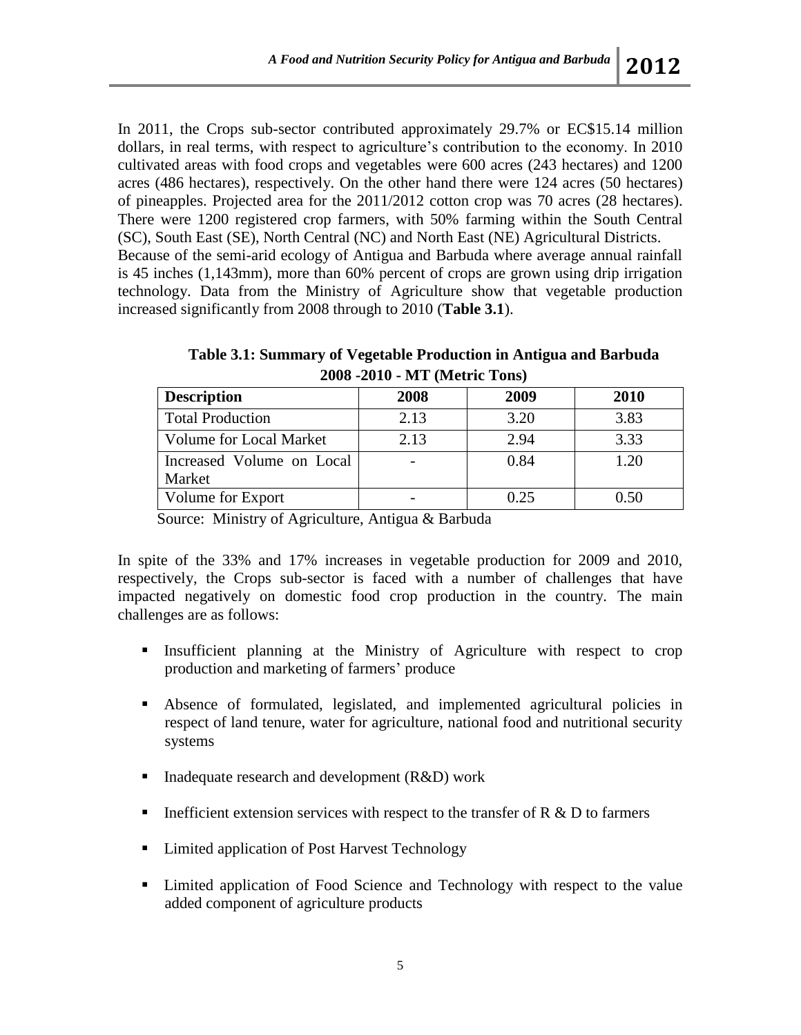In 2011, the Crops sub-sector contributed approximately 29.7% or EC$15.14 million dollars, in real terms, with respect to agriculture's contribution to the economy. In 2010 cultivated areas with food crops and vegetables were 600 acres (243 hectares) and 1200 acres (486 hectares), respectively. On the other hand there were 124 acres (50 hectares) of pineapples. Projected area for the 2011/2012 cotton crop was 70 acres (28 hectares). There were 1200 registered crop farmers, with 50% farming within the South Central (SC), South East (SE), North Central (NC) and North East (NE) Agricultural Districts. Because of the semi-arid ecology of Antigua and Barbuda where average annual rainfall is 45 inches (1,143mm), more than 60% percent of crops are grown using drip irrigation technology. Data from the Ministry of Agriculture show that vegetable production increased significantly from 2008 through to 2010 (**Table 3.1**).

**Table 3.1: Summary of Vegetable Production in Antigua and Barbuda 2008 -2010 - MT (Metric Tons)**

| Description | 2008 | 2009 | 2010 |
|---|---|---|---|
| Total Production | 2.13 | 3.20 | 3.83 |
| Volume for Local Market | 2.13 | 2.94 | 3.33 |
| Increased Volume on Local Market | - | 0.84 | 1.20 |
| Volume for Export | - | 0.25 | 0.50 |

Source: Ministry of Agriculture, Antigua & Barbuda

In spite of the 33% and 17% increases in vegetable production for 2009 and 2010, respectively, the Crops sub-sector is faced with a number of challenges that have impacted negatively on domestic food crop production in the country. The main challenges are as follows:

- Insufficient planning at the Ministry of Agriculture with respect to crop production and marketing of farmers' produce
- Absence of formulated, legislated, and implemented agricultural policies in respect of land tenure, water for agriculture, national food and nutritional security systems
- Inadequate research and development (R&D) work
- Inefficient extension services with respect to the transfer of R & D to farmers
- Limited application of Post Harvest Technology
- Limited application of Food Science and Technology with respect to the value added component of agriculture products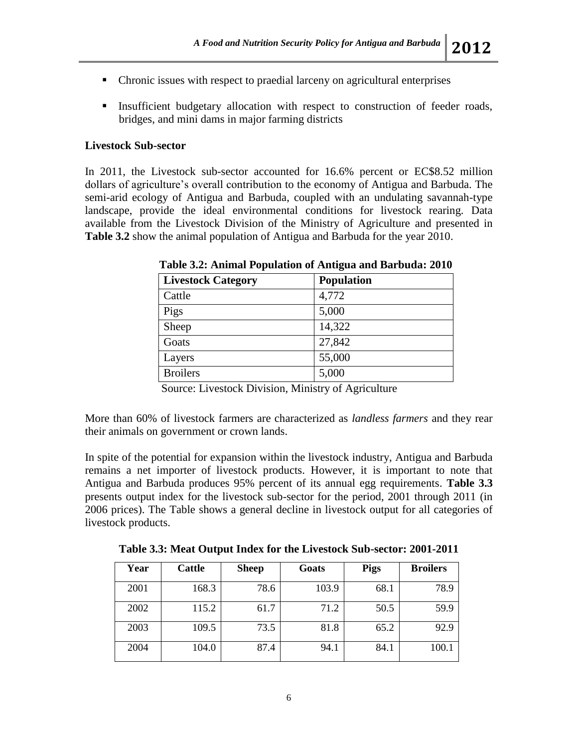- Chronic issues with respect to praedial larceny on agricultural enterprises
- Insufficient budgetary allocation with respect to construction of feeder roads, bridges, and mini dams in major farming districts

**Livestock Sub-sector**

In 2011, the Livestock sub-sector accounted for 16.6% percent or EC$8.52 million dollars of agriculture's overall contribution to the economy of Antigua and Barbuda. The semi-arid ecology of Antigua and Barbuda, coupled with an undulating savannah-type landscape, provide the ideal environmental conditions for livestock rearing. Data available from the Livestock Division of the Ministry of Agriculture and presented in **Table 3.2** show the animal population of Antigua and Barbuda for the year 2010.

**Table 3.2: Animal Population of Antigua and Barbuda: 2010**

| Livestock Category | Population |
|---|---|
| Cattle | 4,772 |
| Pigs | 5,000 |
| Sheep | 14,322 |
| Goats | 27,842 |
| Layers | 55,000 |
| Broilers | 5,000 |

Source: Livestock Division, Ministry of Agriculture

More than 60% of livestock farmers are characterized as *landless farmers* and they rear their animals on government or crown lands.

In spite of the potential for expansion within the livestock industry, Antigua and Barbuda remains a net importer of livestock products. However, it is important to note that Antigua and Barbuda produces 95% percent of its annual egg requirements. **Table 3.3** presents output index for the livestock sub-sector for the period, 2001 through 2011 (in 2006 prices). The Table shows a general decline in livestock output for all categories of livestock products.

**Table 3.3: Meat Output Index for the Livestock Sub-sector: 2001-2011**

| Year | Cattle | Sheep | Goats | Pigs | Broilers |
|---|---|---|---|---|---|
| 2001 | 168.3 | 78.6 | 103.9 | 68.1 | 78.9 |
| 2002 | 115.2 | 61.7 | 71.2 | 50.5 | 59.9 |
| 2003 | 109.5 | 73.5 | 81.8 | 65.2 | 92.9 |
| 2004 | 104.0 | 87.4 | 94.1 | 84.1 | 100.1 |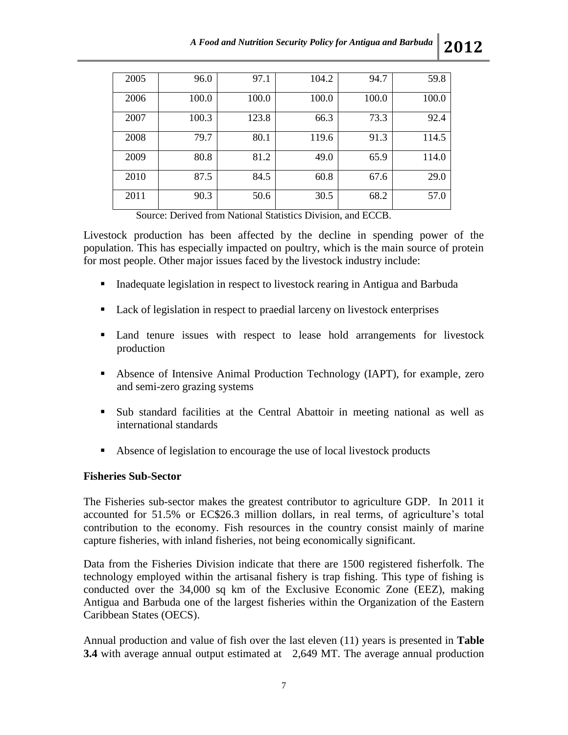| | | | | | |
|---|---|---|---|---|---|
| 2005 | 96.0 | 97.1 | 104.2 | 94.7 | 59.8 |
| 2006 | 100.0 | 100.0 | 100.0 | 100.0 | 100.0 |
| 2007 | 100.3 | 123.8 | 66.3 | 73.3 | 92.4 |
| 2008 | 79.7 | 80.1 | 119.6 | 91.3 | 114.5 |
| 2009 | 80.8 | 81.2 | 49.0 | 65.9 | 114.0 |
| 2010 | 87.5 | 84.5 | 60.8 | 67.6 | 29.0 |
| 2011 | 90.3 | 50.6 | 30.5 | 68.2 | 57.0 |

Source: Derived from National Statistics Division, and ECCB.

Livestock production has been affected by the decline in spending power of the population. This has especially impacted on poultry, which is the main source of protein for most people. Other major issues faced by the livestock industry include:

- Inadequate legislation in respect to livestock rearing in Antigua and Barbuda
- Lack of legislation in respect to praedial larceny on livestock enterprises
- Land tenure issues with respect to lease hold arrangements for livestock production
- Absence of Intensive Animal Production Technology (IAPT), for example, zero and semi-zero grazing systems
- Sub standard facilities at the Central Abattoir in meeting national as well as international standards
- Absence of legislation to encourage the use of local livestock products

**Fisheries Sub-Sector**

The Fisheries sub-sector makes the greatest contributor to agriculture GDP. In 2011 it accounted for 51.5% or EC$26.3 million dollars, in real terms, of agriculture's total contribution to the economy. Fish resources in the country consist mainly of marine capture fisheries, with inland fisheries, not being economically significant.

Data from the Fisheries Division indicate that there are 1500 registered fisherfolk. The technology employed within the artisanal fishery is trap fishing. This type of fishing is conducted over the 34,000 sq km of the Exclusive Economic Zone (EEZ), making Antigua and Barbuda one of the largest fisheries within the Organization of the Eastern Caribbean States (OECS).

Annual production and value of fish over the last eleven (11) years is presented in **Table 3.4** with average annual output estimated at 2,649 MT. The average annual production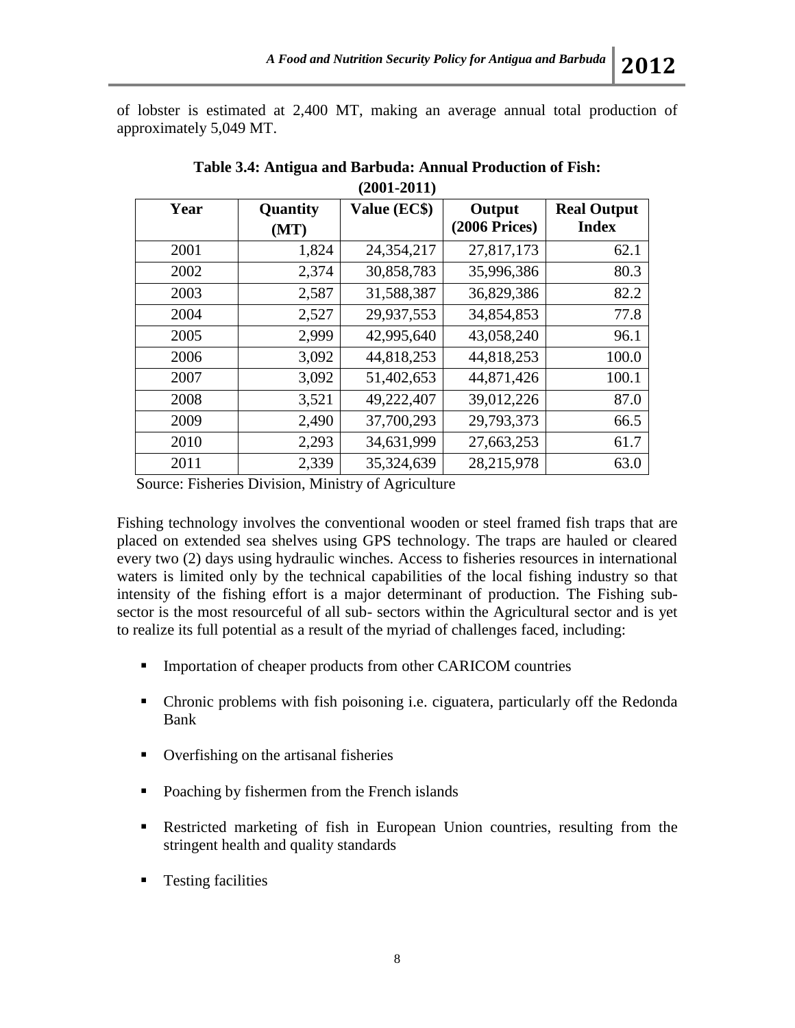of lobster is estimated at 2,400 MT, making an average annual total production of approximately 5,049 MT.

**Table 3.4: Antigua and Barbuda: Annual Production of Fish: (2001-2011)**

| Year | Quantity (MT) | Value (EC$) | Output (2006 Prices) | Real Output Index |
|---|---|---|---|---|
| 2001 | 1,824 | 24,354,217 | 27,817,173 | 62.1 |
| 2002 | 2,374 | 30,858,783 | 35,996,386 | 80.3 |
| 2003 | 2,587 | 31,588,387 | 36,829,386 | 82.2 |
| 2004 | 2,527 | 29,937,553 | 34,854,853 | 77.8 |
| 2005 | 2,999 | 42,995,640 | 43,058,240 | 96.1 |
| 2006 | 3,092 | 44,818,253 | 44,818,253 | 100.0 |
| 2007 | 3,092 | 51,402,653 | 44,871,426 | 100.1 |
| 2008 | 3,521 | 49,222,407 | 39,012,226 | 87.0 |
| 2009 | 2,490 | 37,700,293 | 29,793,373 | 66.5 |
| 2010 | 2,293 | 34,631,999 | 27,663,253 | 61.7 |
| 2011 | 2,339 | 35,324,639 | 28,215,978 | 63.0 |

Source: Fisheries Division, Ministry of Agriculture

Fishing technology involves the conventional wooden or steel framed fish traps that are placed on extended sea shelves using GPS technology. The traps are hauled or cleared every two (2) days using hydraulic winches. Access to fisheries resources in international waters is limited only by the technical capabilities of the local fishing industry so that intensity of the fishing effort is a major determinant of production. The Fishing sub-sector is the most resourceful of all sub- sectors within the Agricultural sector and is yet to realize its full potential as a result of the myriad of challenges faced, including:

- Importation of cheaper products from other CARICOM countries
- Chronic problems with fish poisoning i.e. ciguatera, particularly off the Redonda Bank
- Overfishing on the artisanal fisheries
- Poaching by fishermen from the French islands
- Restricted marketing of fish in European Union countries, resulting from the stringent health and quality standards
- Testing facilities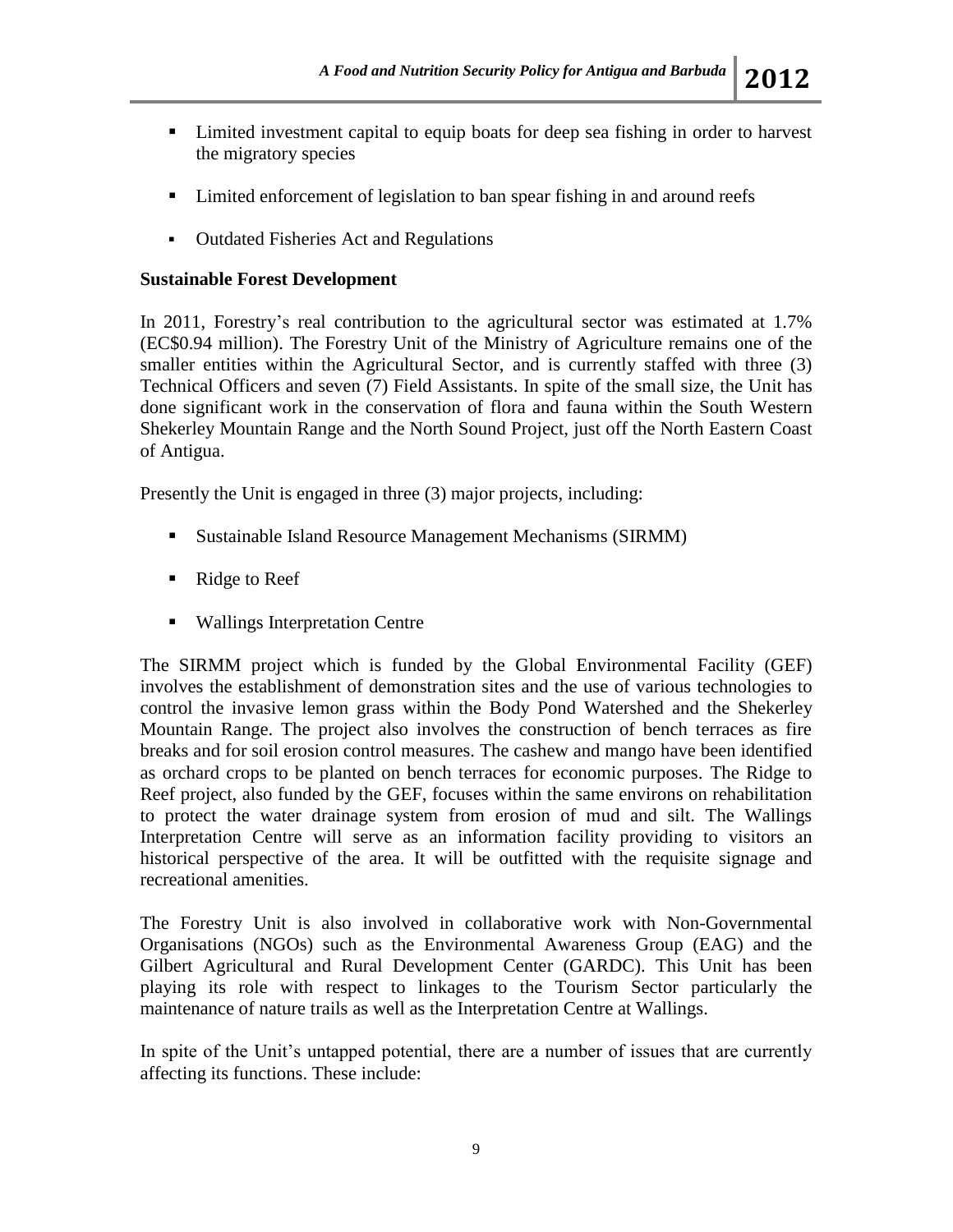- Limited investment capital to equip boats for deep sea fishing in order to harvest the migratory species
- Limited enforcement of legislation to ban spear fishing in and around reefs
- Outdated Fisheries Act and Regulations

**Sustainable Forest Development**

In 2011, Forestry's real contribution to the agricultural sector was estimated at 1.7% (EC$0.94 million). The Forestry Unit of the Ministry of Agriculture remains one of the smaller entities within the Agricultural Sector, and is currently staffed with three (3) Technical Officers and seven (7) Field Assistants. In spite of the small size, the Unit has done significant work in the conservation of flora and fauna within the South Western Shekerley Mountain Range and the North Sound Project, just off the North Eastern Coast of Antigua.

Presently the Unit is engaged in three (3) major projects, including:

- Sustainable Island Resource Management Mechanisms (SIRMM)
- Ridge to Reef
- Wallings Interpretation Centre

The SIRMM project which is funded by the Global Environmental Facility (GEF) involves the establishment of demonstration sites and the use of various technologies to control the invasive lemon grass within the Body Pond Watershed and the Shekerley Mountain Range. The project also involves the construction of bench terraces as fire breaks and for soil erosion control measures. The cashew and mango have been identified as orchard crops to be planted on bench terraces for economic purposes. The Ridge to Reef project, also funded by the GEF, focuses within the same environs on rehabilitation to protect the water drainage system from erosion of mud and silt. The Wallings Interpretation Centre will serve as an information facility providing to visitors an historical perspective of the area. It will be outfitted with the requisite signage and recreational amenities.

The Forestry Unit is also involved in collaborative work with Non-Governmental Organisations (NGOs) such as the Environmental Awareness Group (EAG) and the Gilbert Agricultural and Rural Development Center (GARDC). This Unit has been playing its role with respect to linkages to the Tourism Sector particularly the maintenance of nature trails as well as the Interpretation Centre at Wallings.

In spite of the Unit's untapped potential, there are a number of issues that are currently affecting its functions. These include: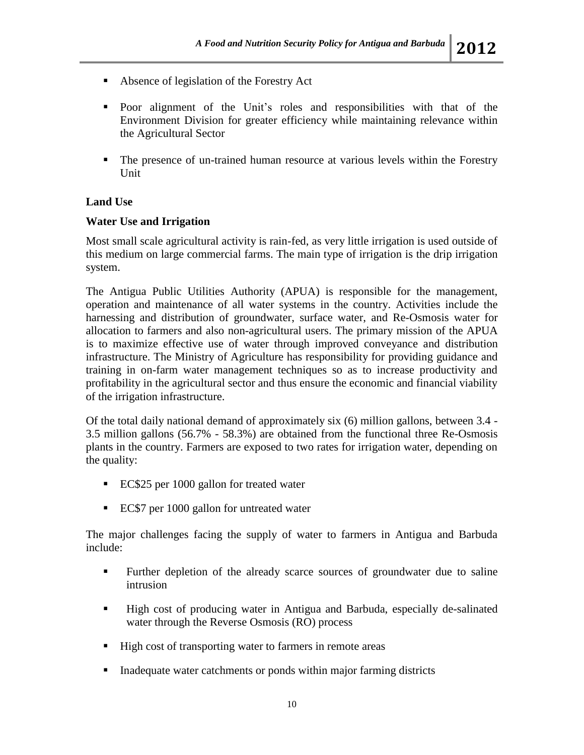- Absence of legislation of the Forestry Act
- Poor alignment of the Unit's roles and responsibilities with that of the Environment Division for greater efficiency while maintaining relevance within the Agricultural Sector
- The presence of un-trained human resource at various levels within the Forestry Unit

**Land Use**

**Water Use and Irrigation**

Most small scale agricultural activity is rain-fed, as very little irrigation is used outside of this medium on large commercial farms. The main type of irrigation is the drip irrigation system.

The Antigua Public Utilities Authority (APUA) is responsible for the management, operation and maintenance of all water systems in the country. Activities include the harnessing and distribution of groundwater, surface water, and Re-Osmosis water for allocation to farmers and also non-agricultural users. The primary mission of the APUA is to maximize effective use of water through improved conveyance and distribution infrastructure. The Ministry of Agriculture has responsibility for providing guidance and training in on-farm water management techniques so as to increase productivity and profitability in the agricultural sector and thus ensure the economic and financial viability of the irrigation infrastructure.

Of the total daily national demand of approximately six (6) million gallons, between 3.4 - 3.5 million gallons (56.7% - 58.3%) are obtained from the functional three Re-Osmosis plants in the country. Farmers are exposed to two rates for irrigation water, depending on the quality:

- EC$25 per 1000 gallon for treated water
- EC$7 per 1000 gallon for untreated water

The major challenges facing the supply of water to farmers in Antigua and Barbuda include:

- Further depletion of the already scarce sources of groundwater due to saline intrusion
- High cost of producing water in Antigua and Barbuda, especially de-salinated water through the Reverse Osmosis (RO) process
- High cost of transporting water to farmers in remote areas
- Inadequate water catchments or ponds within major farming districts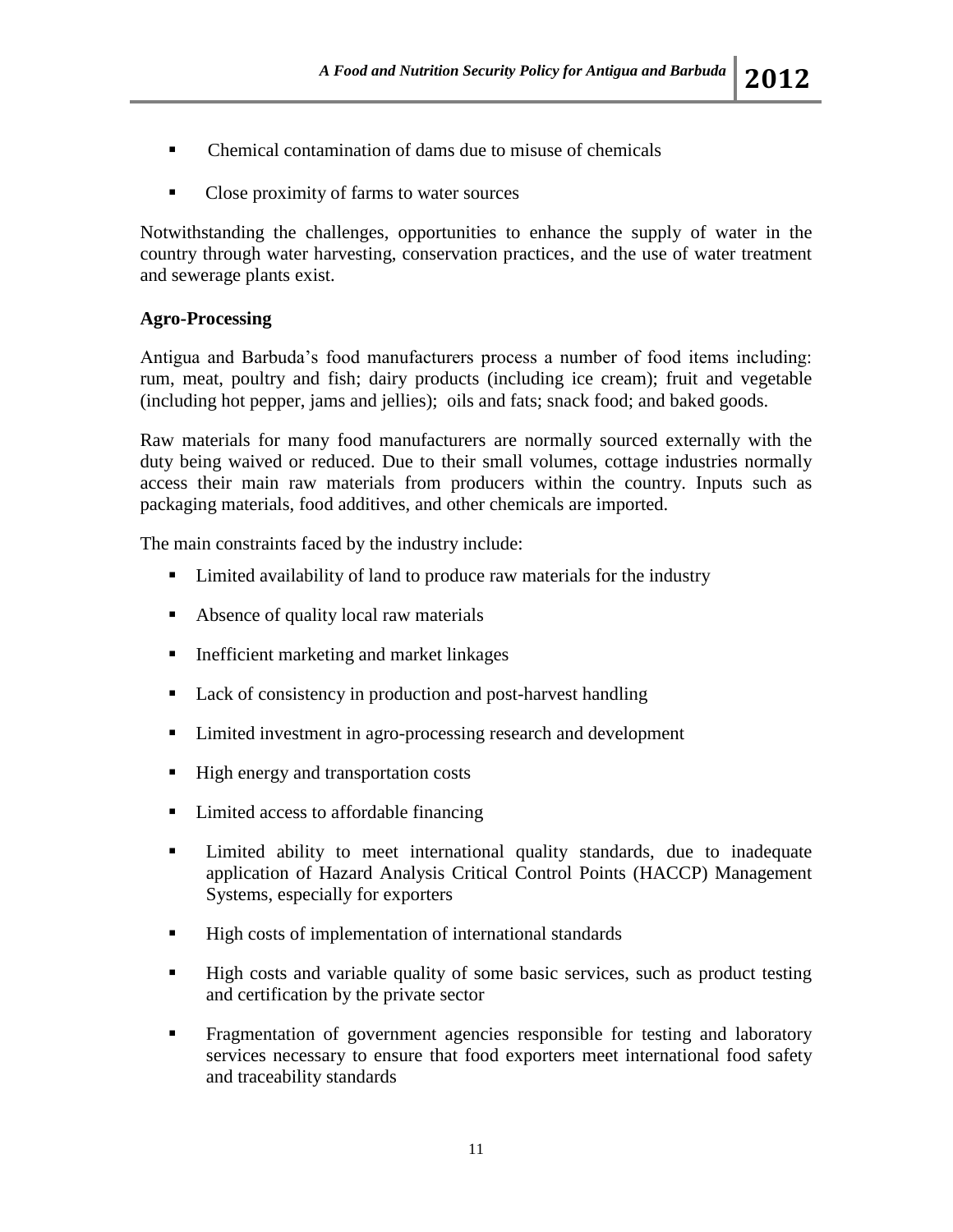- Chemical contamination of dams due to misuse of chemicals
- Close proximity of farms to water sources

Notwithstanding the challenges, opportunities to enhance the supply of water in the country through water harvesting, conservation practices, and the use of water treatment and sewerage plants exist.

**Agro-Processing**

Antigua and Barbuda's food manufacturers process a number of food items including: rum, meat, poultry and fish; dairy products (including ice cream); fruit and vegetable (including hot pepper, jams and jellies); oils and fats; snack food; and baked goods.

Raw materials for many food manufacturers are normally sourced externally with the duty being waived or reduced. Due to their small volumes, cottage industries normally access their main raw materials from producers within the country. Inputs such as packaging materials, food additives, and other chemicals are imported.

The main constraints faced by the industry include:

- Limited availability of land to produce raw materials for the industry
- Absence of quality local raw materials
- Inefficient marketing and market linkages
- Lack of consistency in production and post-harvest handling
- Limited investment in agro-processing research and development
- High energy and transportation costs
- Limited access to affordable financing
- Limited ability to meet international quality standards, due to inadequate application of Hazard Analysis Critical Control Points (HACCP) Management Systems, especially for exporters
- High costs of implementation of international standards
- High costs and variable quality of some basic services, such as product testing and certification by the private sector
- Fragmentation of government agencies responsible for testing and laboratory services necessary to ensure that food exporters meet international food safety and traceability standards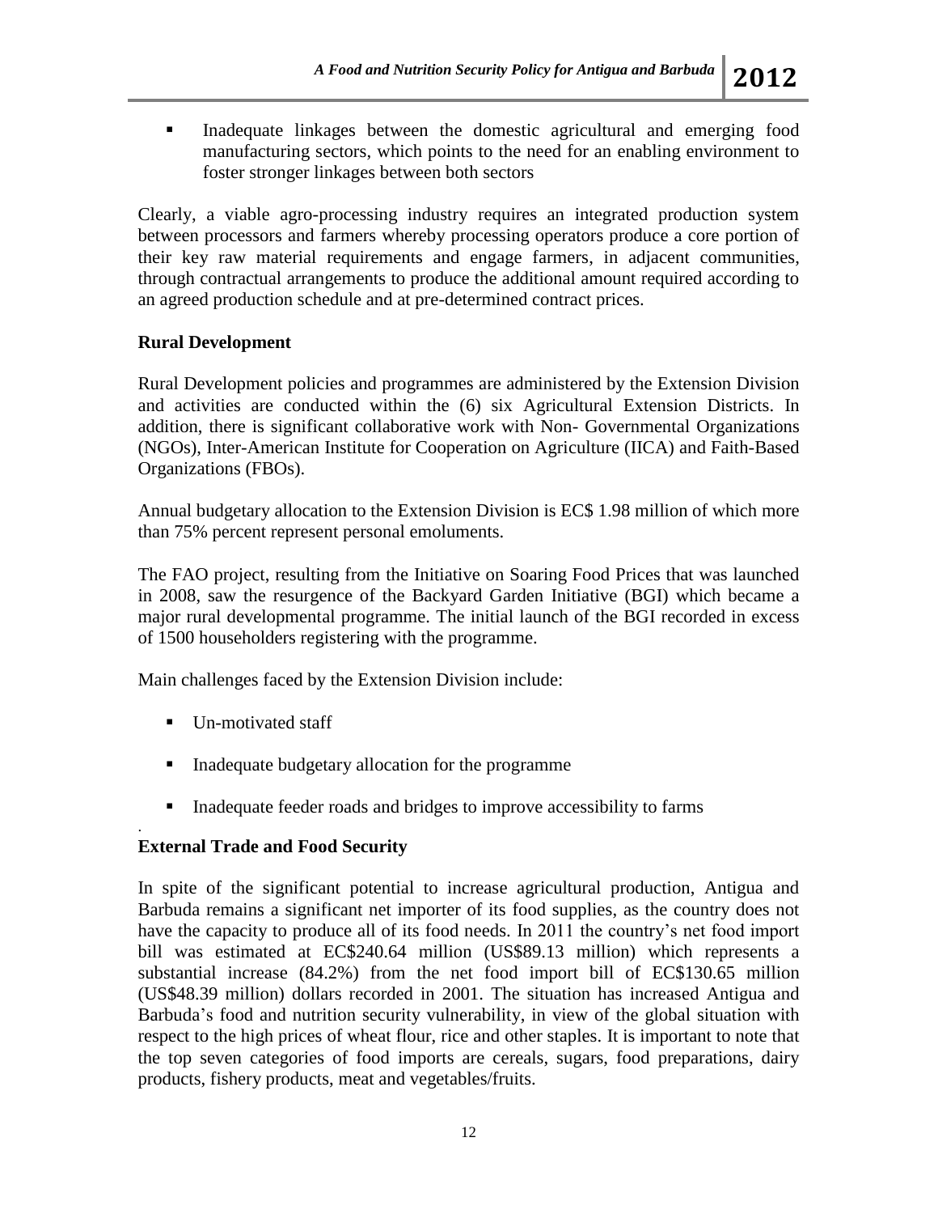- Inadequate linkages between the domestic agricultural and emerging food manufacturing sectors, which points to the need for an enabling environment to foster stronger linkages between both sectors

Clearly, a viable agro-processing industry requires an integrated production system between processors and farmers whereby processing operators produce a core portion of their key raw material requirements and engage farmers, in adjacent communities, through contractual arrangements to produce the additional amount required according to an agreed production schedule and at pre-determined contract prices.

**Rural Development**

Rural Development policies and programmes are administered by the Extension Division and activities are conducted within the (6) six Agricultural Extension Districts. In addition, there is significant collaborative work with Non- Governmental Organizations (NGOs), Inter-American Institute for Cooperation on Agriculture (IICA) and Faith-Based Organizations (FBOs).

Annual budgetary allocation to the Extension Division is EC$ 1.98 million of which more than 75% percent represent personal emoluments.

The FAO project, resulting from the Initiative on Soaring Food Prices that was launched in 2008, saw the resurgence of the Backyard Garden Initiative (BGI) which became a major rural developmental programme. The initial launch of the BGI recorded in excess of 1500 householders registering with the programme.

Main challenges faced by the Extension Division include:

- Un-motivated staff
- Inadequate budgetary allocation for the programme
- Inadequate feeder roads and bridges to improve accessibility to farms

**External Trade and Food Security**

In spite of the significant potential to increase agricultural production, Antigua and Barbuda remains a significant net importer of its food supplies, as the country does not have the capacity to produce all of its food needs. In 2011 the country's net food import bill was estimated at EC$240.64 million (US$89.13 million) which represents a substantial increase (84.2%) from the net food import bill of EC$130.65 million (US$48.39 million) dollars recorded in 2001. The situation has increased Antigua and Barbuda's food and nutrition security vulnerability, in view of the global situation with respect to the high prices of wheat flour, rice and other staples. It is important to note that the top seven categories of food imports are cereals, sugars, food preparations, dairy products, fishery products, meat and vegetables/fruits.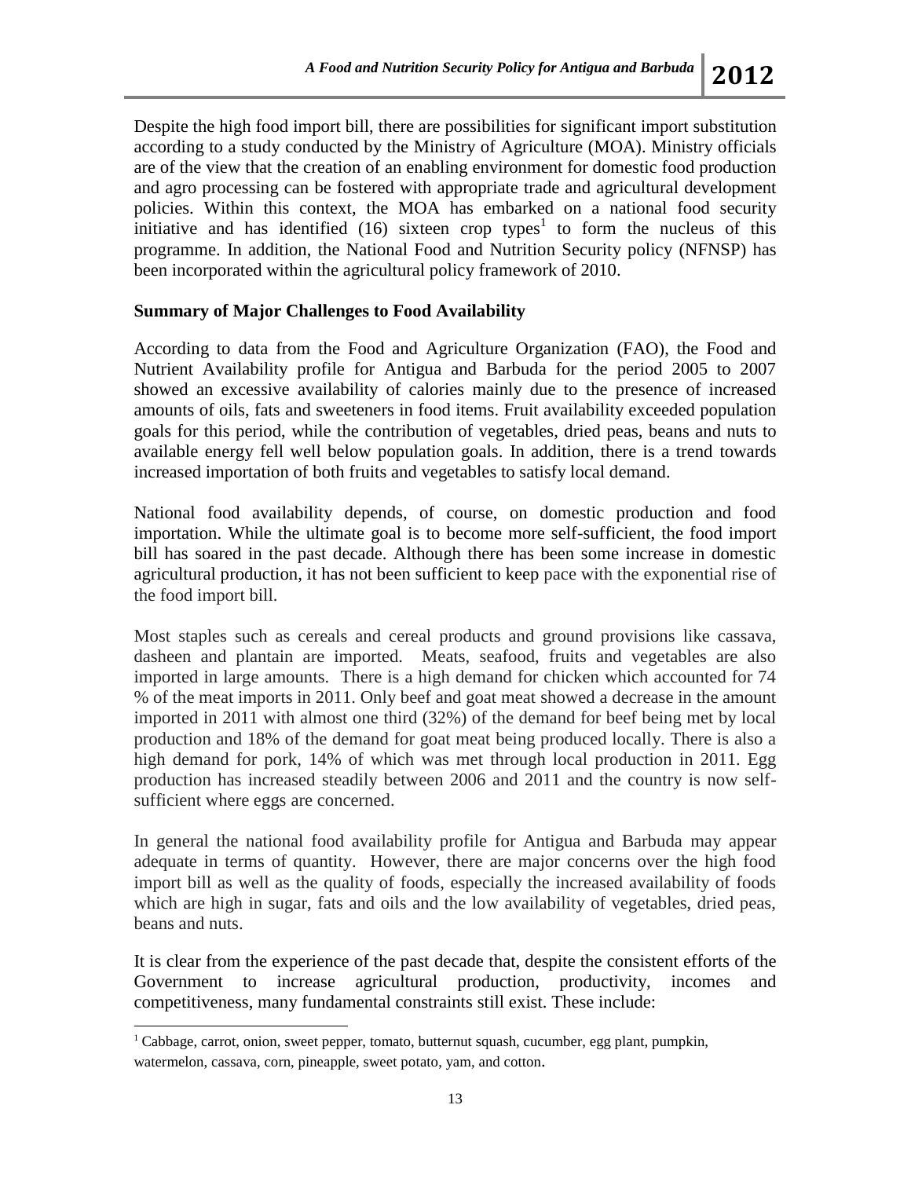Despite the high food import bill, there are possibilities for significant import substitution according to a study conducted by the Ministry of Agriculture (MOA). Ministry officials are of the view that the creation of an enabling environment for domestic food production and agro processing can be fostered with appropriate trade and agricultural development policies. Within this context, the MOA has embarked on a national food security initiative and has identified (16) sixteen crop types[1] to form the nucleus of this programme. In addition, the National Food and Nutrition Security policy (NFNSP) has been incorporated within the agricultural policy framework of 2010.

**Summary of Major Challenges to Food Availability**

According to data from the Food and Agriculture Organization (FAO), the Food and Nutrient Availability profile for Antigua and Barbuda for the period 2005 to 2007 showed an excessive availability of calories mainly due to the presence of increased amounts of oils, fats and sweeteners in food items. Fruit availability exceeded population goals for this period, while the contribution of vegetables, dried peas, beans and nuts to available energy fell well below population goals. In addition, there is a trend towards increased importation of both fruits and vegetables to satisfy local demand.

National food availability depends, of course, on domestic production and food importation. While the ultimate goal is to become more self-sufficient, the food import bill has soared in the past decade. Although there has been some increase in domestic agricultural production, it has not been sufficient to keep pace with the exponential rise of the food import bill.

Most staples such as cereals and cereal products and ground provisions like cassava, dasheen and plantain are imported. Meats, seafood, fruits and vegetables are also imported in large amounts. There is a high demand for chicken which accounted for 74 % of the meat imports in 2011. Only beef and goat meat showed a decrease in the amount imported in 2011 with almost one third (32%) of the demand for beef being met by local production and 18% of the demand for goat meat being produced locally. There is also a high demand for pork, 14% of which was met through local production in 2011. Egg production has increased steadily between 2006 and 2011 and the country is now self-sufficient where eggs are concerned.

In general the national food availability profile for Antigua and Barbuda may appear adequate in terms of quantity. However, there are major concerns over the high food import bill as well as the quality of foods, especially the increased availability of foods which are high in sugar, fats and oils and the low availability of vegetables, dried peas, beans and nuts.

It is clear from the experience of the past decade that, despite the consistent efforts of the Government to increase agricultural production, productivity, incomes and competitiveness, many fundamental constraints still exist. These include:

---

[1] Cabbage, carrot, onion, sweet pepper, tomato, butternut squash, cucumber, egg plant, pumpkin, watermelon, cassava, corn, pineapple, sweet potato, yam, and cotton.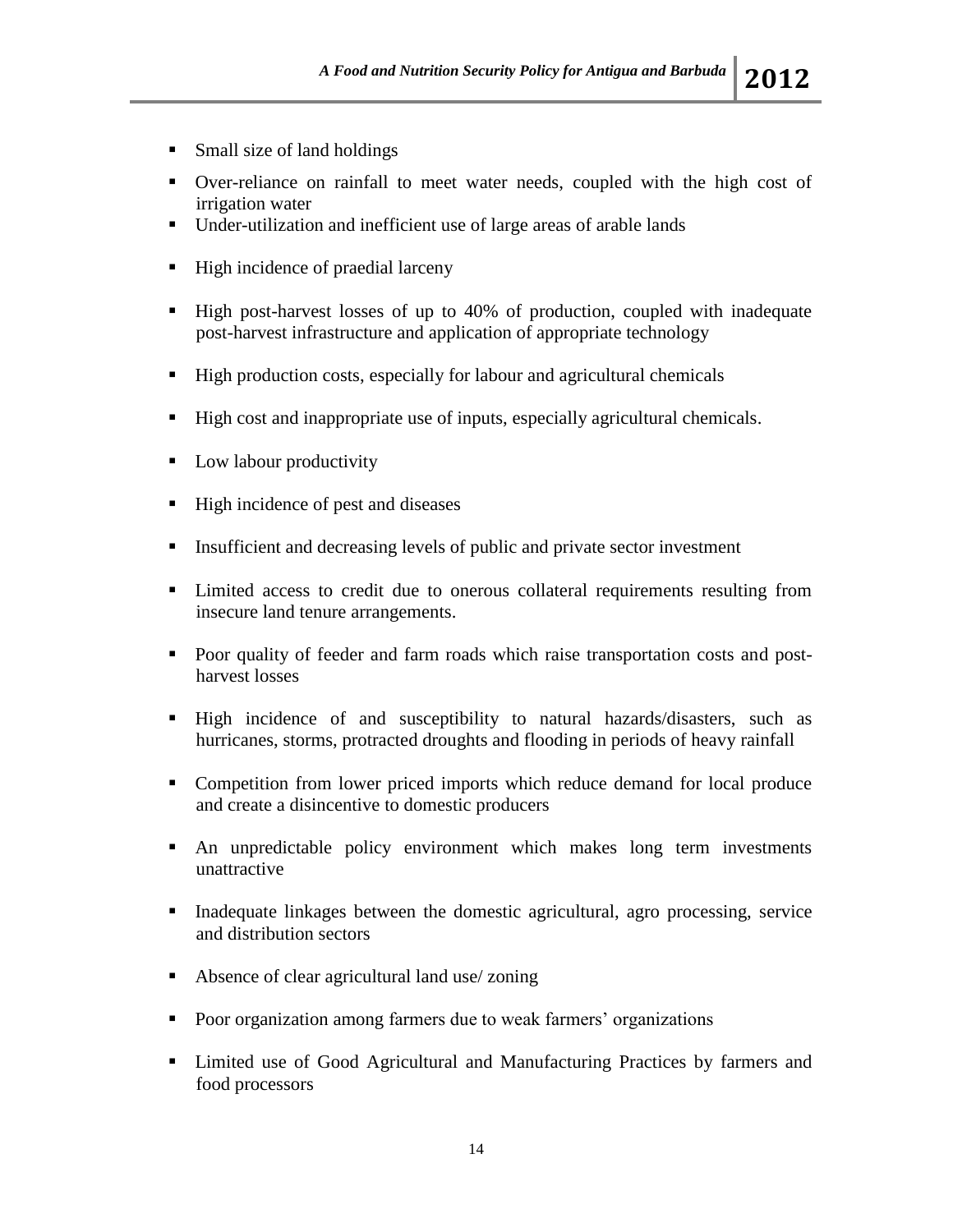- Small size of land holdings
- Over-reliance on rainfall to meet water needs, coupled with the high cost of irrigation water
- Under-utilization and inefficient use of large areas of arable lands
- High incidence of praedial larceny
- High post-harvest losses of up to 40% of production, coupled with inadequate post-harvest infrastructure and application of appropriate technology
- High production costs, especially for labour and agricultural chemicals
- High cost and inappropriate use of inputs, especially agricultural chemicals.
- Low labour productivity
- High incidence of pest and diseases
- Insufficient and decreasing levels of public and private sector investment
- Limited access to credit due to onerous collateral requirements resulting from insecure land tenure arrangements.
- Poor quality of feeder and farm roads which raise transportation costs and post-harvest losses
- High incidence of and susceptibility to natural hazards/disasters, such as hurricanes, storms, protracted droughts and flooding in periods of heavy rainfall
- Competition from lower priced imports which reduce demand for local produce and create a disincentive to domestic producers
- An unpredictable policy environment which makes long term investments unattractive
- Inadequate linkages between the domestic agricultural, agro processing, service and distribution sectors
- Absence of clear agricultural land use/ zoning
- Poor organization among farmers due to weak farmers' organizations
- Limited use of Good Agricultural and Manufacturing Practices by farmers and food processors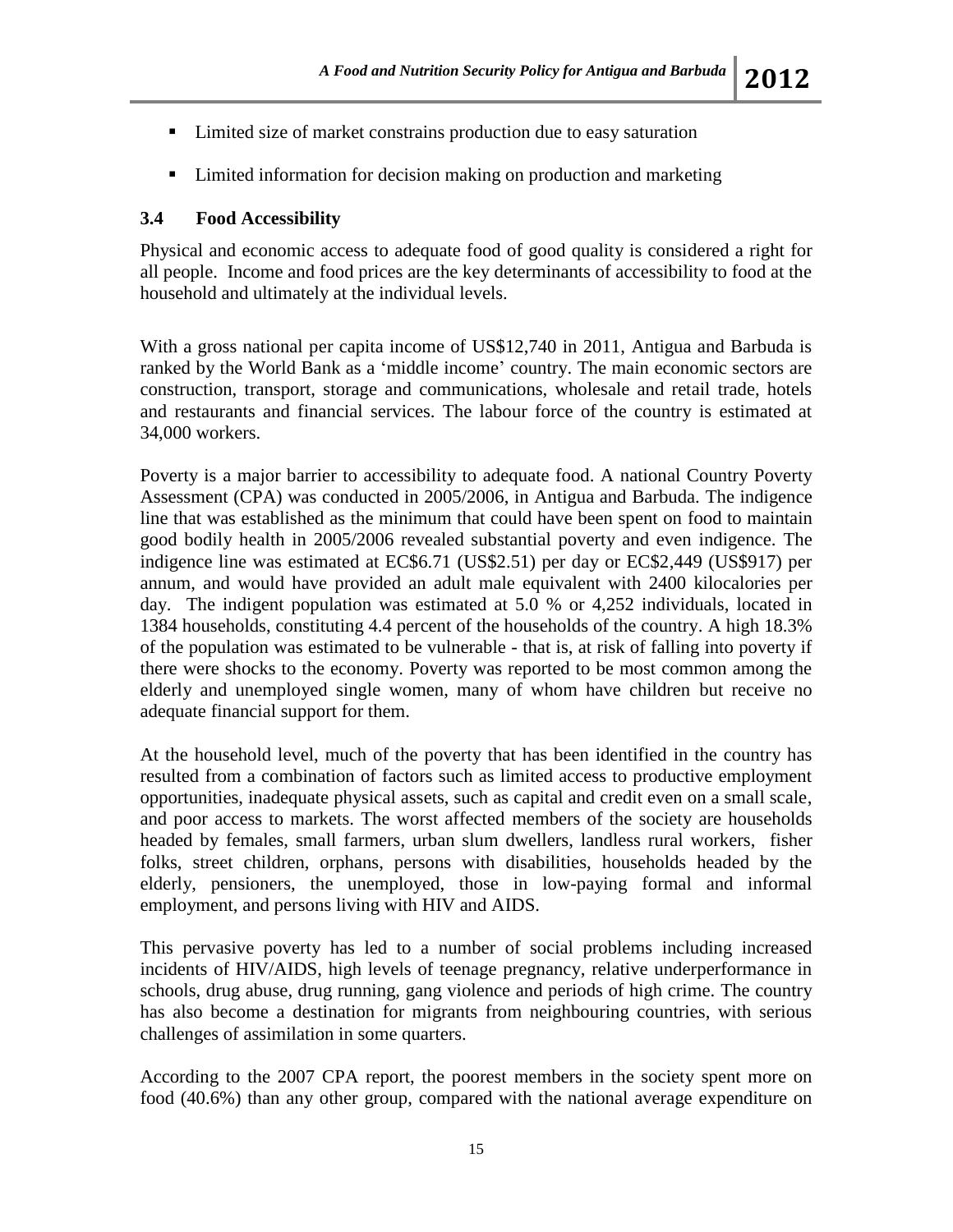- Limited size of market constrains production due to easy saturation
- Limited information for decision making on production and marketing

### 3.4 Food Accessibility

Physical and economic access to adequate food of good quality is considered a right for all people. Income and food prices are the key determinants of accessibility to food at the household and ultimately at the individual levels.

With a gross national per capita income of US$12,740 in 2011, Antigua and Barbuda is ranked by the World Bank as a 'middle income' country. The main economic sectors are construction, transport, storage and communications, wholesale and retail trade, hotels and restaurants and financial services. The labour force of the country is estimated at 34,000 workers.

Poverty is a major barrier to accessibility to adequate food. A national Country Poverty Assessment (CPA) was conducted in 2005/2006, in Antigua and Barbuda. The indigence line that was established as the minimum that could have been spent on food to maintain good bodily health in 2005/2006 revealed substantial poverty and even indigence. The indigence line was estimated at EC$6.71 (US$2.51) per day or EC$2,449 (US$917) per annum, and would have provided an adult male equivalent with 2400 kilocalories per day. The indigent population was estimated at 5.0 % or 4,252 individuals, located in 1384 households, constituting 4.4 percent of the households of the country. A high 18.3% of the population was estimated to be vulnerable - that is, at risk of falling into poverty if there were shocks to the economy. Poverty was reported to be most common among the elderly and unemployed single women, many of whom have children but receive no adequate financial support for them.

At the household level, much of the poverty that has been identified in the country has resulted from a combination of factors such as limited access to productive employment opportunities, inadequate physical assets, such as capital and credit even on a small scale, and poor access to markets. The worst affected members of the society are households headed by females, small farmers, urban slum dwellers, landless rural workers, fisher folks, street children, orphans, persons with disabilities, households headed by the elderly, pensioners, the unemployed, those in low-paying formal and informal employment, and persons living with HIV and AIDS.

This pervasive poverty has led to a number of social problems including increased incidents of HIV/AIDS, high levels of teenage pregnancy, relative underperformance in schools, drug abuse, drug running, gang violence and periods of high crime. The country has also become a destination for migrants from neighbouring countries, with serious challenges of assimilation in some quarters.

According to the 2007 CPA report, the poorest members in the society spent more on food (40.6%) than any other group, compared with the national average expenditure on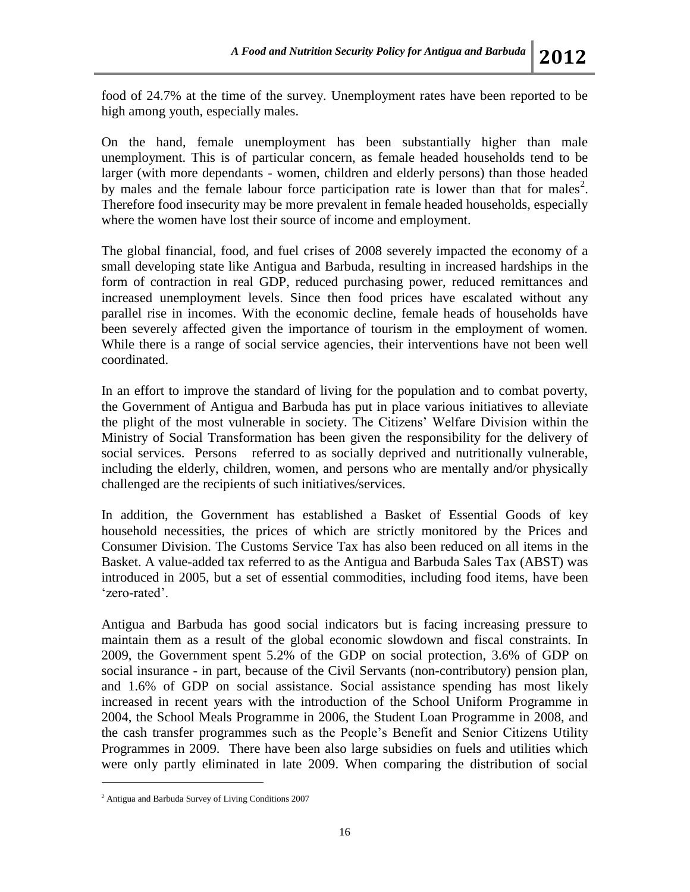food of 24.7% at the time of the survey. Unemployment rates have been reported to be high among youth, especially males.

On the hand, female unemployment has been substantially higher than male unemployment. This is of particular concern, as female headed households tend to be larger (with more dependants - women, children and elderly persons) than those headed by males and the female labour force participation rate is lower than that for males[2]. Therefore food insecurity may be more prevalent in female headed households, especially where the women have lost their source of income and employment.

The global financial, food, and fuel crises of 2008 severely impacted the economy of a small developing state like Antigua and Barbuda, resulting in increased hardships in the form of contraction in real GDP, reduced purchasing power, reduced remittances and increased unemployment levels. Since then food prices have escalated without any parallel rise in incomes. With the economic decline, female heads of households have been severely affected given the importance of tourism in the employment of women. While there is a range of social service agencies, their interventions have not been well coordinated.

In an effort to improve the standard of living for the population and to combat poverty, the Government of Antigua and Barbuda has put in place various initiatives to alleviate the plight of the most vulnerable in society. The Citizens' Welfare Division within the Ministry of Social Transformation has been given the responsibility for the delivery of social services. Persons referred to as socially deprived and nutritionally vulnerable, including the elderly, children, women, and persons who are mentally and/or physically challenged are the recipients of such initiatives/services.

In addition, the Government has established a Basket of Essential Goods of key household necessities, the prices of which are strictly monitored by the Prices and Consumer Division. The Customs Service Tax has also been reduced on all items in the Basket. A value-added tax referred to as the Antigua and Barbuda Sales Tax (ABST) was introduced in 2005, but a set of essential commodities, including food items, have been 'zero-rated'.

Antigua and Barbuda has good social indicators but is facing increasing pressure to maintain them as a result of the global economic slowdown and fiscal constraints. In 2009, the Government spent 5.2% of the GDP on social protection, 3.6% of GDP on social insurance - in part, because of the Civil Servants (non-contributory) pension plan, and 1.6% of GDP on social assistance. Social assistance spending has most likely increased in recent years with the introduction of the School Uniform Programme in 2004, the School Meals Programme in 2006, the Student Loan Programme in 2008, and the cash transfer programmes such as the People's Benefit and Senior Citizens Utility Programmes in 2009. There have been also large subsidies on fuels and utilities which were only partly eliminated in late 2009. When comparing the distribution of social

---

[2] Antigua and Barbuda Survey of Living Conditions 2007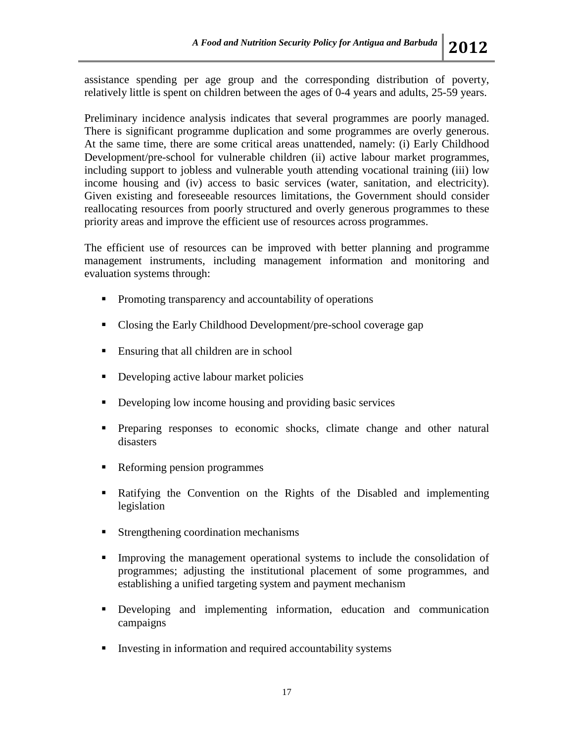assistance spending per age group and the corresponding distribution of poverty, relatively little is spent on children between the ages of 0-4 years and adults, 25-59 years.

Preliminary incidence analysis indicates that several programmes are poorly managed. There is significant programme duplication and some programmes are overly generous. At the same time, there are some critical areas unattended, namely: (i) Early Childhood Development/pre-school for vulnerable children (ii) active labour market programmes, including support to jobless and vulnerable youth attending vocational training (iii) low income housing and (iv) access to basic services (water, sanitation, and electricity). Given existing and foreseeable resources limitations, the Government should consider reallocating resources from poorly structured and overly generous programmes to these priority areas and improve the efficient use of resources across programmes.

The efficient use of resources can be improved with better planning and programme management instruments, including management information and monitoring and evaluation systems through:

- Promoting transparency and accountability of operations
- Closing the Early Childhood Development/pre-school coverage gap
- Ensuring that all children are in school
- Developing active labour market policies
- Developing low income housing and providing basic services
- Preparing responses to economic shocks, climate change and other natural disasters
- Reforming pension programmes
- Ratifying the Convention on the Rights of the Disabled and implementing legislation
- Strengthening coordination mechanisms
- Improving the management operational systems to include the consolidation of programmes; adjusting the institutional placement of some programmes, and establishing a unified targeting system and payment mechanism
- Developing and implementing information, education and communication campaigns
- Investing in information and required accountability systems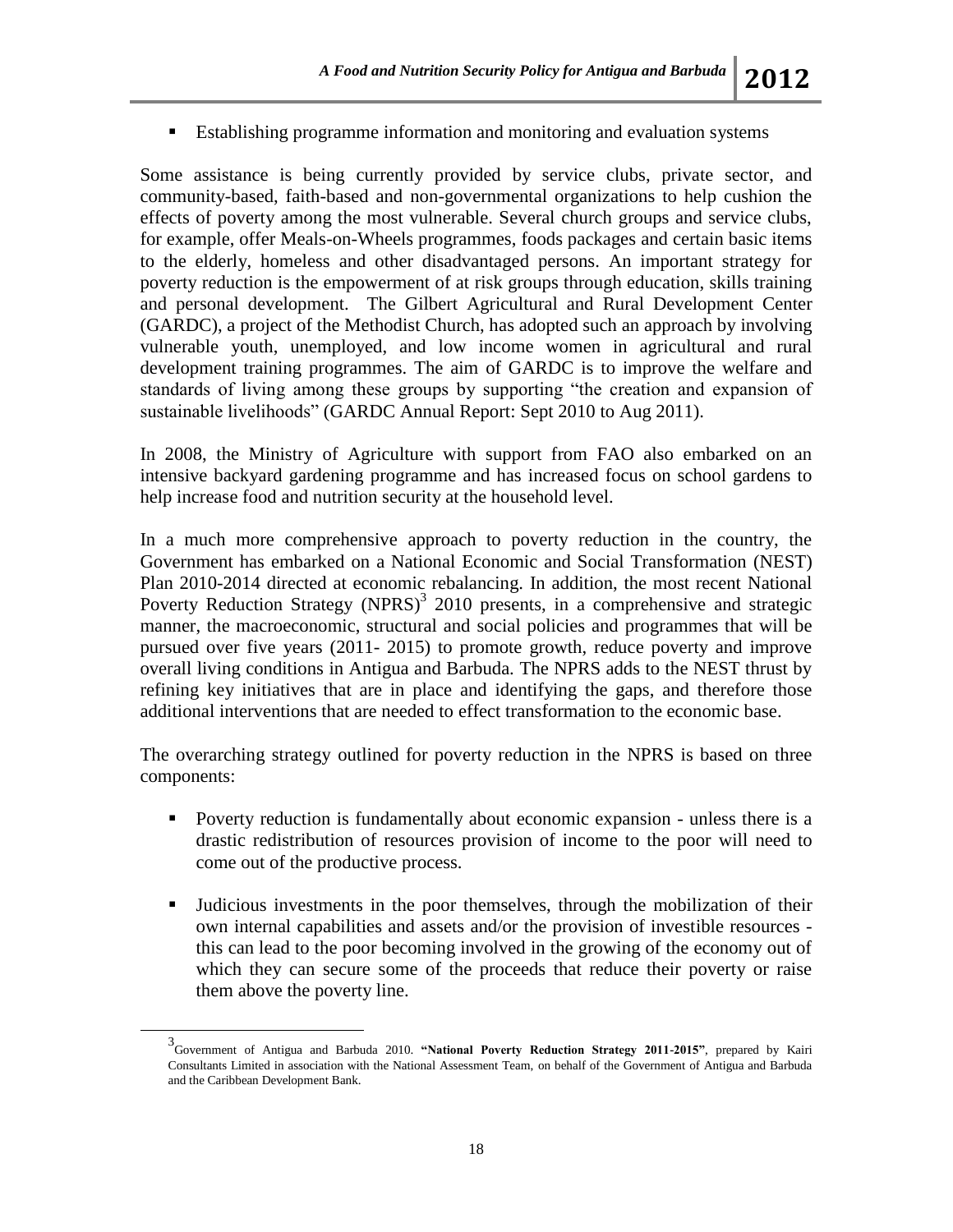- Establishing programme information and monitoring and evaluation systems

Some assistance is being currently provided by service clubs, private sector, and community-based, faith-based and non-governmental organizations to help cushion the effects of poverty among the most vulnerable. Several church groups and service clubs, for example, offer Meals-on-Wheels programmes, foods packages and certain basic items to the elderly, homeless and other disadvantaged persons. An important strategy for poverty reduction is the empowerment of at risk groups through education, skills training and personal development. The Gilbert Agricultural and Rural Development Center (GARDC), a project of the Methodist Church, has adopted such an approach by involving vulnerable youth, unemployed, and low income women in agricultural and rural development training programmes. The aim of GARDC is to improve the welfare and standards of living among these groups by supporting "the creation and expansion of sustainable livelihoods" (GARDC Annual Report: Sept 2010 to Aug 2011).

In 2008, the Ministry of Agriculture with support from FAO also embarked on an intensive backyard gardening programme and has increased focus on school gardens to help increase food and nutrition security at the household level.

In a much more comprehensive approach to poverty reduction in the country, the Government has embarked on a National Economic and Social Transformation (NEST) Plan 2010-2014 directed at economic rebalancing. In addition, the most recent National Poverty Reduction Strategy (NPRS)[3] 2010 presents, in a comprehensive and strategic manner, the macroeconomic, structural and social policies and programmes that will be pursued over five years (2011- 2015) to promote growth, reduce poverty and improve overall living conditions in Antigua and Barbuda. The NPRS adds to the NEST thrust by refining key initiatives that are in place and identifying the gaps, and therefore those additional interventions that are needed to effect transformation to the economic base.

The overarching strategy outlined for poverty reduction in the NPRS is based on three components:

- Poverty reduction is fundamentally about economic expansion - unless there is a drastic redistribution of resources provision of income to the poor will need to come out of the productive process.
- Judicious investments in the poor themselves, through the mobilization of their own internal capabilities and assets and/or the provision of investible resources - this can lead to the poor becoming involved in the growing of the economy out of which they can secure some of the proceeds that reduce their poverty or raise them above the poverty line.

[3] Government of Antigua and Barbuda 2010. **"National Poverty Reduction Strategy 2011-2015"**, prepared by Kairi Consultants Limited in association with the National Assessment Team, on behalf of the Government of Antigua and Barbuda and the Caribbean Development Bank.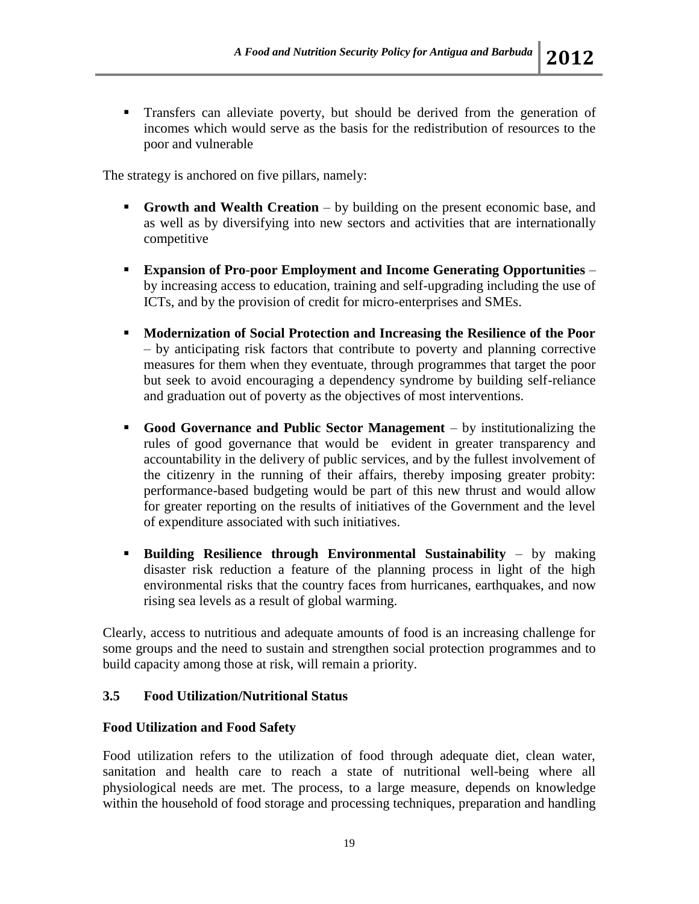- Transfers can alleviate poverty, but should be derived from the generation of incomes which would serve as the basis for the redistribution of resources to the poor and vulnerable

The strategy is anchored on five pillars, namely:

- **Growth and Wealth Creation** – by building on the present economic base, and as well as by diversifying into new sectors and activities that are internationally competitive
- **Expansion of Pro-poor Employment and Income Generating Opportunities** – by increasing access to education, training and self-upgrading including the use of ICTs, and by the provision of credit for micro-enterprises and SMEs.
- **Modernization of Social Protection and Increasing the Resilience of the Poor** – by anticipating risk factors that contribute to poverty and planning corrective measures for them when they eventuate, through programmes that target the poor but seek to avoid encouraging a dependency syndrome by building self-reliance and graduation out of poverty as the objectives of most interventions.
- **Good Governance and Public Sector Management** – by institutionalizing the rules of good governance that would be evident in greater transparency and accountability in the delivery of public services, and by the fullest involvement of the citizenry in the running of their affairs, thereby imposing greater probity: performance-based budgeting would be part of this new thrust and would allow for greater reporting on the results of initiatives of the Government and the level of expenditure associated with such initiatives.
- **Building Resilience through Environmental Sustainability** – by making disaster risk reduction a feature of the planning process in light of the high environmental risks that the country faces from hurricanes, earthquakes, and now rising sea levels as a result of global warming.

Clearly, access to nutritious and adequate amounts of food is an increasing challenge for some groups and the need to sustain and strengthen social protection programmes and to build capacity among those at risk, will remain a priority.

### 3.5 Food Utilization/Nutritional Status

**Food Utilization and Food Safety**

Food utilization refers to the utilization of food through adequate diet, clean water, sanitation and health care to reach a state of nutritional well-being where all physiological needs are met. The process, to a large measure, depends on knowledge within the household of food storage and processing techniques, preparation and handling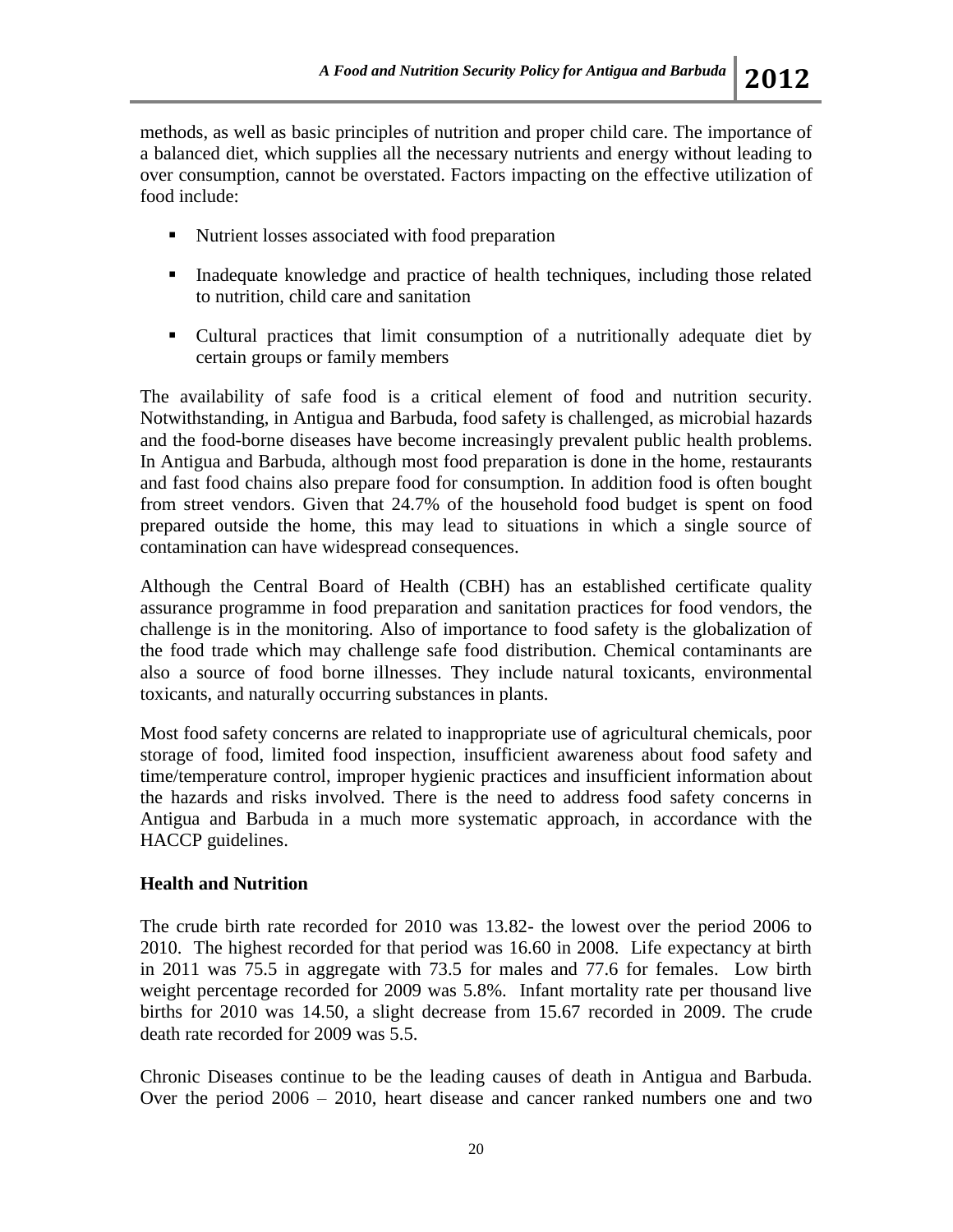methods, as well as basic principles of nutrition and proper child care. The importance of a balanced diet, which supplies all the necessary nutrients and energy without leading to over consumption, cannot be overstated. Factors impacting on the effective utilization of food include:

- Nutrient losses associated with food preparation
- Inadequate knowledge and practice of health techniques, including those related to nutrition, child care and sanitation
- Cultural practices that limit consumption of a nutritionally adequate diet by certain groups or family members

The availability of safe food is a critical element of food and nutrition security. Notwithstanding, in Antigua and Barbuda, food safety is challenged, as microbial hazards and the food-borne diseases have become increasingly prevalent public health problems. In Antigua and Barbuda, although most food preparation is done in the home, restaurants and fast food chains also prepare food for consumption. In addition food is often bought from street vendors. Given that 24.7% of the household food budget is spent on food prepared outside the home, this may lead to situations in which a single source of contamination can have widespread consequences.

Although the Central Board of Health (CBH) has an established certificate quality assurance programme in food preparation and sanitation practices for food vendors, the challenge is in the monitoring. Also of importance to food safety is the globalization of the food trade which may challenge safe food distribution. Chemical contaminants are also a source of food borne illnesses. They include natural toxicants, environmental toxicants, and naturally occurring substances in plants.

Most food safety concerns are related to inappropriate use of agricultural chemicals, poor storage of food, limited food inspection, insufficient awareness about food safety and time/temperature control, improper hygienic practices and insufficient information about the hazards and risks involved. There is the need to address food safety concerns in Antigua and Barbuda in a much more systematic approach, in accordance with the HACCP guidelines.

### Health and Nutrition

The crude birth rate recorded for 2010 was 13.82- the lowest over the period 2006 to 2010. The highest recorded for that period was 16.60 in 2008. Life expectancy at birth in 2011 was 75.5 in aggregate with 73.5 for males and 77.6 for females. Low birth weight percentage recorded for 2009 was 5.8%. Infant mortality rate per thousand live births for 2010 was 14.50, a slight decrease from 15.67 recorded in 2009. The crude death rate recorded for 2009 was 5.5.

Chronic Diseases continue to be the leading causes of death in Antigua and Barbuda. Over the period 2006 – 2010, heart disease and cancer ranked numbers one and two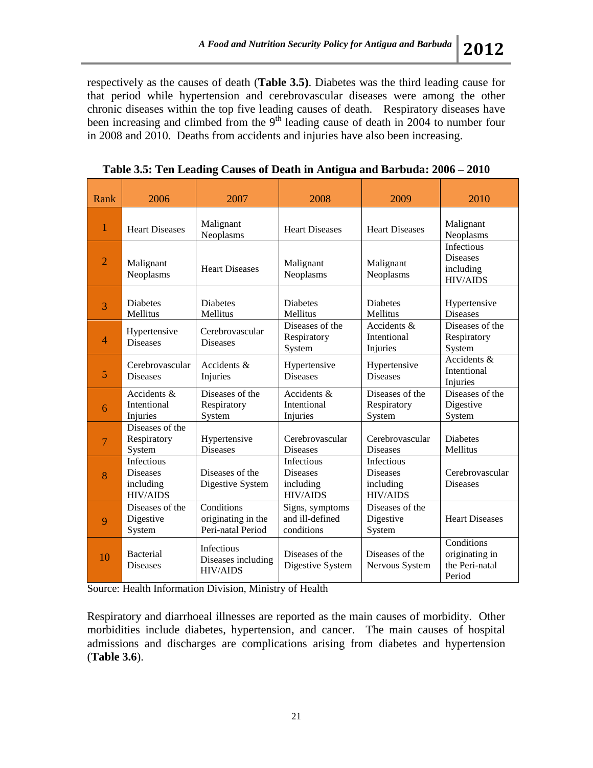respectively as the causes of death (**Table 3.5)**. Diabetes was the third leading cause for that period while hypertension and cerebrovascular diseases were among the other chronic diseases within the top five leading causes of death. Respiratory diseases have been increasing and climbed from the 9th leading cause of death in 2004 to number four in 2008 and 2010. Deaths from accidents and injuries have also been increasing.

**Table 3.5: Ten Leading Causes of Death in Antigua and Barbuda: 2006 – 2010**

| Rank | 2006 | 2007 | 2008 | 2009 | 2010 |
|---|---|---|---|---|---|
| 1 | Heart Diseases | Malignant Neoplasms | Heart Diseases | Heart Diseases | Malignant Neoplasms |
| 2 | Malignant Neoplasms | Heart Diseases | Malignant Neoplasms | Malignant Neoplasms | Infectious Diseases including HIV/AIDS |
| 3 | Diabetes Mellitus | Diabetes Mellitus | Diabetes Mellitus | Diabetes Mellitus | Hypertensive Diseases |
| 4 | Hypertensive Diseases | Cerebrovascular Diseases | Diseases of the Respiratory System | Accidents & Intentional Injuries | Diseases of the Respiratory System |
| 5 | Cerebrovascular Diseases | Accidents & Injuries | Hypertensive Diseases | Hypertensive Diseases | Accidents & Intentional Injuries |
| 6 | Accidents & Intentional Injuries | Diseases of the Respiratory System | Accidents & Intentional Injuries | Diseases of the Respiratory System | Diseases of the Digestive System |
| 7 | Diseases of the Respiratory System | Hypertensive Diseases | Cerebrovascular Diseases | Cerebrovascular Diseases | Diabetes Mellitus |
| 8 | Infectious Diseases including HIV/AIDS | Diseases of the Digestive System | Infectious Diseases including HIV/AIDS | Infectious Diseases including HIV/AIDS | Cerebrovascular Diseases |
| 9 | Diseases of the Digestive System | Conditions originating in the Peri-natal Period | Signs, symptoms and ill-defined conditions | Diseases of the Digestive System | Heart Diseases |
| 10 | Bacterial Diseases | Infectious Diseases including HIV/AIDS | Diseases of the Digestive System | Diseases of the Nervous System | Conditions originating in the Peri-natal Period |

Source: Health Information Division, Ministry of Health

Respiratory and diarrhoeal illnesses are reported as the main causes of morbidity. Other morbidities include diabetes, hypertension, and cancer. The main causes of hospital admissions and discharges are complications arising from diabetes and hypertension (**Table 3.6**).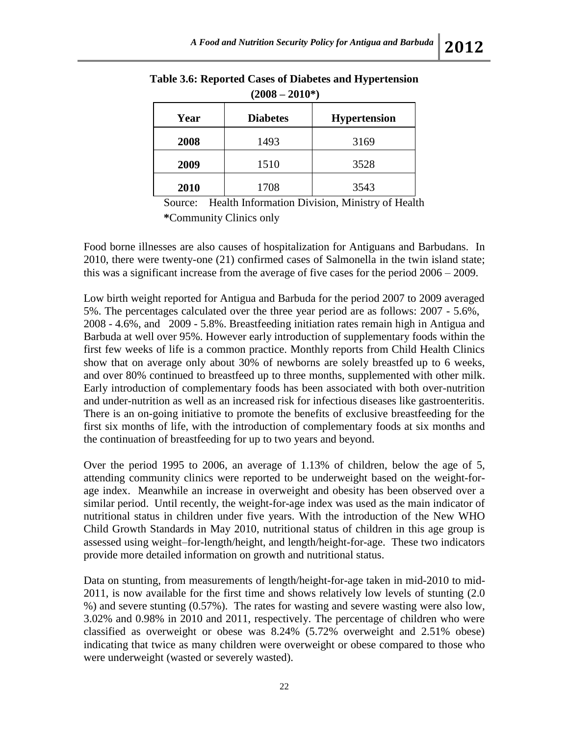**Table 3.6: Reported Cases of Diabetes and Hypertension (2008 – 2010*)**

| Year | Diabetes | Hypertension |
|---|---|---|
| **2008** | 1493 | 3169 |
| **2009** | 1510 | 3528 |
| **2010** | 1708 | 3543 |

Source: Health Information Division, Ministry of Health
*Community Clinics only

Food borne illnesses are also causes of hospitalization for Antiguans and Barbudans. In 2010, there were twenty-one (21) confirmed cases of Salmonella in the twin island state; this was a significant increase from the average of five cases for the period 2006 – 2009.

Low birth weight reported for Antigua and Barbuda for the period 2007 to 2009 averaged 5%. The percentages calculated over the three year period are as follows: 2007 - 5.6%, 2008 - 4.6%, and 2009 - 5.8%. Breastfeeding initiation rates remain high in Antigua and Barbuda at well over 95%. However early introduction of supplementary foods within the first few weeks of life is a common practice. Monthly reports from Child Health Clinics show that on average only about 30% of newborns are solely breastfed up to 6 weeks, and over 80% continued to breastfeed up to three months, supplemented with other milk. Early introduction of complementary foods has been associated with both over-nutrition and under-nutrition as well as an increased risk for infectious diseases like gastroenteritis. There is an on-going initiative to promote the benefits of exclusive breastfeeding for the first six months of life, with the introduction of complementary foods at six months and the continuation of breastfeeding for up to two years and beyond.

Over the period 1995 to 2006, an average of 1.13% of children, below the age of 5, attending community clinics were reported to be underweight based on the weight-for-age index. Meanwhile an increase in overweight and obesity has been observed over a similar period. Until recently, the weight-for-age index was used as the main indicator of nutritional status in children under five years. With the introduction of the New WHO Child Growth Standards in May 2010, nutritional status of children in this age group is assessed using weight–for-length/height, and length/height-for-age. These two indicators provide more detailed information on growth and nutritional status.

Data on stunting, from measurements of length/height-for-age taken in mid-2010 to mid-2011, is now available for the first time and shows relatively low levels of stunting (2.0 %) and severe stunting (0.57%). The rates for wasting and severe wasting were also low, 3.02% and 0.98% in 2010 and 2011, respectively. The percentage of children who were classified as overweight or obese was 8.24% (5.72% overweight and 2.51% obese) indicating that twice as many children were overweight or obese compared to those who were underweight (wasted or severely wasted).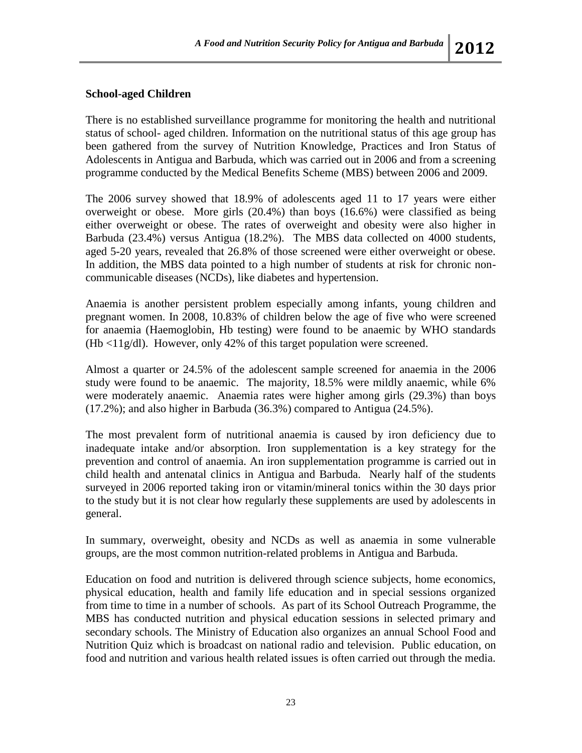### School-aged Children

There is no established surveillance programme for monitoring the health and nutritional status of school- aged children. Information on the nutritional status of this age group has been gathered from the survey of Nutrition Knowledge, Practices and Iron Status of Adolescents in Antigua and Barbuda, which was carried out in 2006 and from a screening programme conducted by the Medical Benefits Scheme (MBS) between 2006 and 2009.

The 2006 survey showed that 18.9% of adolescents aged 11 to 17 years were either overweight or obese. More girls (20.4%) than boys (16.6%) were classified as being either overweight or obese. The rates of overweight and obesity were also higher in Barbuda (23.4%) versus Antigua (18.2%). The MBS data collected on 4000 students, aged 5-20 years, revealed that 26.8% of those screened were either overweight or obese. In addition, the MBS data pointed to a high number of students at risk for chronic non-communicable diseases (NCDs), like diabetes and hypertension.

Anaemia is another persistent problem especially among infants, young children and pregnant women. In 2008, 10.83% of children below the age of five who were screened for anaemia (Haemoglobin, Hb testing) were found to be anaemic by WHO standards (Hb <11g/dl). However, only 42% of this target population were screened.

Almost a quarter or 24.5% of the adolescent sample screened for anaemia in the 2006 study were found to be anaemic. The majority, 18.5% were mildly anaemic, while 6% were moderately anaemic. Anaemia rates were higher among girls (29.3%) than boys (17.2%); and also higher in Barbuda (36.3%) compared to Antigua (24.5%).

The most prevalent form of nutritional anaemia is caused by iron deficiency due to inadequate intake and/or absorption. Iron supplementation is a key strategy for the prevention and control of anaemia. An iron supplementation programme is carried out in child health and antenatal clinics in Antigua and Barbuda. Nearly half of the students surveyed in 2006 reported taking iron or vitamin/mineral tonics within the 30 days prior to the study but it is not clear how regularly these supplements are used by adolescents in general.

In summary, overweight, obesity and NCDs as well as anaemia in some vulnerable groups, are the most common nutrition-related problems in Antigua and Barbuda.

Education on food and nutrition is delivered through science subjects, home economics, physical education, health and family life education and in special sessions organized from time to time in a number of schools. As part of its School Outreach Programme, the MBS has conducted nutrition and physical education sessions in selected primary and secondary schools. The Ministry of Education also organizes an annual School Food and Nutrition Quiz which is broadcast on national radio and television. Public education, on food and nutrition and various health related issues is often carried out through the media.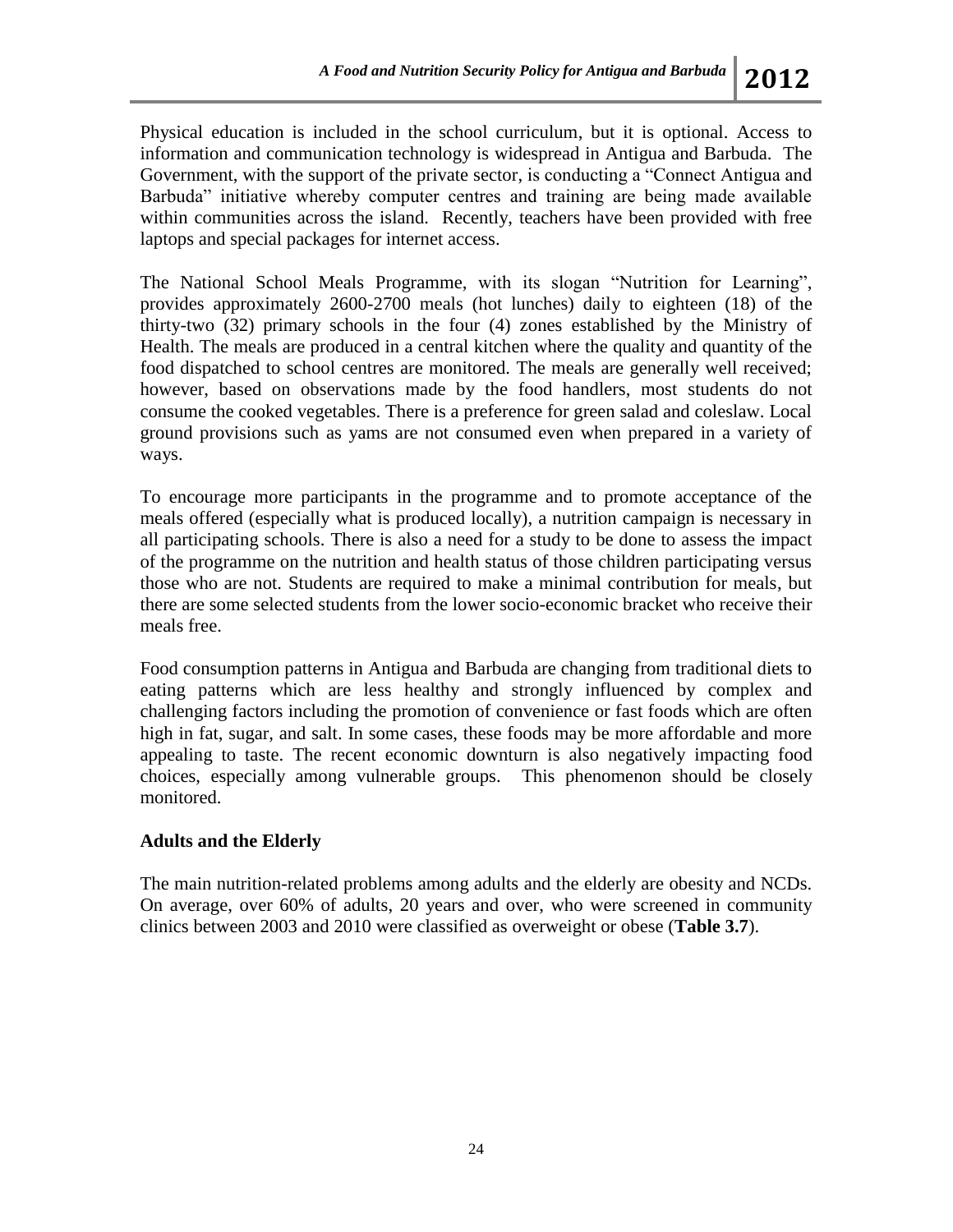Physical education is included in the school curriculum, but it is optional. Access to information and communication technology is widespread in Antigua and Barbuda. The Government, with the support of the private sector, is conducting a "Connect Antigua and Barbuda" initiative whereby computer centres and training are being made available within communities across the island. Recently, teachers have been provided with free laptops and special packages for internet access.

The National School Meals Programme, with its slogan "Nutrition for Learning", provides approximately 2600-2700 meals (hot lunches) daily to eighteen (18) of the thirty-two (32) primary schools in the four (4) zones established by the Ministry of Health. The meals are produced in a central kitchen where the quality and quantity of the food dispatched to school centres are monitored. The meals are generally well received; however, based on observations made by the food handlers, most students do not consume the cooked vegetables. There is a preference for green salad and coleslaw. Local ground provisions such as yams are not consumed even when prepared in a variety of ways.

To encourage more participants in the programme and to promote acceptance of the meals offered (especially what is produced locally), a nutrition campaign is necessary in all participating schools. There is also a need for a study to be done to assess the impact of the programme on the nutrition and health status of those children participating versus those who are not. Students are required to make a minimal contribution for meals, but there are some selected students from the lower socio-economic bracket who receive their meals free.

Food consumption patterns in Antigua and Barbuda are changing from traditional diets to eating patterns which are less healthy and strongly influenced by complex and challenging factors including the promotion of convenience or fast foods which are often high in fat, sugar, and salt. In some cases, these foods may be more affordable and more appealing to taste. The recent economic downturn is also negatively impacting food choices, especially among vulnerable groups. This phenomenon should be closely monitored.

**Adults and the Elderly**

The main nutrition-related problems among adults and the elderly are obesity and NCDs. On average, over 60% of adults, 20 years and over, who were screened in community clinics between 2003 and 2010 were classified as overweight or obese (**Table 3.7**).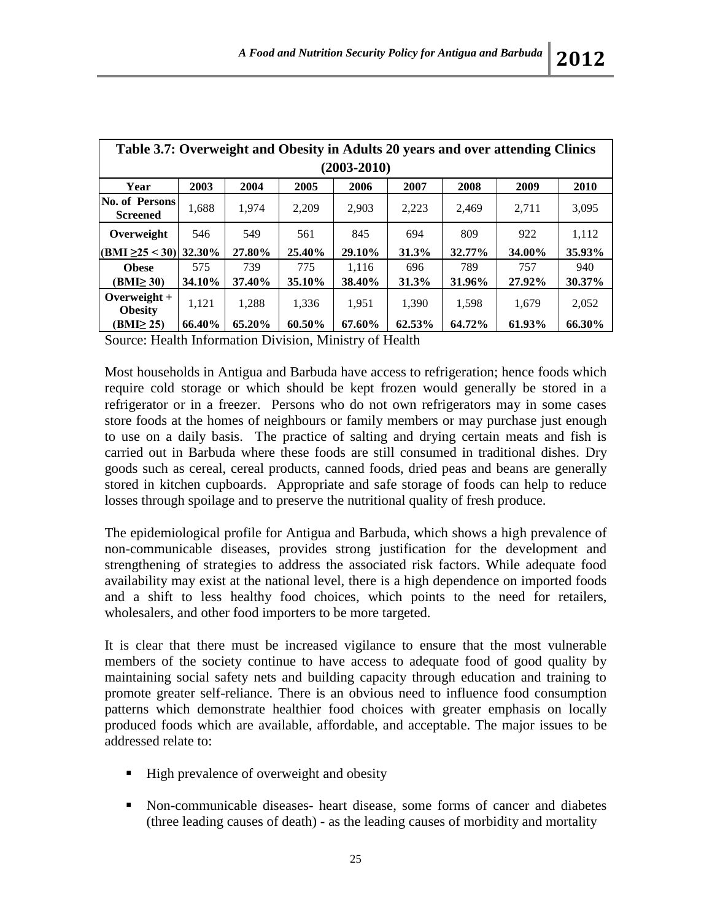| Table 3.7: Overweight and Obesity in Adults 20 years and over attending Clinics (2003-2010) | | | | | | | | |
|---|---|---|---|---|---|---|---|---|
| **Year** | **2003** | **2004** | **2005** | **2006** | **2007** | **2008** | **2009** | **2010** |
| **No. of Persons Screened** | 1,688 | 1,974 | 2,209 | 2,903 | 2,223 | 2,469 | 2,711 | 3,095 |
| **Overweight (BMI ≥25 < 30)** | 546 **32.30%** | 549 **27.80%** | 561 **25.40%** | 845 **29.10%** | 694 **31.3%** | 809 **32.77%** | 922 **34.00%** | 1,112 **35.93%** |
| **Obese (BMI≥ 30)** | 575 **34.10%** | 739 **37.40%** | 775 **35.10%** | 1,116 **38.40%** | 696 **31.3%** | 789 **31.96%** | 757 **27.92%** | 940 **30.37%** |
| **Overweight + Obesity (BMI≥ 25)** | 1,121 **66.40%** | 1,288 **65.20%** | 1,336 **60.50%** | 1,951 **67.60%** | 1,390 **62.53%** | 1,598 **64.72%** | 1,679 **61.93%** | 2,052 **66.30%** |

Source: Health Information Division, Ministry of Health

Most households in Antigua and Barbuda have access to refrigeration; hence foods which require cold storage or which should be kept frozen would generally be stored in a refrigerator or in a freezer. Persons who do not own refrigerators may in some cases store foods at the homes of neighbours or family members or may purchase just enough to use on a daily basis. The practice of salting and drying certain meats and fish is carried out in Barbuda where these foods are still consumed in traditional dishes. Dry goods such as cereal, cereal products, canned foods, dried peas and beans are generally stored in kitchen cupboards. Appropriate and safe storage of foods can help to reduce losses through spoilage and to preserve the nutritional quality of fresh produce.

The epidemiological profile for Antigua and Barbuda, which shows a high prevalence of non-communicable diseases, provides strong justification for the development and strengthening of strategies to address the associated risk factors. While adequate food availability may exist at the national level, there is a high dependence on imported foods and a shift to less healthy food choices, which points to the need for retailers, wholesalers, and other food importers to be more targeted.

It is clear that there must be increased vigilance to ensure that the most vulnerable members of the society continue to have access to adequate food of good quality by maintaining social safety nets and building capacity through education and training to promote greater self-reliance. There is an obvious need to influence food consumption patterns which demonstrate healthier food choices with greater emphasis on locally produced foods which are available, affordable, and acceptable. The major issues to be addressed relate to:

- High prevalence of overweight and obesity
- Non-communicable diseases- heart disease, some forms of cancer and diabetes (three leading causes of death) - as the leading causes of morbidity and mortality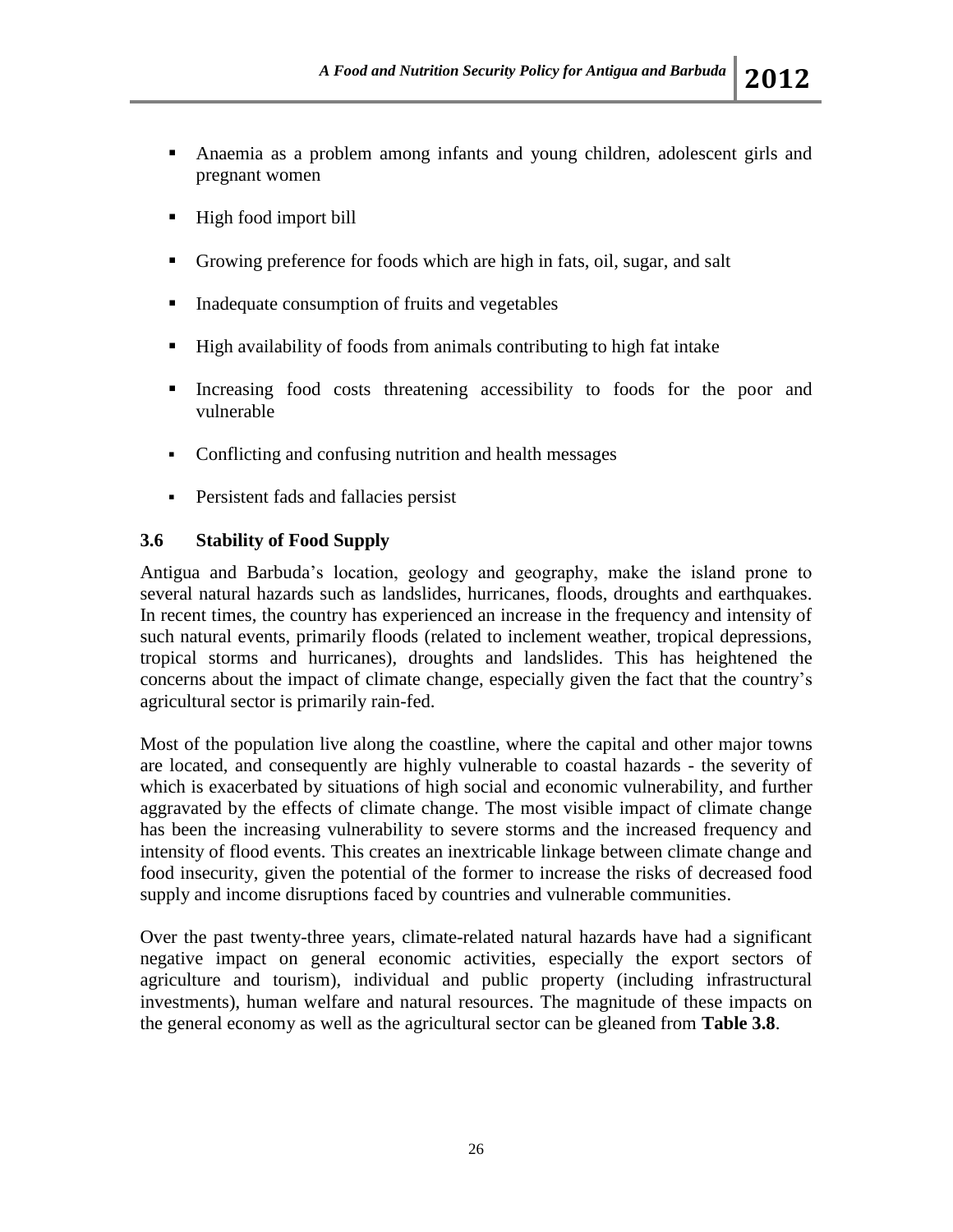- Anaemia as a problem among infants and young children, adolescent girls and pregnant women
- High food import bill
- Growing preference for foods which are high in fats, oil, sugar, and salt
- Inadequate consumption of fruits and vegetables
- High availability of foods from animals contributing to high fat intake
- Increasing food costs threatening accessibility to foods for the poor and vulnerable
- Conflicting and confusing nutrition and health messages
- Persistent fads and fallacies persist

### 3.6 Stability of Food Supply

Antigua and Barbuda's location, geology and geography, make the island prone to several natural hazards such as landslides, hurricanes, floods, droughts and earthquakes. In recent times, the country has experienced an increase in the frequency and intensity of such natural events, primarily floods (related to inclement weather, tropical depressions, tropical storms and hurricanes), droughts and landslides. This has heightened the concerns about the impact of climate change, especially given the fact that the country's agricultural sector is primarily rain-fed.

Most of the population live along the coastline, where the capital and other major towns are located, and consequently are highly vulnerable to coastal hazards - the severity of which is exacerbated by situations of high social and economic vulnerability, and further aggravated by the effects of climate change. The most visible impact of climate change has been the increasing vulnerability to severe storms and the increased frequency and intensity of flood events. This creates an inextricable linkage between climate change and food insecurity, given the potential of the former to increase the risks of decreased food supply and income disruptions faced by countries and vulnerable communities.

Over the past twenty-three years, climate-related natural hazards have had a significant negative impact on general economic activities, especially the export sectors of agriculture and tourism), individual and public property (including infrastructural investments), human welfare and natural resources. The magnitude of these impacts on the general economy as well as the agricultural sector can be gleaned from **Table 3.8**.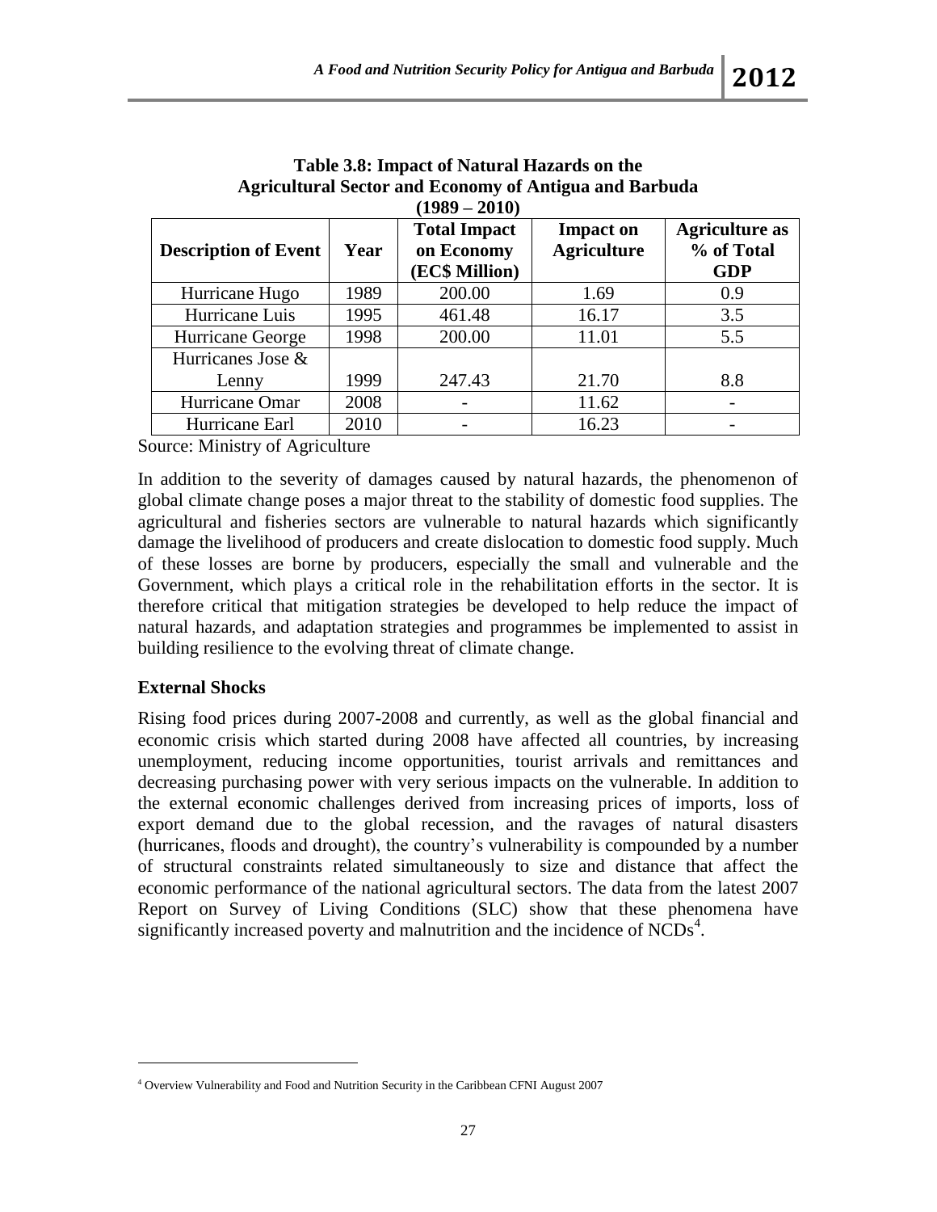**Table 3.8: Impact of Natural Hazards on the Agricultural Sector and Economy of Antigua and Barbuda (1989 – 2010)**

| Description of Event | Year | Total Impact on Economy (EC$ Million) | Impact on Agriculture | Agriculture as % of Total GDP |
|---|---|---|---|---|
| Hurricane Hugo | 1989 | 200.00 | 1.69 | 0.9 |
| Hurricane Luis | 1995 | 461.48 | 16.17 | 3.5 |
| Hurricane George | 1998 | 200.00 | 11.01 | 5.5 |
| Hurricanes Jose & Lenny | 1999 | 247.43 | 21.70 | 8.8 |
| Hurricane Omar | 2008 | - | 11.62 | - |
| Hurricane Earl | 2010 | - | 16.23 | - |

Source: Ministry of Agriculture

In addition to the severity of damages caused by natural hazards, the phenomenon of global climate change poses a major threat to the stability of domestic food supplies. The agricultural and fisheries sectors are vulnerable to natural hazards which significantly damage the livelihood of producers and create dislocation to domestic food supply. Much of these losses are borne by producers, especially the small and vulnerable and the Government, which plays a critical role in the rehabilitation efforts in the sector. It is therefore critical that mitigation strategies be developed to help reduce the impact of natural hazards, and adaptation strategies and programmes be implemented to assist in building resilience to the evolving threat of climate change.

**External Shocks**

Rising food prices during 2007-2008 and currently, as well as the global financial and economic crisis which started during 2008 have affected all countries, by increasing unemployment, reducing income opportunities, tourist arrivals and remittances and decreasing purchasing power with very serious impacts on the vulnerable. In addition to the external economic challenges derived from increasing prices of imports, loss of export demand due to the global recession, and the ravages of natural disasters (hurricanes, floods and drought), the country's vulnerability is compounded by a number of structural constraints related simultaneously to size and distance that affect the economic performance of the national agricultural sectors. The data from the latest 2007 Report on Survey of Living Conditions (SLC) show that these phenomena have significantly increased poverty and malnutrition and the incidence of NCDs[4].

[4] Overview Vulnerability and Food and Nutrition Security in the Caribbean CFNI August 2007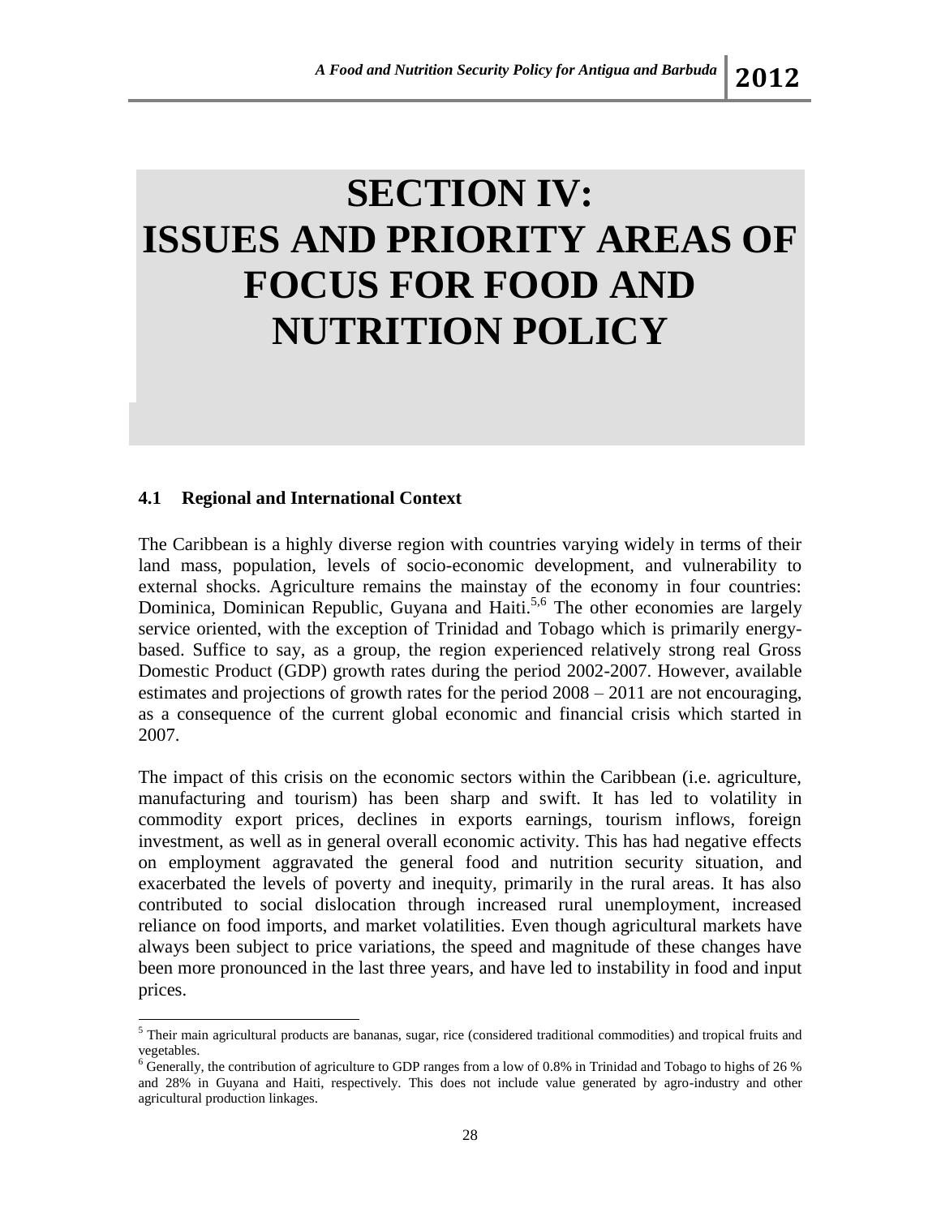# SECTION IV: ISSUES AND PRIORITY AREAS OF FOCUS FOR FOOD AND NUTRITION POLICY

## 4.1 Regional and International Context

The Caribbean is a highly diverse region with countries varying widely in terms of their land mass, population, levels of socio-economic development, and vulnerability to external shocks. Agriculture remains the mainstay of the economy in four countries: Dominica, Dominican Republic, Guyana and Haiti.[5,6] The other economies are largely service oriented, with the exception of Trinidad and Tobago which is primarily energy-based. Suffice to say, as a group, the region experienced relatively strong real Gross Domestic Product (GDP) growth rates during the period 2002-2007. However, available estimates and projections of growth rates for the period 2008 – 2011 are not encouraging, as a consequence of the current global economic and financial crisis which started in 2007.

The impact of this crisis on the economic sectors within the Caribbean (i.e. agriculture, manufacturing and tourism) has been sharp and swift. It has led to volatility in commodity export prices, declines in exports earnings, tourism inflows, foreign investment, as well as in general overall economic activity. This has had negative effects on employment aggravated the general food and nutrition security situation, and exacerbated the levels of poverty and inequity, primarily in the rural areas. It has also contributed to social dislocation through increased rural unemployment, increased reliance on food imports, and market volatilities. Even though agricultural markets have always been subject to price variations, the speed and magnitude of these changes have been more pronounced in the last three years, and have led to instability in food and input prices.

---

[5] Their main agricultural products are bananas, sugar, rice (considered traditional commodities) and tropical fruits and vegetables.

[6] Generally, the contribution of agriculture to GDP ranges from a low of 0.8% in Trinidad and Tobago to highs of 26 % and 28% in Guyana and Haiti, respectively. This does not include value generated by agro-industry and other agricultural production linkages.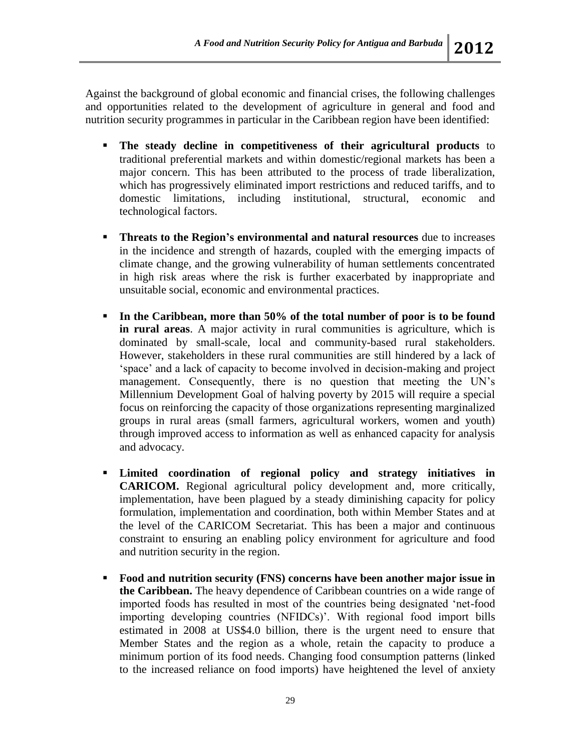Against the background of global economic and financial crises, the following challenges and opportunities related to the development of agriculture in general and food and nutrition security programmes in particular in the Caribbean region have been identified:

- **The steady decline in competitiveness of their agricultural products** to traditional preferential markets and within domestic/regional markets has been a major concern. This has been attributed to the process of trade liberalization, which has progressively eliminated import restrictions and reduced tariffs, and to domestic limitations, including institutional, structural, economic and technological factors.

- **Threats to the Region's environmental and natural resources** due to increases in the incidence and strength of hazards, coupled with the emerging impacts of climate change, and the growing vulnerability of human settlements concentrated in high risk areas where the risk is further exacerbated by inappropriate and unsuitable social, economic and environmental practices.

- **In the Caribbean, more than 50% of the total number of poor is to be found in rural areas**. A major activity in rural communities is agriculture, which is dominated by small-scale, local and community-based rural stakeholders. However, stakeholders in these rural communities are still hindered by a lack of 'space' and a lack of capacity to become involved in decision-making and project management. Consequently, there is no question that meeting the UN's Millennium Development Goal of halving poverty by 2015 will require a special focus on reinforcing the capacity of those organizations representing marginalized groups in rural areas (small farmers, agricultural workers, women and youth) through improved access to information as well as enhanced capacity for analysis and advocacy.

- **Limited coordination of regional policy and strategy initiatives in CARICOM.** Regional agricultural policy development and, more critically, implementation, have been plagued by a steady diminishing capacity for policy formulation, implementation and coordination, both within Member States and at the level of the CARICOM Secretariat. This has been a major and continuous constraint to ensuring an enabling policy environment for agriculture and food and nutrition security in the region.

- **Food and nutrition security (FNS) concerns have been another major issue in the Caribbean.** The heavy dependence of Caribbean countries on a wide range of imported foods has resulted in most of the countries being designated 'net-food importing developing countries (NFIDCs)'. With regional food import bills estimated in 2008 at US$4.0 billion, there is the urgent need to ensure that Member States and the region as a whole, retain the capacity to produce a minimum portion of its food needs. Changing food consumption patterns (linked to the increased reliance on food imports) have heightened the level of anxiety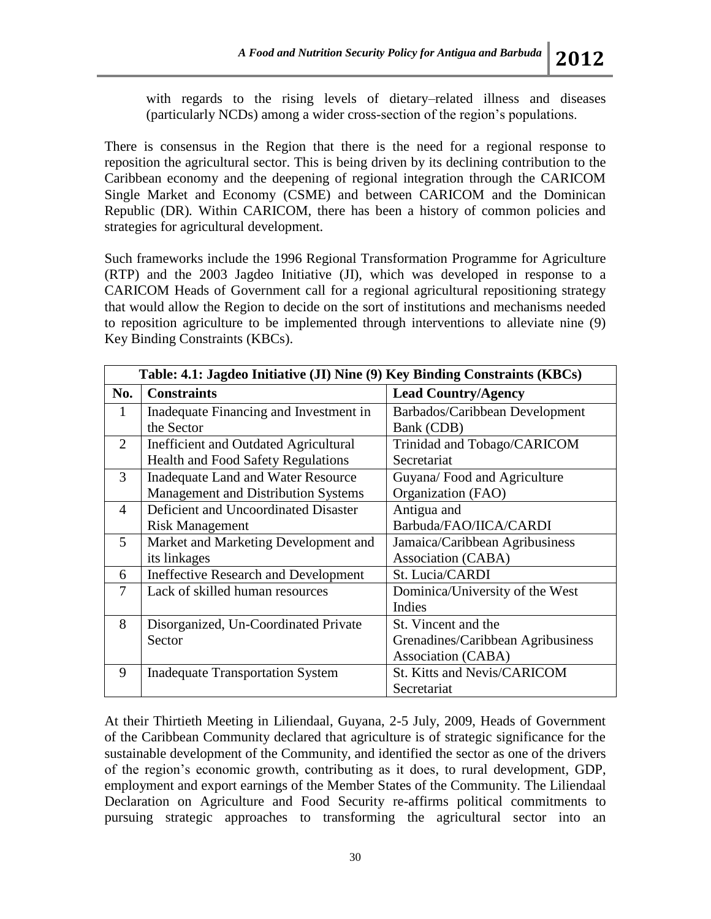with regards to the rising levels of dietary–related illness and diseases (particularly NCDs) among a wider cross-section of the region's populations.

There is consensus in the Region that there is the need for a regional response to reposition the agricultural sector. This is being driven by its declining contribution to the Caribbean economy and the deepening of regional integration through the CARICOM Single Market and Economy (CSME) and between CARICOM and the Dominican Republic (DR). Within CARICOM, there has been a history of common policies and strategies for agricultural development.

Such frameworks include the 1996 Regional Transformation Programme for Agriculture (RTP) and the 2003 Jagdeo Initiative (JI), which was developed in response to a CARICOM Heads of Government call for a regional agricultural repositioning strategy that would allow the Region to decide on the sort of institutions and mechanisms needed to reposition agriculture to be implemented through interventions to alleviate nine (9) Key Binding Constraints (KBCs).

**Table: 4.1: Jagdeo Initiative (JI) Nine (9) Key Binding Constraints (KBCs)**

| No. | Constraints | Lead Country/Agency |
|---|---|---|
| 1 | Inadequate Financing and Investment in the Sector | Barbados/Caribbean Development Bank (CDB) |
| 2 | Inefficient and Outdated Agricultural Health and Food Safety Regulations | Trinidad and Tobago/CARICOM Secretariat |
| 3 | Inadequate Land and Water Resource Management and Distribution Systems | Guyana/ Food and Agriculture Organization (FAO) |
| 4 | Deficient and Uncoordinated Disaster Risk Management | Antigua and Barbuda/FAO/IICA/CARDI |
| 5 | Market and Marketing Development and its linkages | Jamaica/Caribbean Agribusiness Association (CABA) |
| 6 | Ineffective Research and Development | St. Lucia/CARDI |
| 7 | Lack of skilled human resources | Dominica/University of the West Indies |
| 8 | Disorganized, Un-Coordinated Private Sector | St. Vincent and the Grenadines/Caribbean Agribusiness Association (CABA) |
| 9 | Inadequate Transportation System | St. Kitts and Nevis/CARICOM Secretariat |

At their Thirtieth Meeting in Liliendaal, Guyana, 2-5 July, 2009, Heads of Government of the Caribbean Community declared that agriculture is of strategic significance for the sustainable development of the Community, and identified the sector as one of the drivers of the region's economic growth, contributing as it does, to rural development, GDP, employment and export earnings of the Member States of the Community. The Liliendaal Declaration on Agriculture and Food Security re-affirms political commitments to pursuing strategic approaches to transforming the agricultural sector into an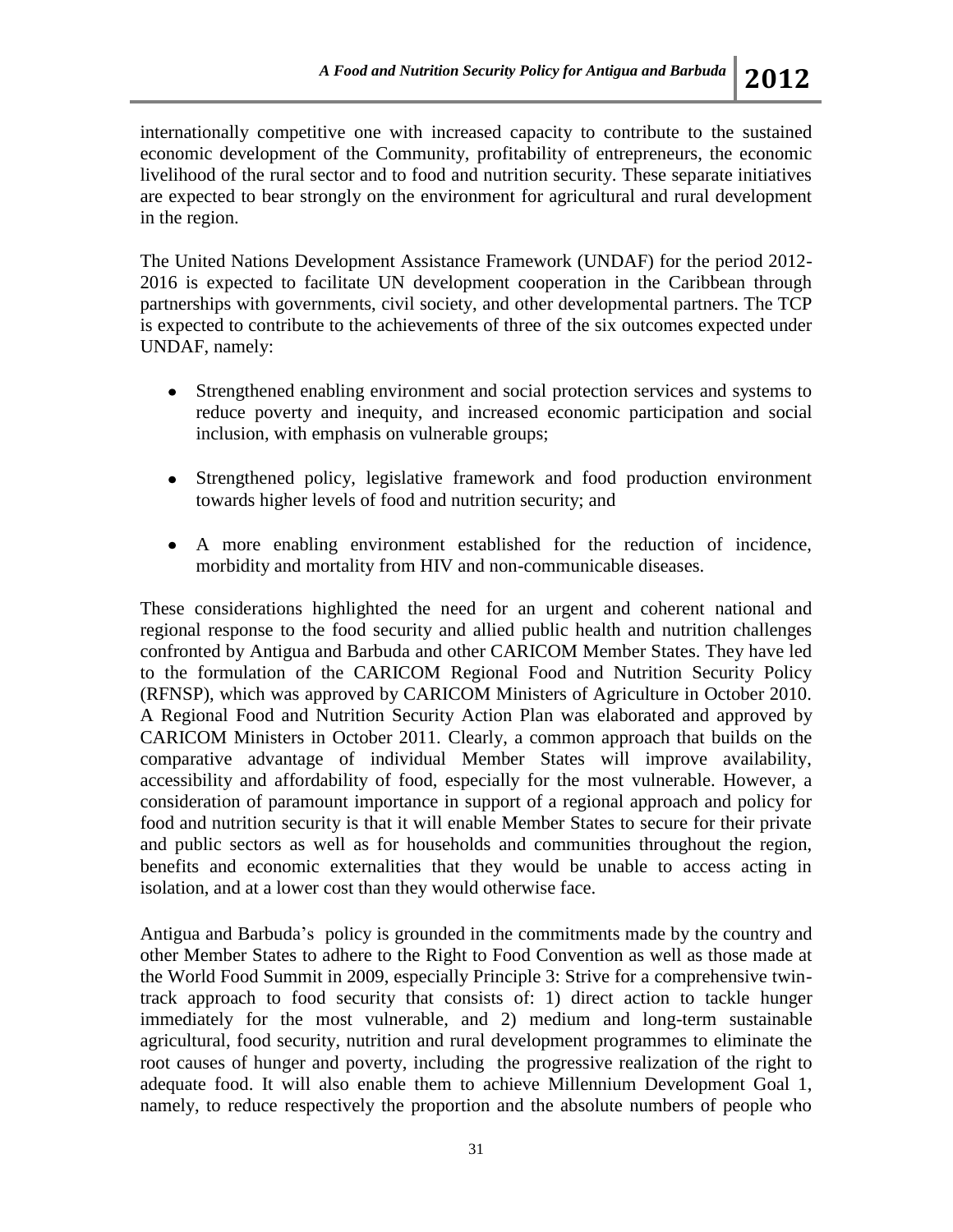internationally competitive one with increased capacity to contribute to the sustained economic development of the Community, profitability of entrepreneurs, the economic livelihood of the rural sector and to food and nutrition security. These separate initiatives are expected to bear strongly on the environment for agricultural and rural development in the region.

The United Nations Development Assistance Framework (UNDAF) for the period 2012-2016 is expected to facilitate UN development cooperation in the Caribbean through partnerships with governments, civil society, and other developmental partners. The TCP is expected to contribute to the achievements of three of the six outcomes expected under UNDAF, namely:

- Strengthened enabling environment and social protection services and systems to reduce poverty and inequity, and increased economic participation and social inclusion, with emphasis on vulnerable groups;

- Strengthened policy, legislative framework and food production environment towards higher levels of food and nutrition security; and

- A more enabling environment established for the reduction of incidence, morbidity and mortality from HIV and non-communicable diseases.

These considerations highlighted the need for an urgent and coherent national and regional response to the food security and allied public health and nutrition challenges confronted by Antigua and Barbuda and other CARICOM Member States. They have led to the formulation of the CARICOM Regional Food and Nutrition Security Policy (RFNSP), which was approved by CARICOM Ministers of Agriculture in October 2010. A Regional Food and Nutrition Security Action Plan was elaborated and approved by CARICOM Ministers in October 2011. Clearly, a common approach that builds on the comparative advantage of individual Member States will improve availability, accessibility and affordability of food, especially for the most vulnerable. However, a consideration of paramount importance in support of a regional approach and policy for food and nutrition security is that it will enable Member States to secure for their private and public sectors as well as for households and communities throughout the region, benefits and economic externalities that they would be unable to access acting in isolation, and at a lower cost than they would otherwise face.

Antigua and Barbuda's policy is grounded in the commitments made by the country and other Member States to adhere to the Right to Food Convention as well as those made at the World Food Summit in 2009, especially Principle 3: Strive for a comprehensive twin-track approach to food security that consists of: 1) direct action to tackle hunger immediately for the most vulnerable, and 2) medium and long-term sustainable agricultural, food security, nutrition and rural development programmes to eliminate the root causes of hunger and poverty, including the progressive realization of the right to adequate food. It will also enable them to achieve Millennium Development Goal 1, namely, to reduce respectively the proportion and the absolute numbers of people who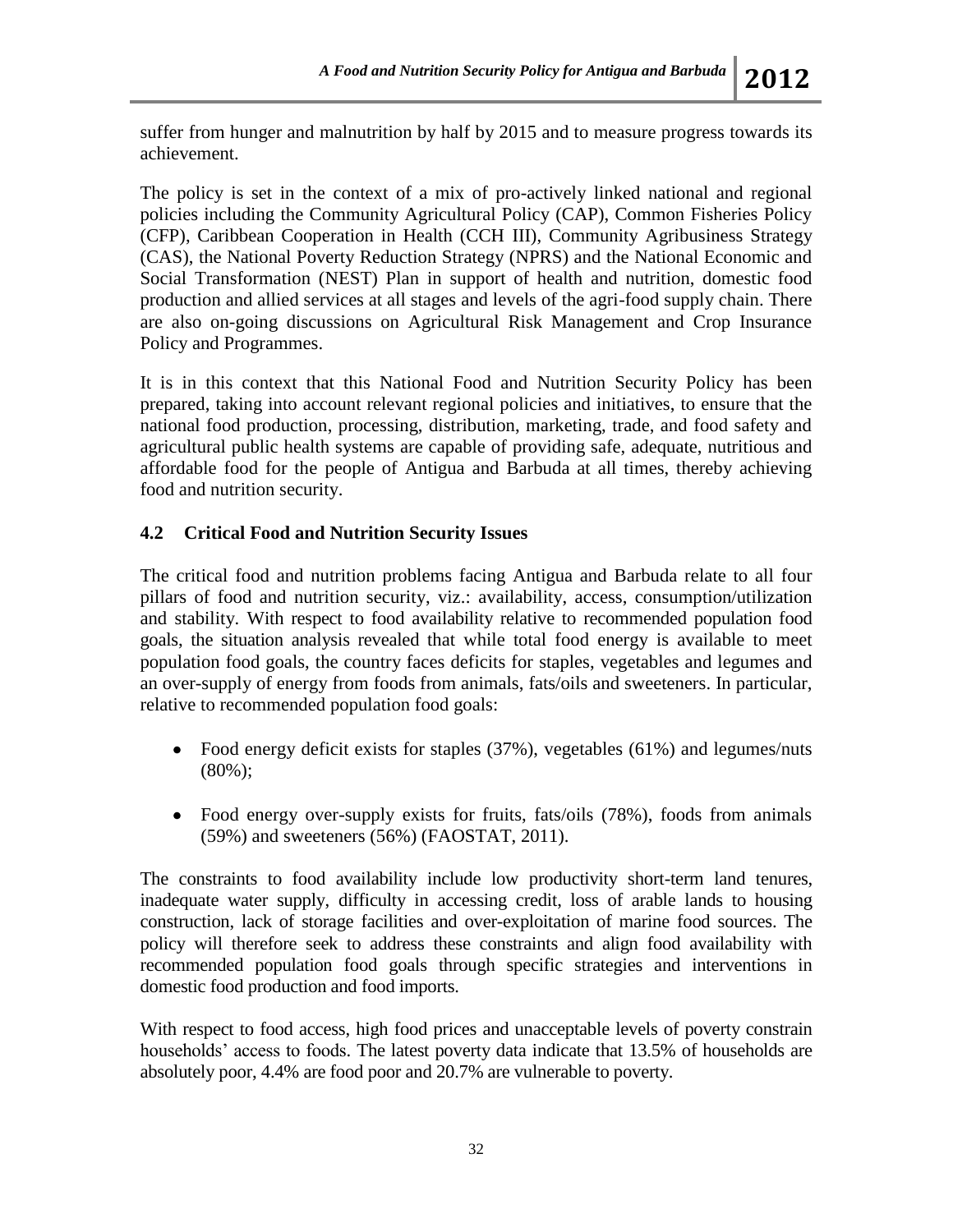suffer from hunger and malnutrition by half by 2015 and to measure progress towards its achievement.

The policy is set in the context of a mix of pro-actively linked national and regional policies including the Community Agricultural Policy (CAP), Common Fisheries Policy (CFP), Caribbean Cooperation in Health (CCH III), Community Agribusiness Strategy (CAS), the National Poverty Reduction Strategy (NPRS) and the National Economic and Social Transformation (NEST) Plan in support of health and nutrition, domestic food production and allied services at all stages and levels of the agri-food supply chain. There are also on-going discussions on Agricultural Risk Management and Crop Insurance Policy and Programmes.

It is in this context that this National Food and Nutrition Security Policy has been prepared, taking into account relevant regional policies and initiatives, to ensure that the national food production, processing, distribution, marketing, trade, and food safety and agricultural public health systems are capable of providing safe, adequate, nutritious and affordable food for the people of Antigua and Barbuda at all times, thereby achieving food and nutrition security.

## 4.2 Critical Food and Nutrition Security Issues

The critical food and nutrition problems facing Antigua and Barbuda relate to all four pillars of food and nutrition security, viz.: availability, access, consumption/utilization and stability. With respect to food availability relative to recommended population food goals, the situation analysis revealed that while total food energy is available to meet population food goals, the country faces deficits for staples, vegetables and legumes and an over-supply of energy from foods from animals, fats/oils and sweeteners. In particular, relative to recommended population food goals:

- Food energy deficit exists for staples (37%), vegetables (61%) and legumes/nuts (80%);
- Food energy over-supply exists for fruits, fats/oils (78%), foods from animals (59%) and sweeteners (56%) (FAOSTAT, 2011).

The constraints to food availability include low productivity short-term land tenures, inadequate water supply, difficulty in accessing credit, loss of arable lands to housing construction, lack of storage facilities and over-exploitation of marine food sources. The policy will therefore seek to address these constraints and align food availability with recommended population food goals through specific strategies and interventions in domestic food production and food imports.

With respect to food access, high food prices and unacceptable levels of poverty constrain households' access to foods. The latest poverty data indicate that 13.5% of households are absolutely poor, 4.4% are food poor and 20.7% are vulnerable to poverty.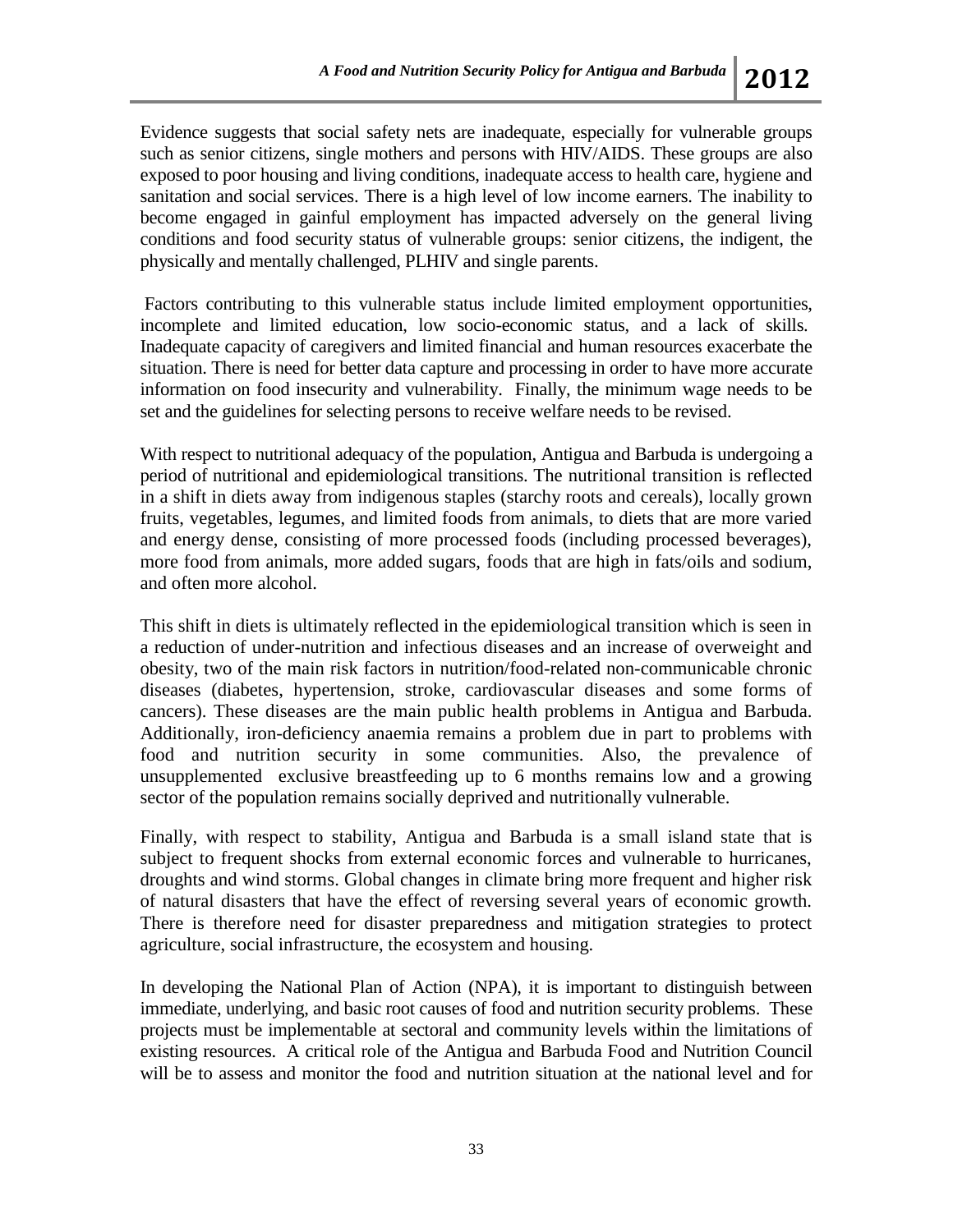Evidence suggests that social safety nets are inadequate, especially for vulnerable groups such as senior citizens, single mothers and persons with HIV/AIDS. These groups are also exposed to poor housing and living conditions, inadequate access to health care, hygiene and sanitation and social services. There is a high level of low income earners. The inability to become engaged in gainful employment has impacted adversely on the general living conditions and food security status of vulnerable groups: senior citizens, the indigent, the physically and mentally challenged, PLHIV and single parents.

Factors contributing to this vulnerable status include limited employment opportunities, incomplete and limited education, low socio-economic status, and a lack of skills. Inadequate capacity of caregivers and limited financial and human resources exacerbate the situation. There is need for better data capture and processing in order to have more accurate information on food insecurity and vulnerability. Finally, the minimum wage needs to be set and the guidelines for selecting persons to receive welfare needs to be revised.

With respect to nutritional adequacy of the population, Antigua and Barbuda is undergoing a period of nutritional and epidemiological transitions. The nutritional transition is reflected in a shift in diets away from indigenous staples (starchy roots and cereals), locally grown fruits, vegetables, legumes, and limited foods from animals, to diets that are more varied and energy dense, consisting of more processed foods (including processed beverages), more food from animals, more added sugars, foods that are high in fats/oils and sodium, and often more alcohol.

This shift in diets is ultimately reflected in the epidemiological transition which is seen in a reduction of under-nutrition and infectious diseases and an increase of overweight and obesity, two of the main risk factors in nutrition/food-related non-communicable chronic diseases (diabetes, hypertension, stroke, cardiovascular diseases and some forms of cancers). These diseases are the main public health problems in Antigua and Barbuda. Additionally, iron-deficiency anaemia remains a problem due in part to problems with food and nutrition security in some communities. Also, the prevalence of unsupplemented exclusive breastfeeding up to 6 months remains low and a growing sector of the population remains socially deprived and nutritionally vulnerable.

Finally, with respect to stability, Antigua and Barbuda is a small island state that is subject to frequent shocks from external economic forces and vulnerable to hurricanes, droughts and wind storms. Global changes in climate bring more frequent and higher risk of natural disasters that have the effect of reversing several years of economic growth. There is therefore need for disaster preparedness and mitigation strategies to protect agriculture, social infrastructure, the ecosystem and housing.

In developing the National Plan of Action (NPA), it is important to distinguish between immediate, underlying, and basic root causes of food and nutrition security problems. These projects must be implementable at sectoral and community levels within the limitations of existing resources. A critical role of the Antigua and Barbuda Food and Nutrition Council will be to assess and monitor the food and nutrition situation at the national level and for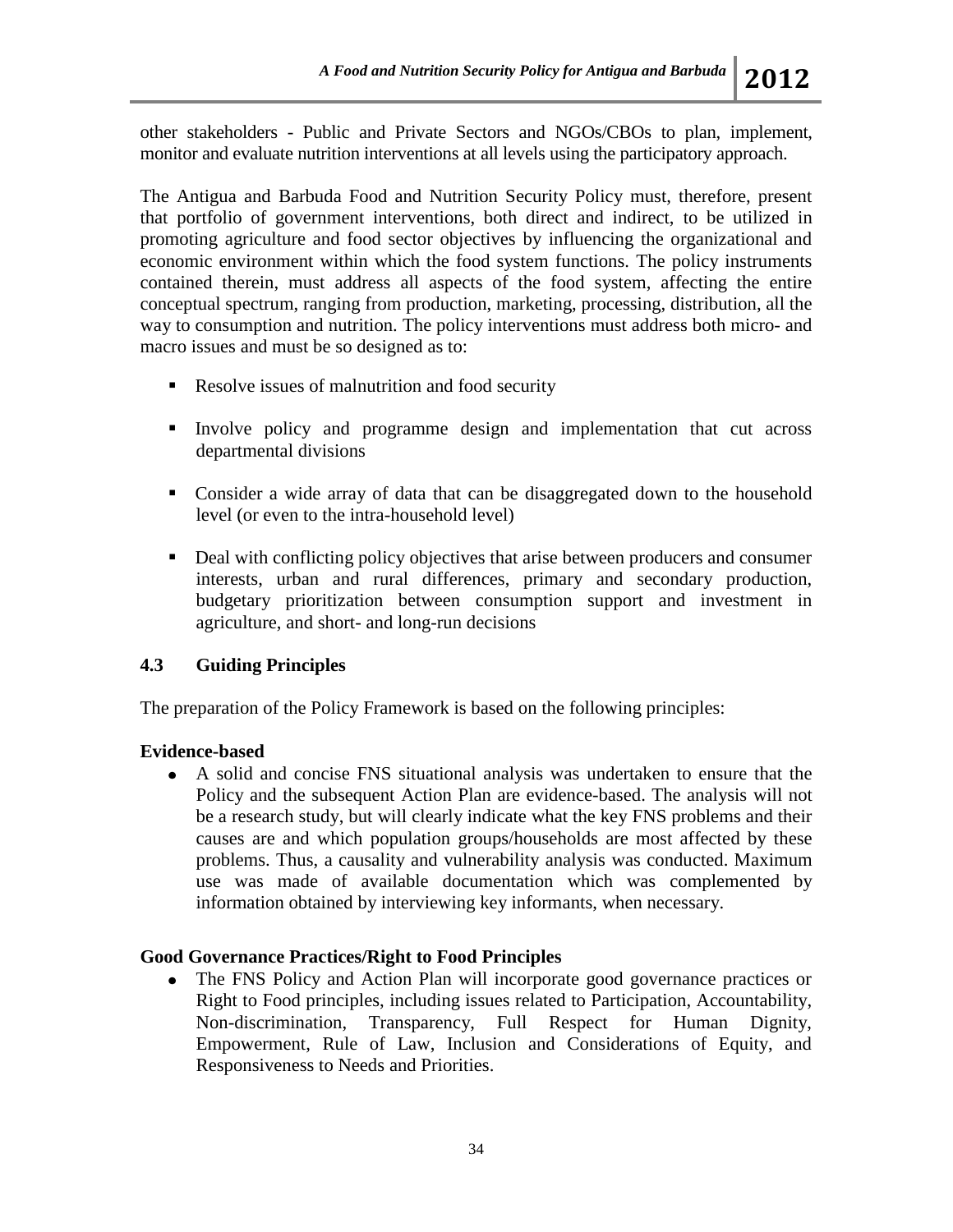other stakeholders - Public and Private Sectors and NGOs/CBOs to plan, implement, monitor and evaluate nutrition interventions at all levels using the participatory approach.

The Antigua and Barbuda Food and Nutrition Security Policy must, therefore, present that portfolio of government interventions, both direct and indirect, to be utilized in promoting agriculture and food sector objectives by influencing the organizational and economic environment within which the food system functions. The policy instruments contained therein, must address all aspects of the food system, affecting the entire conceptual spectrum, ranging from production, marketing, processing, distribution, all the way to consumption and nutrition. The policy interventions must address both micro- and macro issues and must be so designed as to:

- Resolve issues of malnutrition and food security
- Involve policy and programme design and implementation that cut across departmental divisions
- Consider a wide array of data that can be disaggregated down to the household level (or even to the intra-household level)
- Deal with conflicting policy objectives that arise between producers and consumer interests, urban and rural differences, primary and secondary production, budgetary prioritization between consumption support and investment in agriculture, and short- and long-run decisions

### 4.3 Guiding Principles

The preparation of the Policy Framework is based on the following principles:

**Evidence-based**

- A solid and concise FNS situational analysis was undertaken to ensure that the Policy and the subsequent Action Plan are evidence-based. The analysis will not be a research study, but will clearly indicate what the key FNS problems and their causes are and which population groups/households are most affected by these problems. Thus, a causality and vulnerability analysis was conducted. Maximum use was made of available documentation which was complemented by information obtained by interviewing key informants, when necessary.

**Good Governance Practices/Right to Food Principles**

- The FNS Policy and Action Plan will incorporate good governance practices or Right to Food principles, including issues related to Participation, Accountability, Non-discrimination, Transparency, Full Respect for Human Dignity, Empowerment, Rule of Law, Inclusion and Considerations of Equity, and Responsiveness to Needs and Priorities.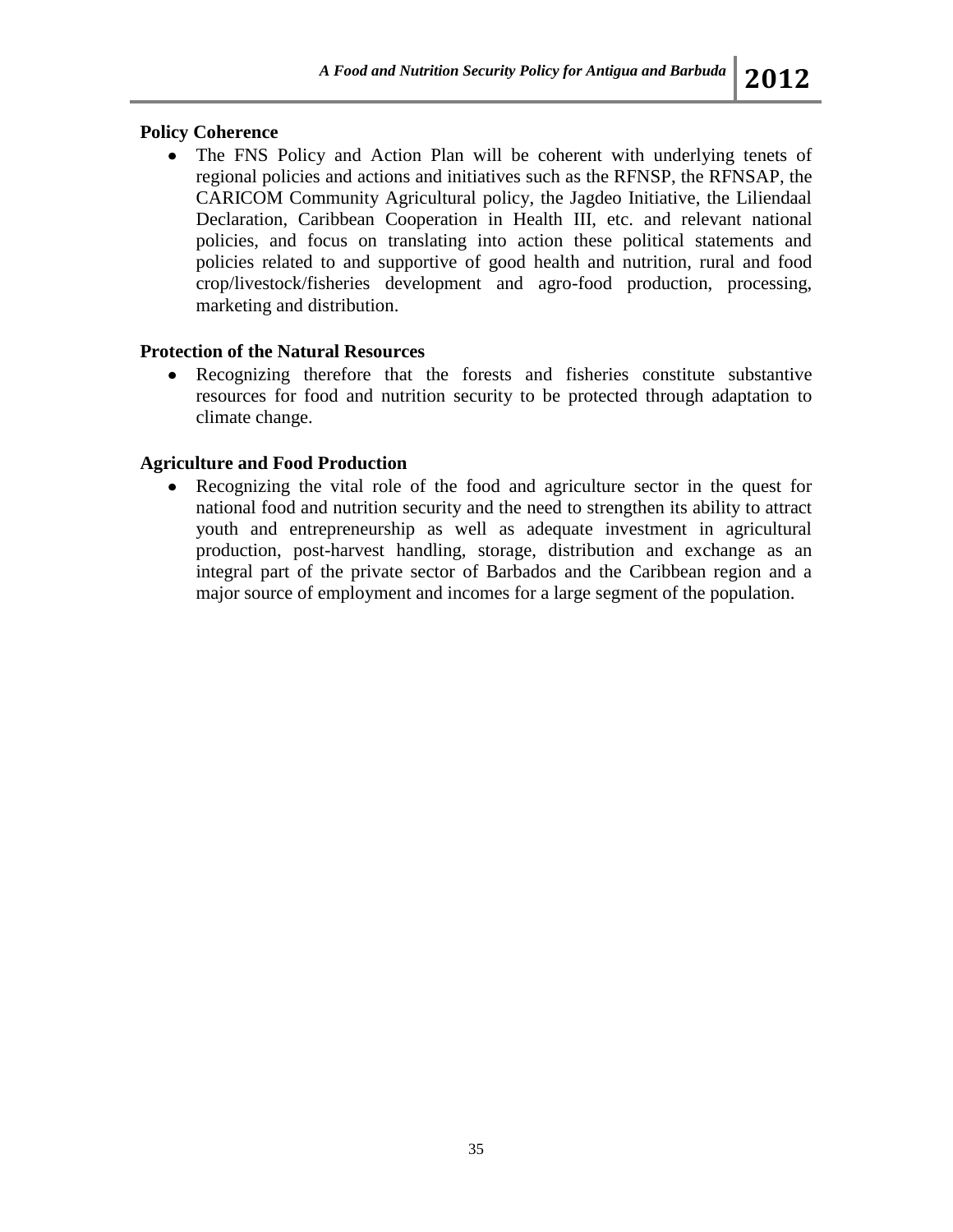**Policy Coherence**

- The FNS Policy and Action Plan will be coherent with underlying tenets of regional policies and actions and initiatives such as the RFNSP, the RFNSAP, the CARICOM Community Agricultural policy, the Jagdeo Initiative, the Liliendaal Declaration, Caribbean Cooperation in Health III, etc. and relevant national policies, and focus on translating into action these political statements and policies related to and supportive of good health and nutrition, rural and food crop/livestock/fisheries development and agro-food production, processing, marketing and distribution.

**Protection of the Natural Resources**

- Recognizing therefore that the forests and fisheries constitute substantive resources for food and nutrition security to be protected through adaptation to climate change.

**Agriculture and Food Production**

- Recognizing the vital role of the food and agriculture sector in the quest for national food and nutrition security and the need to strengthen its ability to attract youth and entrepreneurship as well as adequate investment in agricultural production, post-harvest handling, storage, distribution and exchange as an integral part of the private sector of Barbados and the Caribbean region and a major source of employment and incomes for a large segment of the population.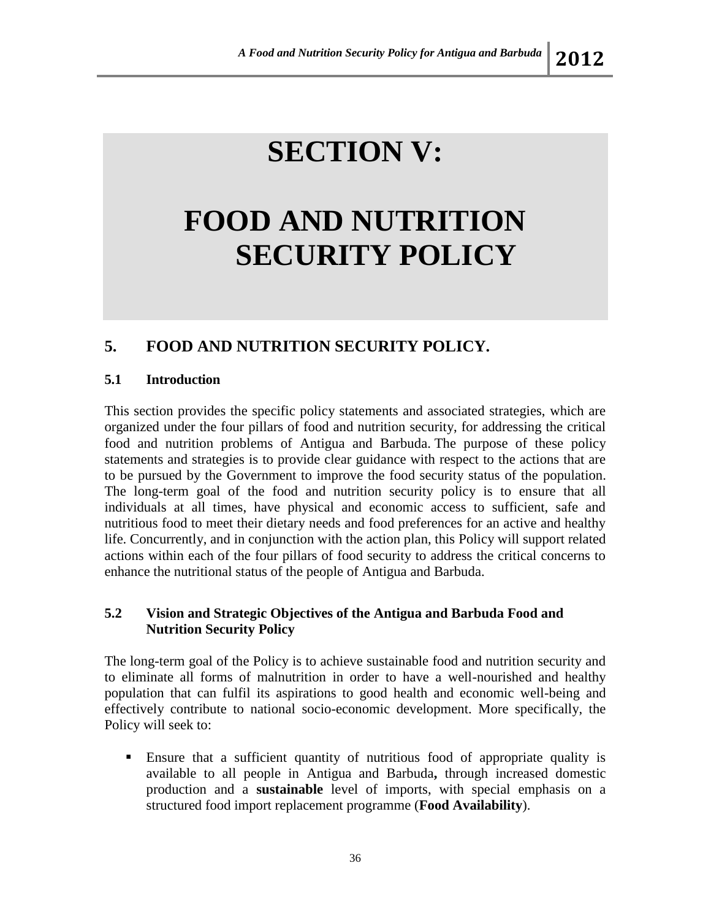# SECTION V:

# FOOD AND NUTRITION SECURITY POLICY

## 5. FOOD AND NUTRITION SECURITY POLICY.

### 5.1 Introduction

This section provides the specific policy statements and associated strategies, which are organized under the four pillars of food and nutrition security, for addressing the critical food and nutrition problems of Antigua and Barbuda. The purpose of these policy statements and strategies is to provide clear guidance with respect to the actions that are to be pursued by the Government to improve the food security status of the population. The long-term goal of the food and nutrition security policy is to ensure that all individuals at all times, have physical and economic access to sufficient, safe and nutritious food to meet their dietary needs and food preferences for an active and healthy life. Concurrently, and in conjunction with the action plan, this Policy will support related actions within each of the four pillars of food security to address the critical concerns to enhance the nutritional status of the people of Antigua and Barbuda.

### 5.2 Vision and Strategic Objectives of the Antigua and Barbuda Food and Nutrition Security Policy

The long-term goal of the Policy is to achieve sustainable food and nutrition security and to eliminate all forms of malnutrition in order to have a well-nourished and healthy population that can fulfil its aspirations to good health and economic well-being and effectively contribute to national socio-economic development. More specifically, the Policy will seek to:

- Ensure that a sufficient quantity of nutritious food of appropriate quality is available to all people in Antigua and Barbuda**,** through increased domestic production and a **sustainable** level of imports, with special emphasis on a structured food import replacement programme (**Food Availability**).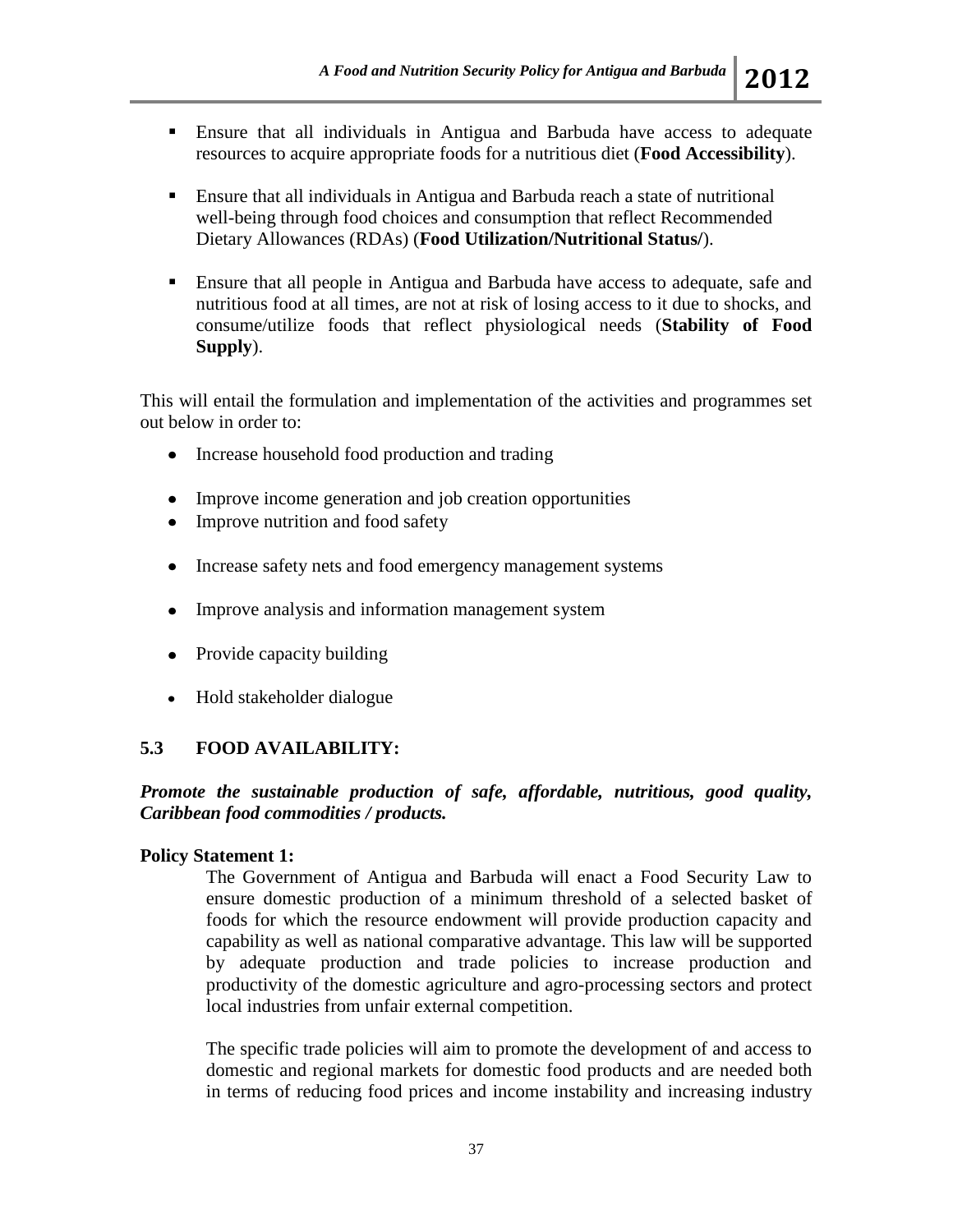- Ensure that all individuals in Antigua and Barbuda have access to adequate resources to acquire appropriate foods for a nutritious diet (**Food Accessibility**).

- Ensure that all individuals in Antigua and Barbuda reach a state of nutritional well-being through food choices and consumption that reflect Recommended Dietary Allowances (RDAs) (**Food Utilization/Nutritional Status/**).

- Ensure that all people in Antigua and Barbuda have access to adequate, safe and nutritious food at all times, are not at risk of losing access to it due to shocks, and consume/utilize foods that reflect physiological needs (**Stability of Food Supply**).

This will entail the formulation and implementation of the activities and programmes set out below in order to:

- Increase household food production and trading
- Improve income generation and job creation opportunities
- Improve nutrition and food safety
- Increase safety nets and food emergency management systems
- Improve analysis and information management system
- Provide capacity building
- Hold stakeholder dialogue

## 5.3 FOOD AVAILABILITY:

***Promote the sustainable production of safe, affordable, nutritious, good quality, Caribbean food commodities / products.***

**Policy Statement 1:**

The Government of Antigua and Barbuda will enact a Food Security Law to ensure domestic production of a minimum threshold of a selected basket of foods for which the resource endowment will provide production capacity and capability as well as national comparative advantage. This law will be supported by adequate production and trade policies to increase production and productivity of the domestic agriculture and agro-processing sectors and protect local industries from unfair external competition.

The specific trade policies will aim to promote the development of and access to domestic and regional markets for domestic food products and are needed both in terms of reducing food prices and income instability and increasing industry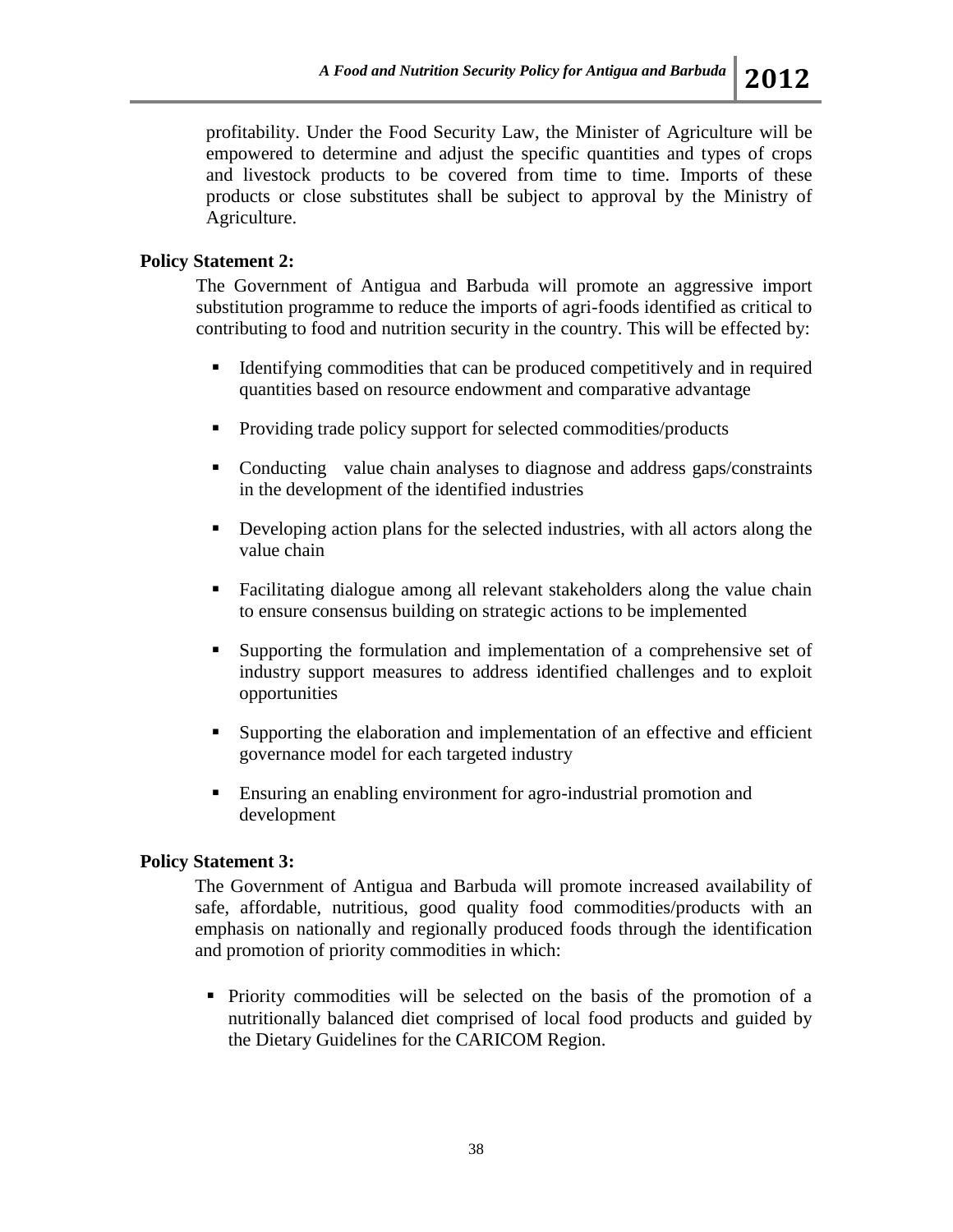profitability. Under the Food Security Law, the Minister of Agriculture will be empowered to determine and adjust the specific quantities and types of crops and livestock products to be covered from time to time. Imports of these products or close substitutes shall be subject to approval by the Ministry of Agriculture.

**Policy Statement 2:**

The Government of Antigua and Barbuda will promote an aggressive import substitution programme to reduce the imports of agri-foods identified as critical to contributing to food and nutrition security in the country. This will be effected by:

- Identifying commodities that can be produced competitively and in required quantities based on resource endowment and comparative advantage
- Providing trade policy support for selected commodities/products
- Conducting value chain analyses to diagnose and address gaps/constraints in the development of the identified industries
- Developing action plans for the selected industries, with all actors along the value chain
- Facilitating dialogue among all relevant stakeholders along the value chain to ensure consensus building on strategic actions to be implemented
- Supporting the formulation and implementation of a comprehensive set of industry support measures to address identified challenges and to exploit opportunities
- Supporting the elaboration and implementation of an effective and efficient governance model for each targeted industry
- Ensuring an enabling environment for agro-industrial promotion and development

**Policy Statement 3:**

The Government of Antigua and Barbuda will promote increased availability of safe, affordable, nutritious, good quality food commodities/products with an emphasis on nationally and regionally produced foods through the identification and promotion of priority commodities in which:

- Priority commodities will be selected on the basis of the promotion of a nutritionally balanced diet comprised of local food products and guided by the Dietary Guidelines for the CARICOM Region.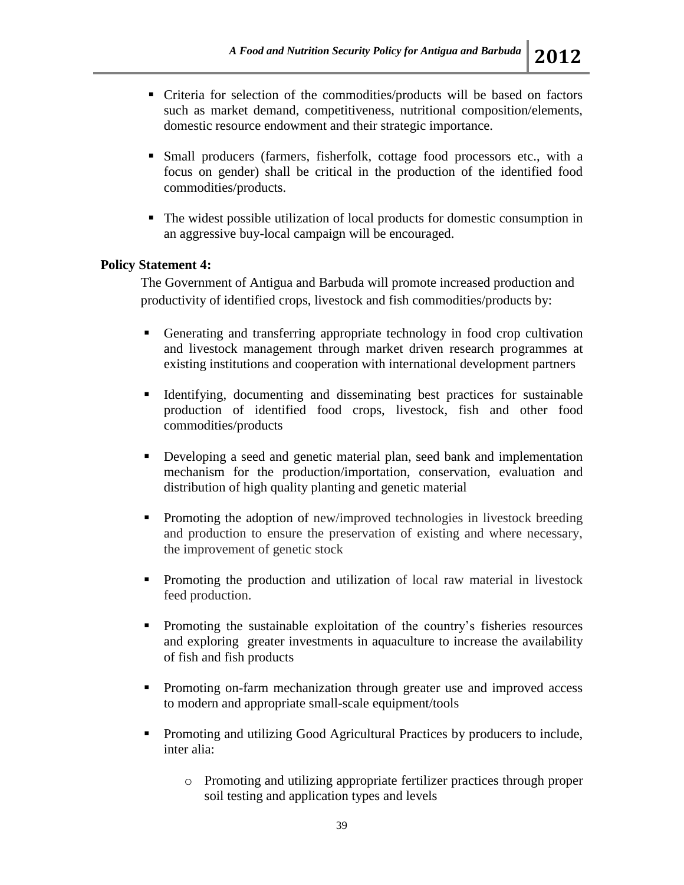- Criteria for selection of the commodities/products will be based on factors such as market demand, competitiveness, nutritional composition/elements, domestic resource endowment and their strategic importance.

- Small producers (farmers, fisherfolk, cottage food processors etc., with a focus on gender) shall be critical in the production of the identified food commodities/products.

- The widest possible utilization of local products for domestic consumption in an aggressive buy-local campaign will be encouraged.

**Policy Statement 4:**

The Government of Antigua and Barbuda will promote increased production and productivity of identified crops, livestock and fish commodities/products by:

- Generating and transferring appropriate technology in food crop cultivation and livestock management through market driven research programmes at existing institutions and cooperation with international development partners

- Identifying, documenting and disseminating best practices for sustainable production of identified food crops, livestock, fish and other food commodities/products

- Developing a seed and genetic material plan, seed bank and implementation mechanism for the production/importation, conservation, evaluation and distribution of high quality planting and genetic material

- Promoting the adoption of new/improved technologies in livestock breeding and production to ensure the preservation of existing and where necessary, the improvement of genetic stock

- Promoting the production and utilization of local raw material in livestock feed production.

- Promoting the sustainable exploitation of the country's fisheries resources and exploring greater investments in aquaculture to increase the availability of fish and fish products

- Promoting on-farm mechanization through greater use and improved access to modern and appropriate small-scale equipment/tools

- Promoting and utilizing Good Agricultural Practices by producers to include, inter alia:
  - Promoting and utilizing appropriate fertilizer practices through proper soil testing and application types and levels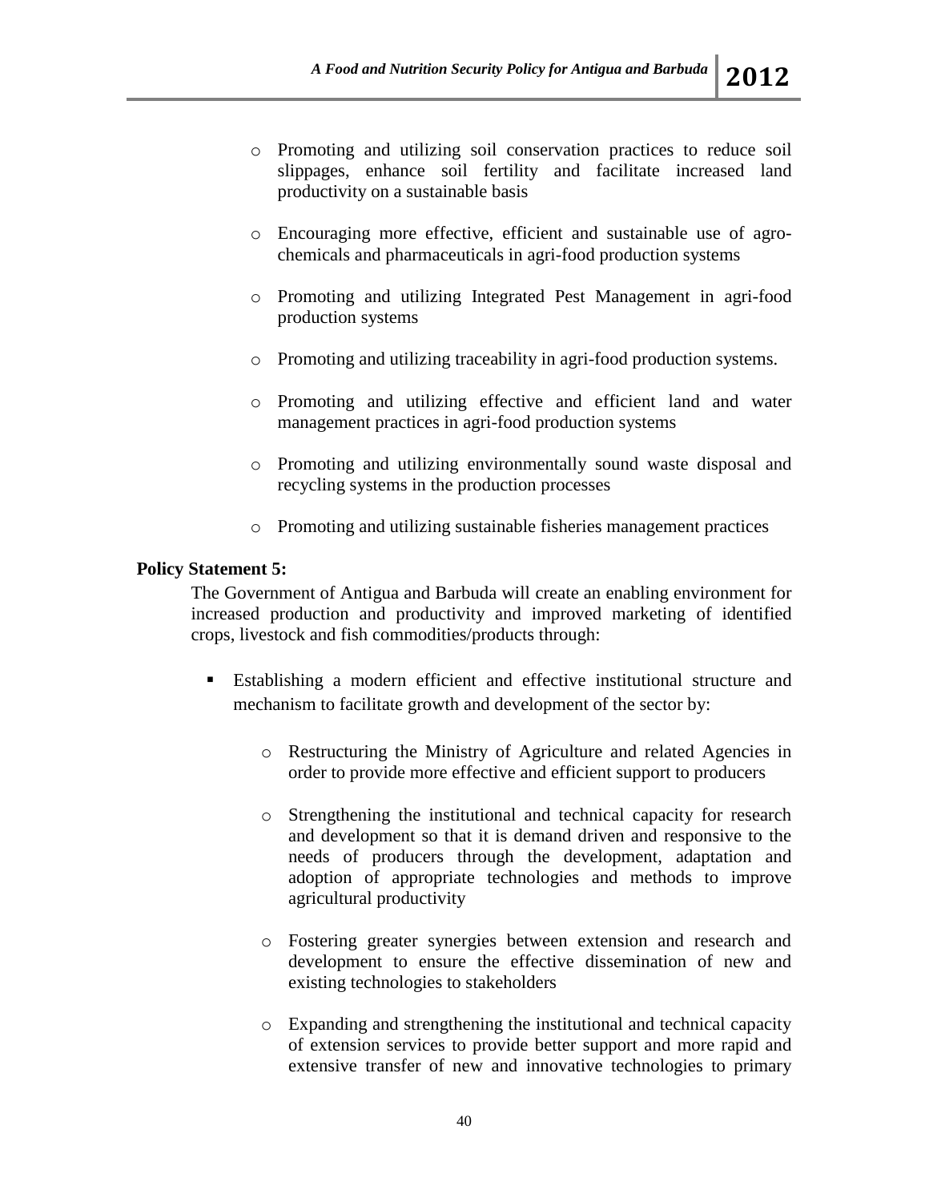- Promoting and utilizing soil conservation practices to reduce soil slippages, enhance soil fertility and facilitate increased land productivity on a sustainable basis

- Encouraging more effective, efficient and sustainable use of agro-chemicals and pharmaceuticals in agri-food production systems

- Promoting and utilizing Integrated Pest Management in agri-food production systems

- Promoting and utilizing traceability in agri-food production systems.

- Promoting and utilizing effective and efficient land and water management practices in agri-food production systems

- Promoting and utilizing environmentally sound waste disposal and recycling systems in the production processes

- Promoting and utilizing sustainable fisheries management practices

**Policy Statement 5:**

The Government of Antigua and Barbuda will create an enabling environment for increased production and productivity and improved marketing of identified crops, livestock and fish commodities/products through:

- Establishing a modern efficient and effective institutional structure and mechanism to facilitate growth and development of the sector by:

  - Restructuring the Ministry of Agriculture and related Agencies in order to provide more effective and efficient support to producers

  - Strengthening the institutional and technical capacity for research and development so that it is demand driven and responsive to the needs of producers through the development, adaptation and adoption of appropriate technologies and methods to improve agricultural productivity

  - Fostering greater synergies between extension and research and development to ensure the effective dissemination of new and existing technologies to stakeholders

  - Expanding and strengthening the institutional and technical capacity of extension services to provide better support and more rapid and extensive transfer of new and innovative technologies to primary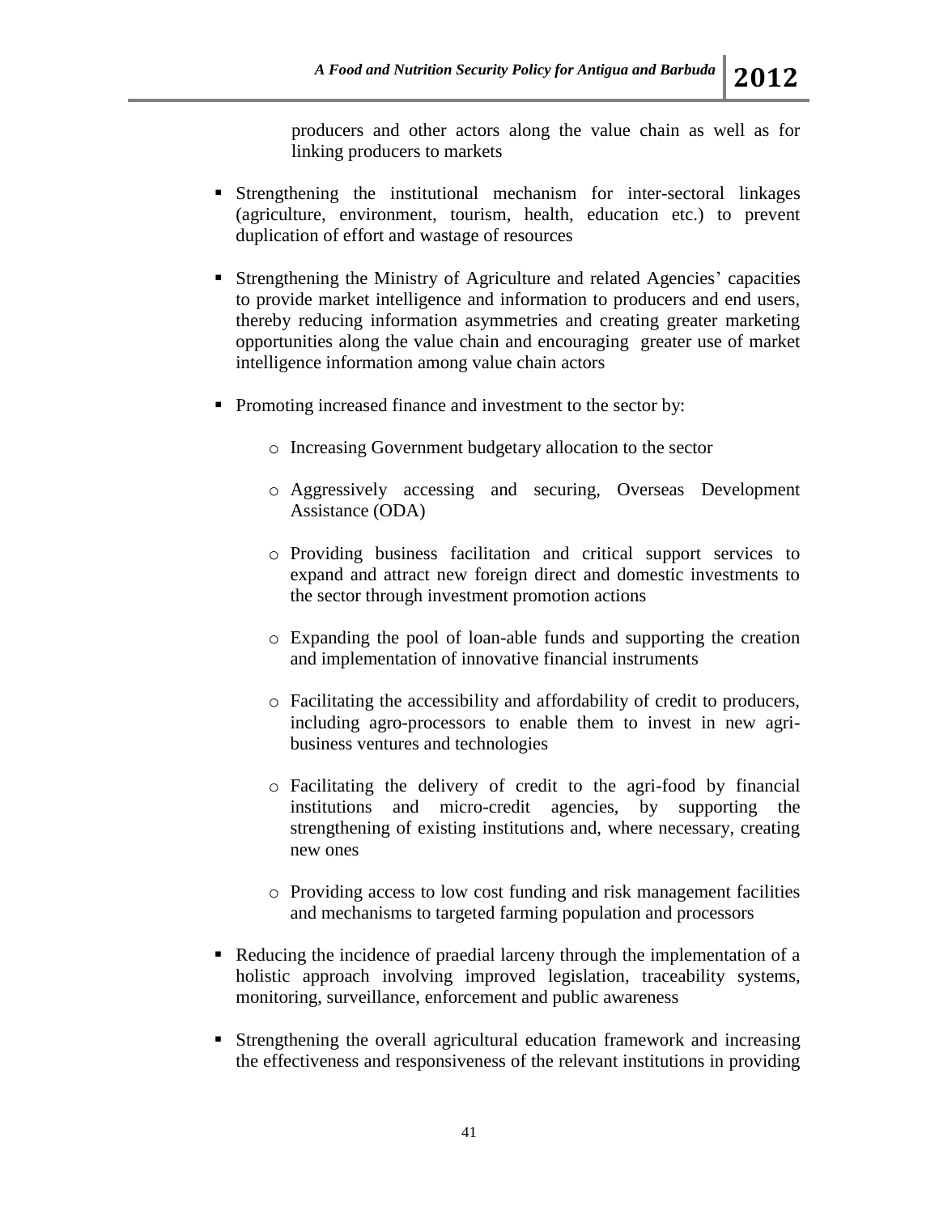producers and other actors along the value chain as well as for linking producers to markets

- Strengthening the institutional mechanism for inter-sectoral linkages (agriculture, environment, tourism, health, education etc.) to prevent duplication of effort and wastage of resources

- Strengthening the Ministry of Agriculture and related Agencies' capacities to provide market intelligence and information to producers and end users, thereby reducing information asymmetries and creating greater marketing opportunities along the value chain and encouraging greater use of market intelligence information among value chain actors

- Promoting increased finance and investment to the sector by:

  - Increasing Government budgetary allocation to the sector

  - Aggressively accessing and securing, Overseas Development Assistance (ODA)

  - Providing business facilitation and critical support services to expand and attract new foreign direct and domestic investments to the sector through investment promotion actions

  - Expanding the pool of loan-able funds and supporting the creation and implementation of innovative financial instruments

  - Facilitating the accessibility and affordability of credit to producers, including agro-processors to enable them to invest in new agri-business ventures and technologies

  - Facilitating the delivery of credit to the agri-food by financial institutions and micro-credit agencies, by supporting the strengthening of existing institutions and, where necessary, creating new ones

  - Providing access to low cost funding and risk management facilities and mechanisms to targeted farming population and processors

- Reducing the incidence of praedial larceny through the implementation of a holistic approach involving improved legislation, traceability systems, monitoring, surveillance, enforcement and public awareness

- Strengthening the overall agricultural education framework and increasing the effectiveness and responsiveness of the relevant institutions in providing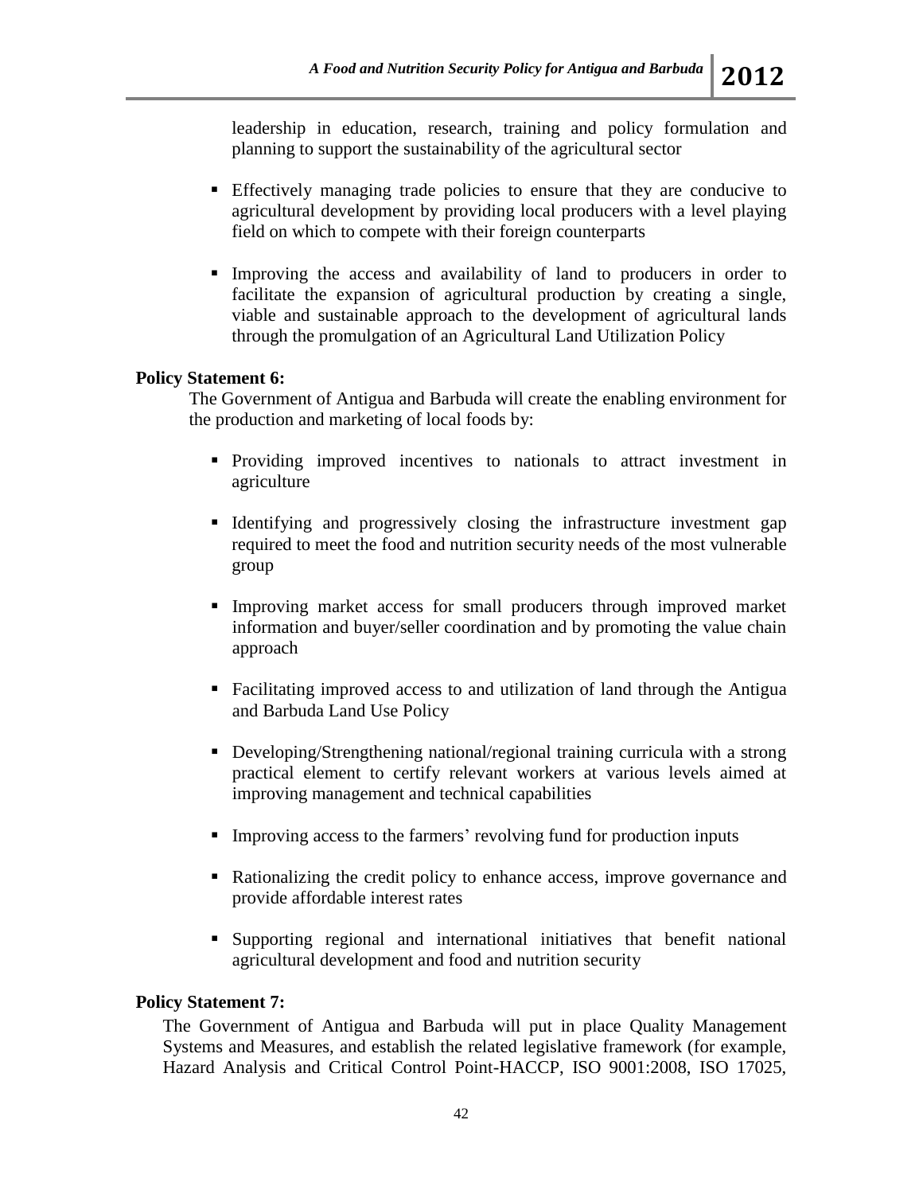leadership in education, research, training and policy formulation and planning to support the sustainability of the agricultural sector

- Effectively managing trade policies to ensure that they are conducive to agricultural development by providing local producers with a level playing field on which to compete with their foreign counterparts

- Improving the access and availability of land to producers in order to facilitate the expansion of agricultural production by creating a single, viable and sustainable approach to the development of agricultural lands through the promulgation of an Agricultural Land Utilization Policy

**Policy Statement 6:**

The Government of Antigua and Barbuda will create the enabling environment for the production and marketing of local foods by:

- Providing improved incentives to nationals to attract investment in agriculture

- Identifying and progressively closing the infrastructure investment gap required to meet the food and nutrition security needs of the most vulnerable group

- Improving market access for small producers through improved market information and buyer/seller coordination and by promoting the value chain approach

- Facilitating improved access to and utilization of land through the Antigua and Barbuda Land Use Policy

- Developing/Strengthening national/regional training curricula with a strong practical element to certify relevant workers at various levels aimed at improving management and technical capabilities

- Improving access to the farmers' revolving fund for production inputs

- Rationalizing the credit policy to enhance access, improve governance and provide affordable interest rates

- Supporting regional and international initiatives that benefit national agricultural development and food and nutrition security

**Policy Statement 7:**

The Government of Antigua and Barbuda will put in place Quality Management Systems and Measures, and establish the related legislative framework (for example, Hazard Analysis and Critical Control Point-HACCP, ISO 9001:2008, ISO 17025,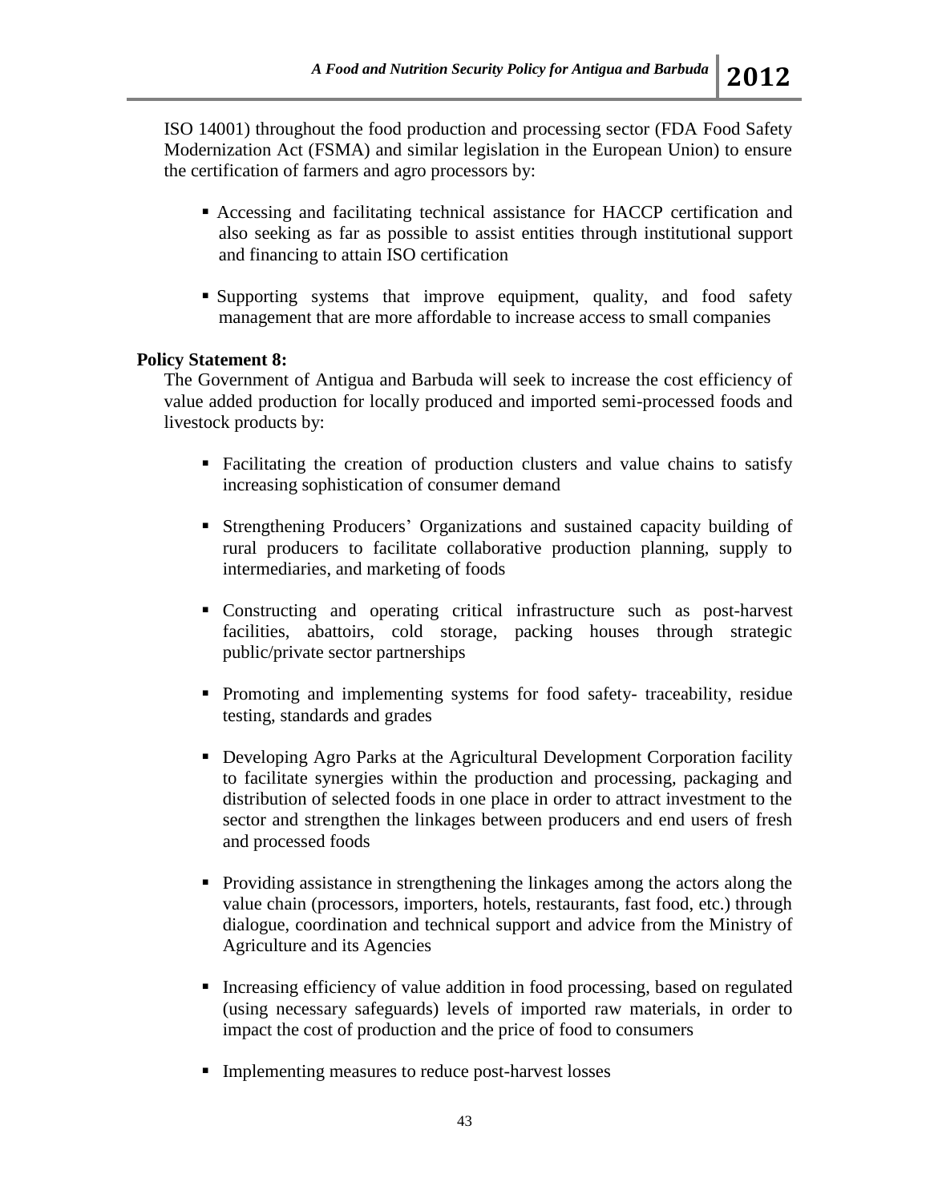ISO 14001) throughout the food production and processing sector (FDA Food Safety Modernization Act (FSMA) and similar legislation in the European Union) to ensure the certification of farmers and agro processors by:

- Accessing and facilitating technical assistance for HACCP certification and also seeking as far as possible to assist entities through institutional support and financing to attain ISO certification
- Supporting systems that improve equipment, quality, and food safety management that are more affordable to increase access to small companies

**Policy Statement 8:**

The Government of Antigua and Barbuda will seek to increase the cost efficiency of value added production for locally produced and imported semi-processed foods and livestock products by:

- Facilitating the creation of production clusters and value chains to satisfy increasing sophistication of consumer demand
- Strengthening Producers' Organizations and sustained capacity building of rural producers to facilitate collaborative production planning, supply to intermediaries, and marketing of foods
- Constructing and operating critical infrastructure such as post-harvest facilities, abattoirs, cold storage, packing houses through strategic public/private sector partnerships
- Promoting and implementing systems for food safety- traceability, residue testing, standards and grades
- Developing Agro Parks at the Agricultural Development Corporation facility to facilitate synergies within the production and processing, packaging and distribution of selected foods in one place in order to attract investment to the sector and strengthen the linkages between producers and end users of fresh and processed foods
- Providing assistance in strengthening the linkages among the actors along the value chain (processors, importers, hotels, restaurants, fast food, etc.) through dialogue, coordination and technical support and advice from the Ministry of Agriculture and its Agencies
- Increasing efficiency of value addition in food processing, based on regulated (using necessary safeguards) levels of imported raw materials, in order to impact the cost of production and the price of food to consumers
- Implementing measures to reduce post-harvest losses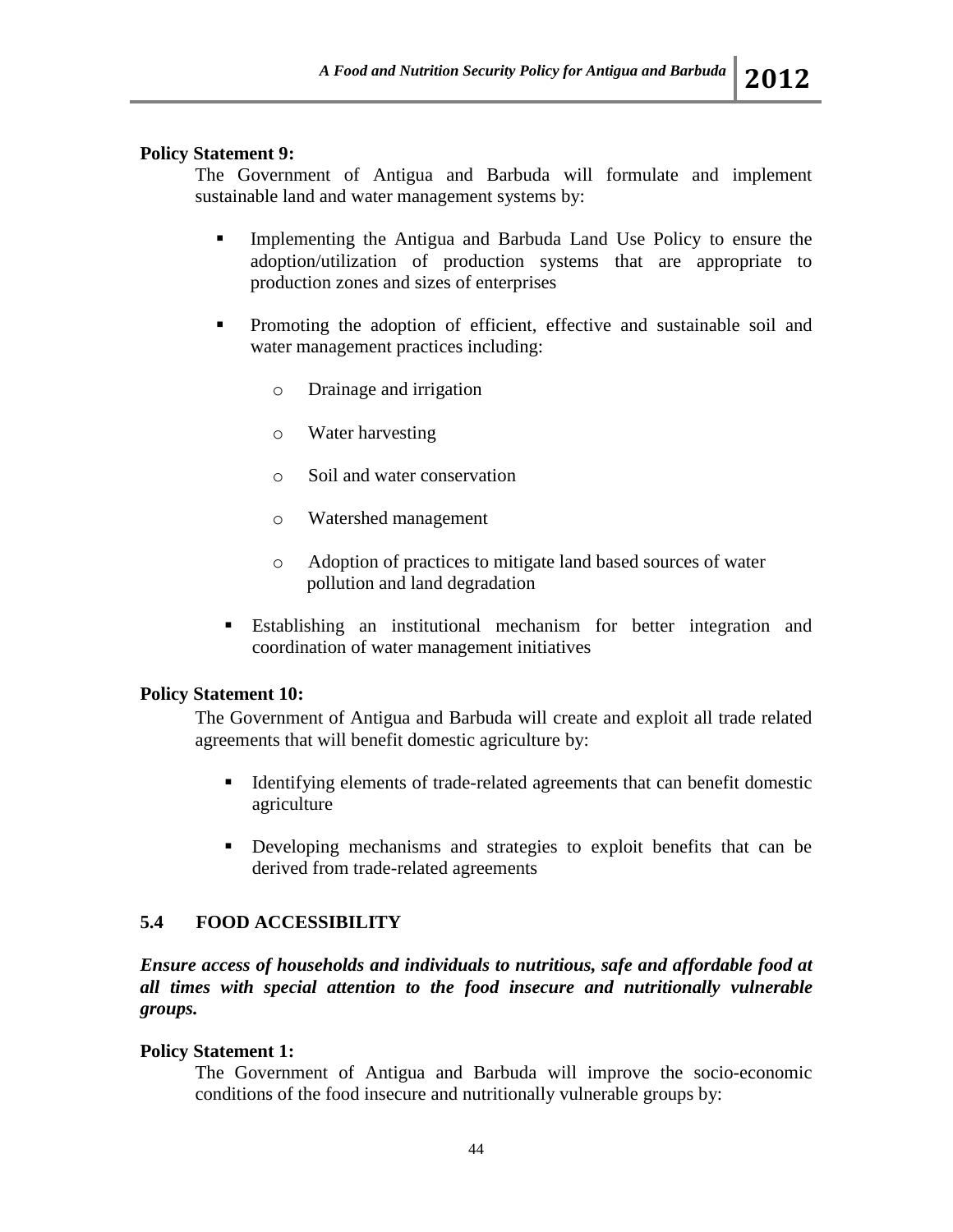**Policy Statement 9:**

The Government of Antigua and Barbuda will formulate and implement sustainable land and water management systems by:

- Implementing the Antigua and Barbuda Land Use Policy to ensure the adoption/utilization of production systems that are appropriate to production zones and sizes of enterprises
- Promoting the adoption of efficient, effective and sustainable soil and water management practices including:
    - Drainage and irrigation
    - Water harvesting
    - Soil and water conservation
    - Watershed management
    - Adoption of practices to mitigate land based sources of water pollution and land degradation
- Establishing an institutional mechanism for better integration and coordination of water management initiatives

**Policy Statement 10:**

The Government of Antigua and Barbuda will create and exploit all trade related agreements that will benefit domestic agriculture by:

- Identifying elements of trade-related agreements that can benefit domestic agriculture
- Developing mechanisms and strategies to exploit benefits that can be derived from trade-related agreements

## 5.4 FOOD ACCESSIBILITY

***Ensure access of households and individuals to nutritious, safe and affordable food at all times with special attention to the food insecure and nutritionally vulnerable groups.***

**Policy Statement 1:**

The Government of Antigua and Barbuda will improve the socio-economic conditions of the food insecure and nutritionally vulnerable groups by: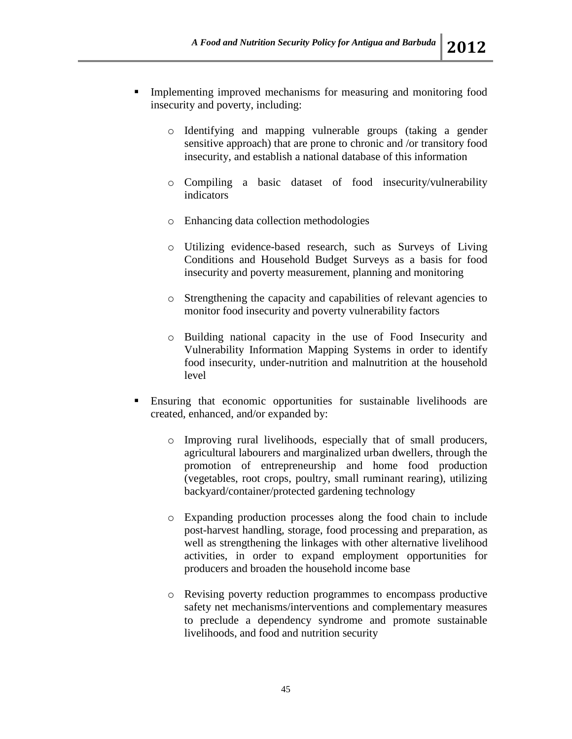- Implementing improved mechanisms for measuring and monitoring food insecurity and poverty, including:

    - Identifying and mapping vulnerable groups (taking a gender sensitive approach) that are prone to chronic and /or transitory food insecurity, and establish a national database of this information

    - Compiling a basic dataset of food insecurity/vulnerability indicators

    - Enhancing data collection methodologies

    - Utilizing evidence-based research, such as Surveys of Living Conditions and Household Budget Surveys as a basis for food insecurity and poverty measurement, planning and monitoring

    - Strengthening the capacity and capabilities of relevant agencies to monitor food insecurity and poverty vulnerability factors

    - Building national capacity in the use of Food Insecurity and Vulnerability Information Mapping Systems in order to identify food insecurity, under-nutrition and malnutrition at the household level

- Ensuring that economic opportunities for sustainable livelihoods are created, enhanced, and/or expanded by:

    - Improving rural livelihoods, especially that of small producers, agricultural labourers and marginalized urban dwellers, through the promotion of entrepreneurship and home food production (vegetables, root crops, poultry, small ruminant rearing), utilizing backyard/container/protected gardening technology

    - Expanding production processes along the food chain to include post-harvest handling, storage, food processing and preparation, as well as strengthening the linkages with other alternative livelihood activities, in order to expand employment opportunities for producers and broaden the household income base

    - Revising poverty reduction programmes to encompass productive safety net mechanisms/interventions and complementary measures to preclude a dependency syndrome and promote sustainable livelihoods, and food and nutrition security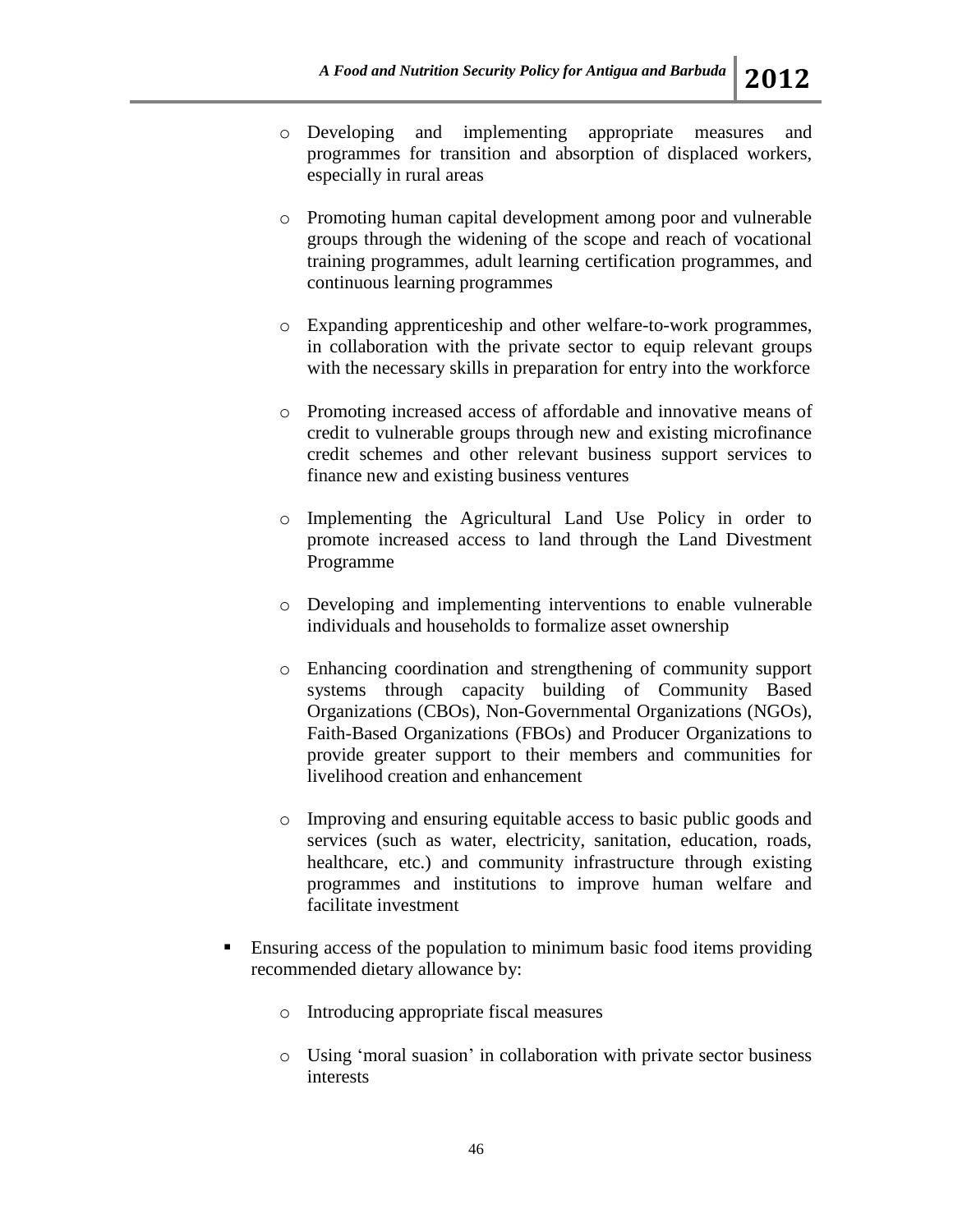- Developing and implementing appropriate measures and programmes for transition and absorption of displaced workers, especially in rural areas

    - Promoting human capital development among poor and vulnerable groups through the widening of the scope and reach of vocational training programmes, adult learning certification programmes, and continuous learning programmes

    - Expanding apprenticeship and other welfare-to-work programmes, in collaboration with the private sector to equip relevant groups with the necessary skills in preparation for entry into the workforce

    - Promoting increased access of affordable and innovative means of credit to vulnerable groups through new and existing microfinance credit schemes and other relevant business support services to finance new and existing business ventures

    - Implementing the Agricultural Land Use Policy in order to promote increased access to land through the Land Divestment Programme

    - Developing and implementing interventions to enable vulnerable individuals and households to formalize asset ownership

    - Enhancing coordination and strengthening of community support systems through capacity building of Community Based Organizations (CBOs), Non-Governmental Organizations (NGOs), Faith-Based Organizations (FBOs) and Producer Organizations to provide greater support to their members and communities for livelihood creation and enhancement

    - Improving and ensuring equitable access to basic public goods and services (such as water, electricity, sanitation, education, roads, healthcare, etc.) and community infrastructure through existing programmes and institutions to improve human welfare and facilitate investment

- Ensuring access of the population to minimum basic food items providing recommended dietary allowance by:

    - Introducing appropriate fiscal measures

    - Using 'moral suasion' in collaboration with private sector business interests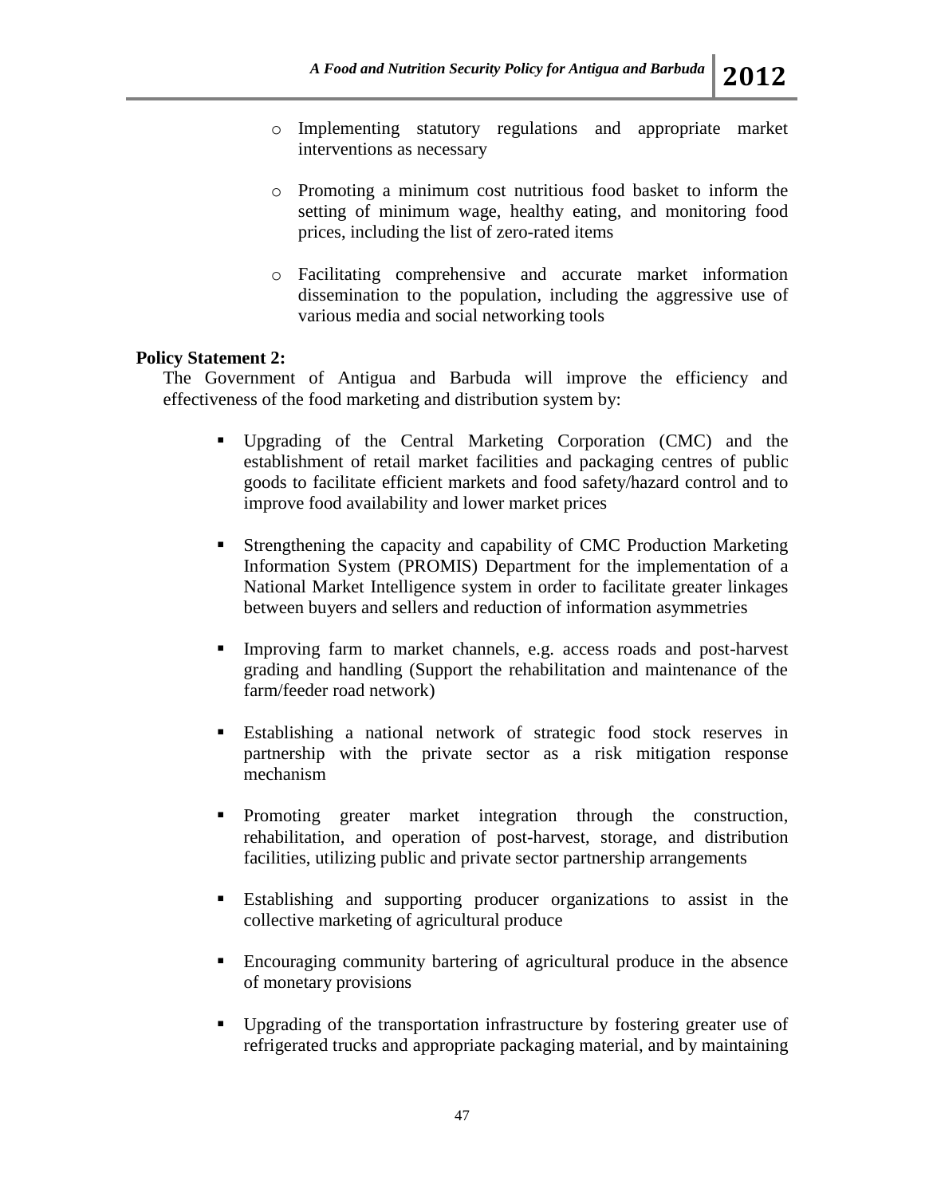- Implementing statutory regulations and appropriate market interventions as necessary

- Promoting a minimum cost nutritious food basket to inform the setting of minimum wage, healthy eating, and monitoring food prices, including the list of zero-rated items

- Facilitating comprehensive and accurate market information dissemination to the population, including the aggressive use of various media and social networking tools

**Policy Statement 2:**

The Government of Antigua and Barbuda will improve the efficiency and effectiveness of the food marketing and distribution system by:

- Upgrading of the Central Marketing Corporation (CMC) and the establishment of retail market facilities and packaging centres of public goods to facilitate efficient markets and food safety/hazard control and to improve food availability and lower market prices

- Strengthening the capacity and capability of CMC Production Marketing Information System (PROMIS) Department for the implementation of a National Market Intelligence system in order to facilitate greater linkages between buyers and sellers and reduction of information asymmetries

- Improving farm to market channels, e.g. access roads and post-harvest grading and handling (Support the rehabilitation and maintenance of the farm/feeder road network)

- Establishing a national network of strategic food stock reserves in partnership with the private sector as a risk mitigation response mechanism

- Promoting greater market integration through the construction, rehabilitation, and operation of post-harvest, storage, and distribution facilities, utilizing public and private sector partnership arrangements

- Establishing and supporting producer organizations to assist in the collective marketing of agricultural produce

- Encouraging community bartering of agricultural produce in the absence of monetary provisions

- Upgrading of the transportation infrastructure by fostering greater use of refrigerated trucks and appropriate packaging material, and by maintaining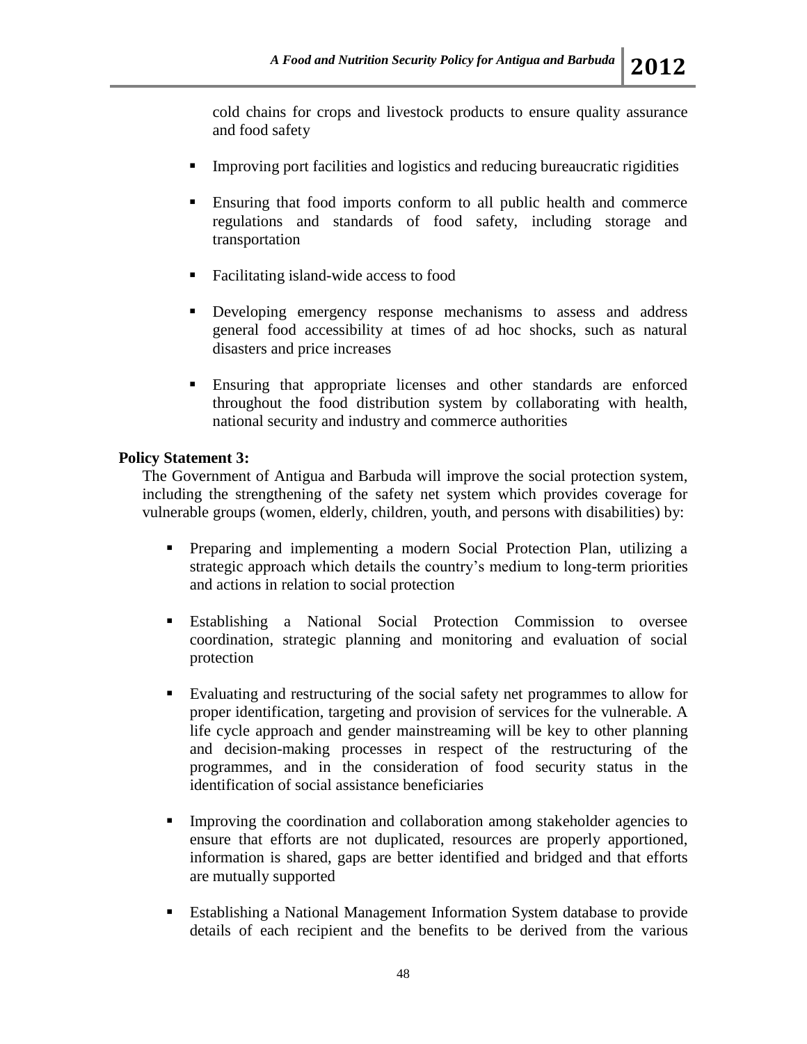cold chains for crops and livestock products to ensure quality assurance and food safety

- Improving port facilities and logistics and reducing bureaucratic rigidities
- Ensuring that food imports conform to all public health and commerce regulations and standards of food safety, including storage and transportation
- Facilitating island-wide access to food
- Developing emergency response mechanisms to assess and address general food accessibility at times of ad hoc shocks, such as natural disasters and price increases
- Ensuring that appropriate licenses and other standards are enforced throughout the food distribution system by collaborating with health, national security and industry and commerce authorities

**Policy Statement 3:**

The Government of Antigua and Barbuda will improve the social protection system, including the strengthening of the safety net system which provides coverage for vulnerable groups (women, elderly, children, youth, and persons with disabilities) by:

- Preparing and implementing a modern Social Protection Plan, utilizing a strategic approach which details the country's medium to long-term priorities and actions in relation to social protection
- Establishing a National Social Protection Commission to oversee coordination, strategic planning and monitoring and evaluation of social protection
- Evaluating and restructuring of the social safety net programmes to allow for proper identification, targeting and provision of services for the vulnerable. A life cycle approach and gender mainstreaming will be key to other planning and decision-making processes in respect of the restructuring of the programmes, and in the consideration of food security status in the identification of social assistance beneficiaries
- Improving the coordination and collaboration among stakeholder agencies to ensure that efforts are not duplicated, resources are properly apportioned, information is shared, gaps are better identified and bridged and that efforts are mutually supported
- Establishing a National Management Information System database to provide details of each recipient and the benefits to be derived from the various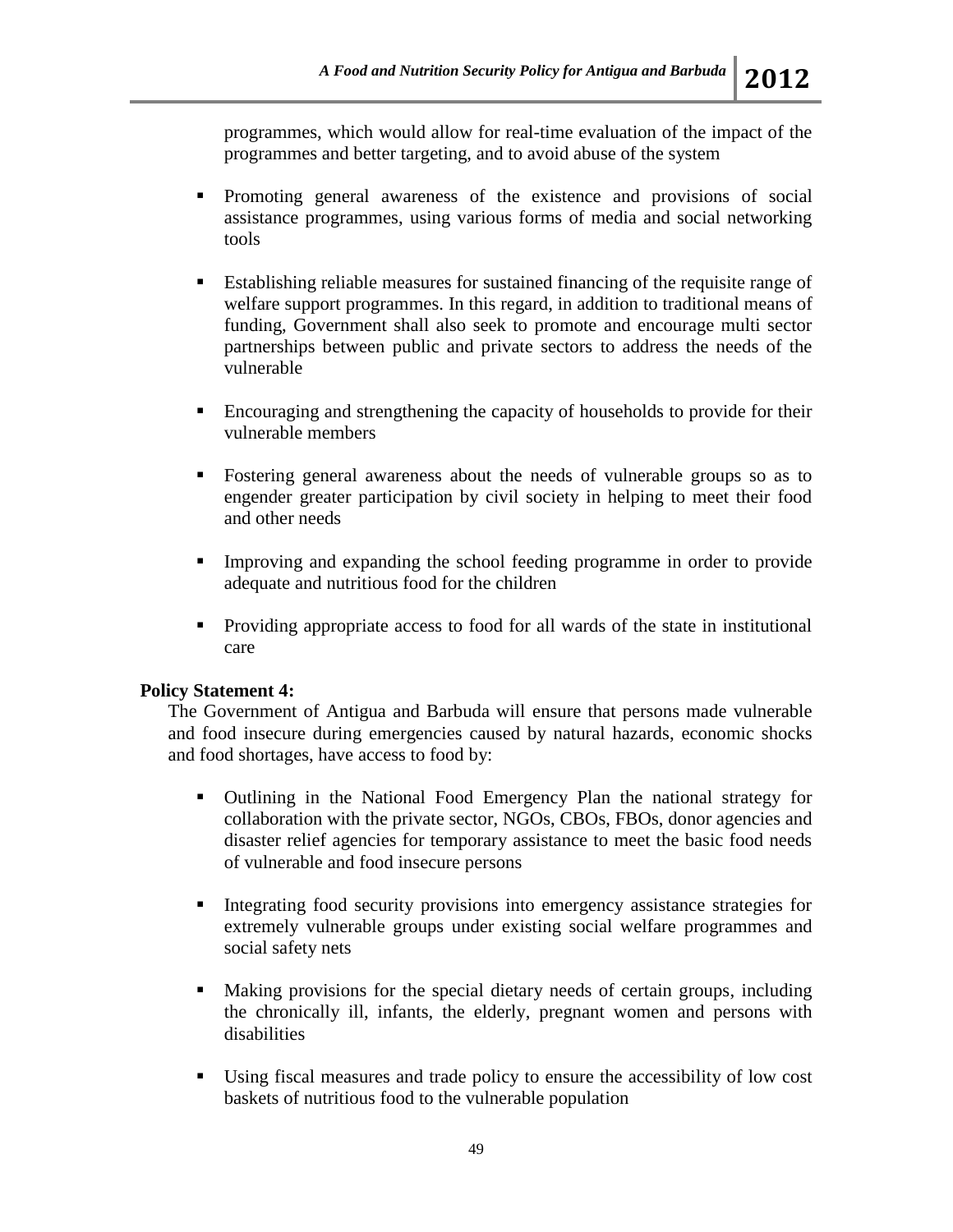programmes, which would allow for real-time evaluation of the impact of the programmes and better targeting, and to avoid abuse of the system

- Promoting general awareness of the existence and provisions of social assistance programmes, using various forms of media and social networking tools
- Establishing reliable measures for sustained financing of the requisite range of welfare support programmes. In this regard, in addition to traditional means of funding, Government shall also seek to promote and encourage multi sector partnerships between public and private sectors to address the needs of the vulnerable
- Encouraging and strengthening the capacity of households to provide for their vulnerable members
- Fostering general awareness about the needs of vulnerable groups so as to engender greater participation by civil society in helping to meet their food and other needs
- Improving and expanding the school feeding programme in order to provide adequate and nutritious food for the children
- Providing appropriate access to food for all wards of the state in institutional care

**Policy Statement 4:**

The Government of Antigua and Barbuda will ensure that persons made vulnerable and food insecure during emergencies caused by natural hazards, economic shocks and food shortages, have access to food by:

- Outlining in the National Food Emergency Plan the national strategy for collaboration with the private sector, NGOs, CBOs, FBOs, donor agencies and disaster relief agencies for temporary assistance to meet the basic food needs of vulnerable and food insecure persons
- Integrating food security provisions into emergency assistance strategies for extremely vulnerable groups under existing social welfare programmes and social safety nets
- Making provisions for the special dietary needs of certain groups, including the chronically ill, infants, the elderly, pregnant women and persons with disabilities
- Using fiscal measures and trade policy to ensure the accessibility of low cost baskets of nutritious food to the vulnerable population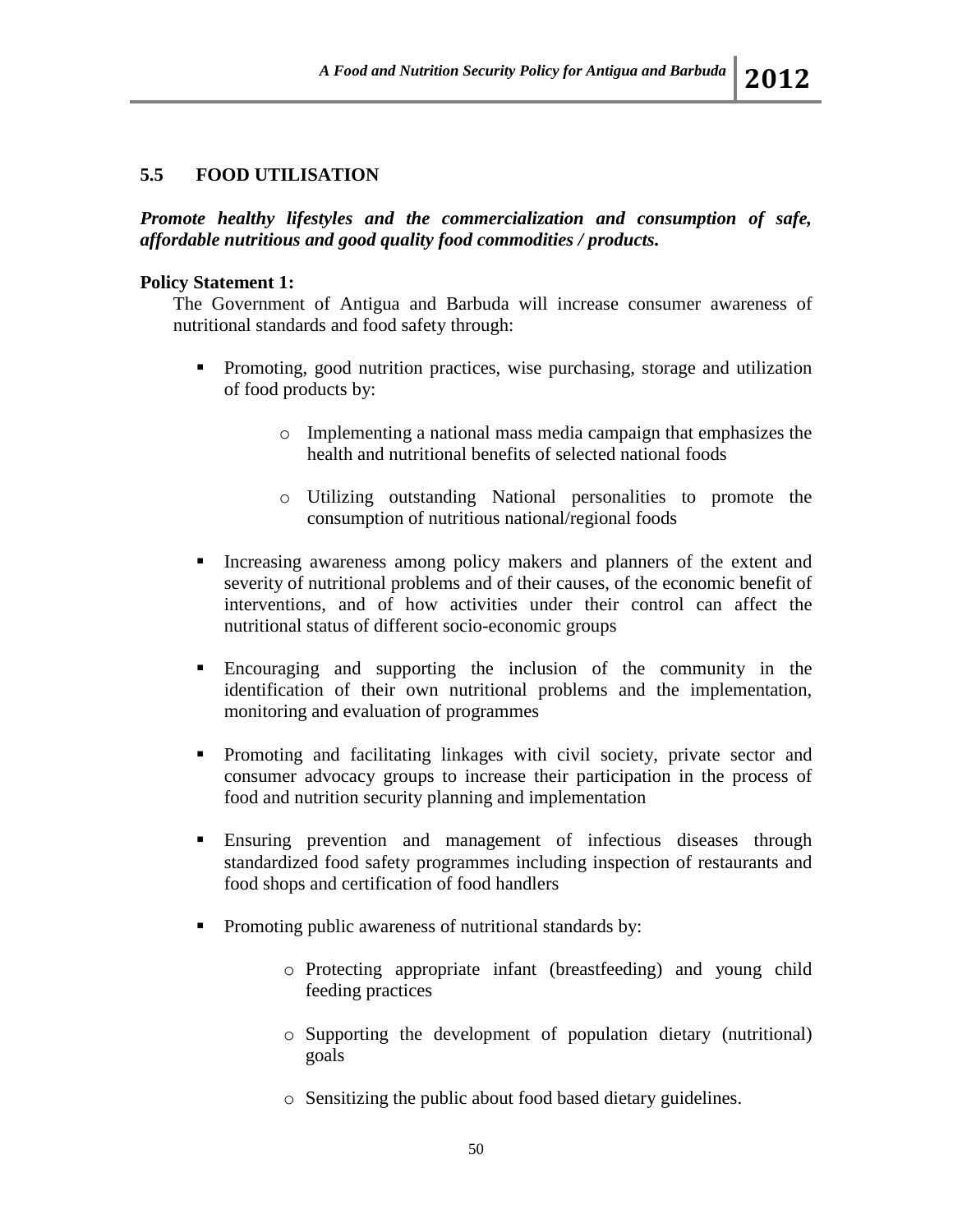## 5.5 FOOD UTILISATION

***Promote healthy lifestyles and the commercialization and consumption of safe, affordable nutritious and good quality food commodities / products.***

**Policy Statement 1:**

The Government of Antigua and Barbuda will increase consumer awareness of nutritional standards and food safety through:

- Promoting, good nutrition practices, wise purchasing, storage and utilization of food products by:
  - Implementing a national mass media campaign that emphasizes the health and nutritional benefits of selected national foods
  - Utilizing outstanding National personalities to promote the consumption of nutritious national/regional foods
- Increasing awareness among policy makers and planners of the extent and severity of nutritional problems and of their causes, of the economic benefit of interventions, and of how activities under their control can affect the nutritional status of different socio-economic groups
- Encouraging and supporting the inclusion of the community in the identification of their own nutritional problems and the implementation, monitoring and evaluation of programmes
- Promoting and facilitating linkages with civil society, private sector and consumer advocacy groups to increase their participation in the process of food and nutrition security planning and implementation
- Ensuring prevention and management of infectious diseases through standardized food safety programmes including inspection of restaurants and food shops and certification of food handlers
- Promoting public awareness of nutritional standards by:
  - Protecting appropriate infant (breastfeeding) and young child feeding practices
  - Supporting the development of population dietary (nutritional) goals
  - Sensitizing the public about food based dietary guidelines.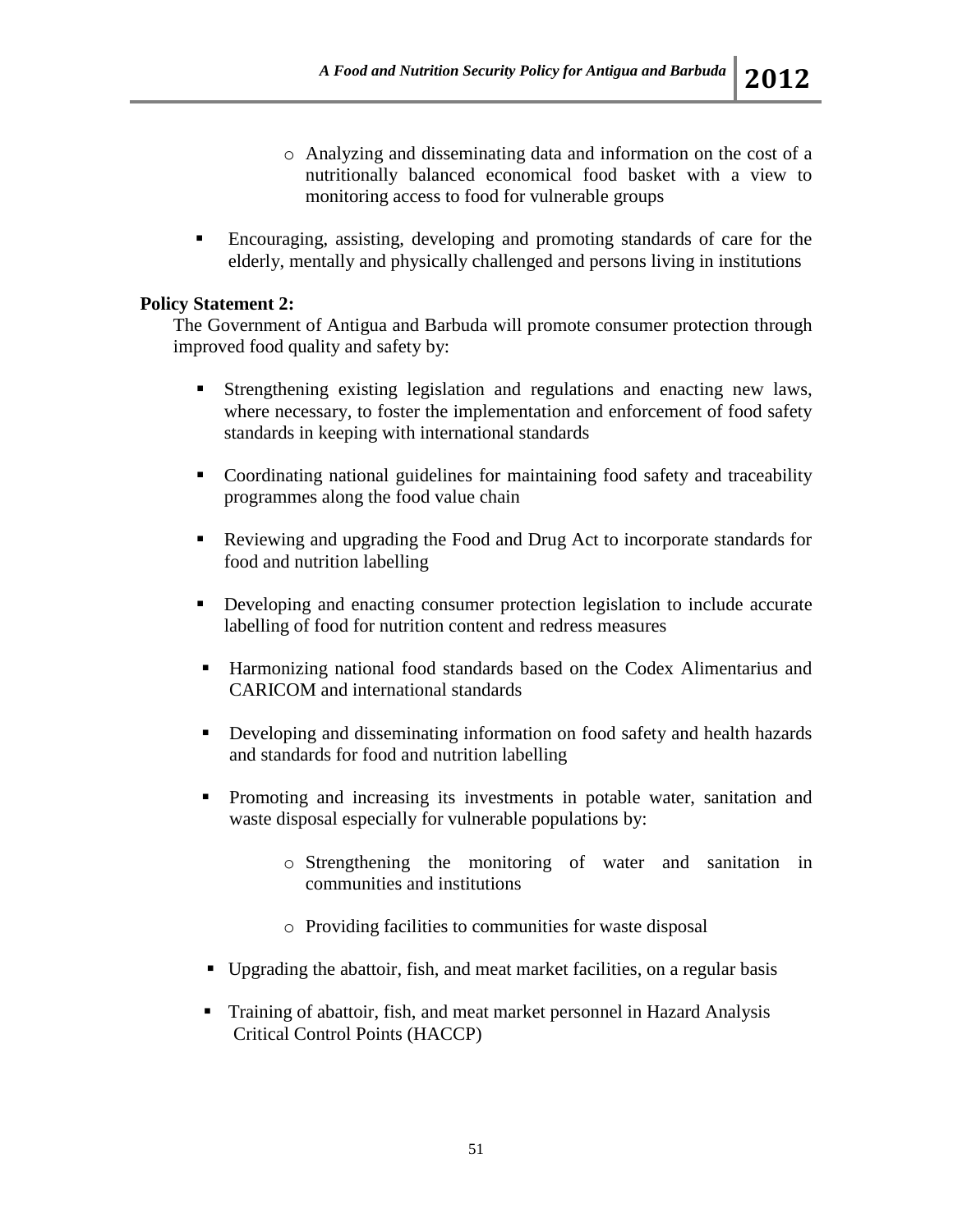- Analyzing and disseminating data and information on the cost of a nutritionally balanced economical food basket with a view to monitoring access to food for vulnerable groups

- Encouraging, assisting, developing and promoting standards of care for the elderly, mentally and physically challenged and persons living in institutions

**Policy Statement 2:**

The Government of Antigua and Barbuda will promote consumer protection through improved food quality and safety by:

- Strengthening existing legislation and regulations and enacting new laws, where necessary, to foster the implementation and enforcement of food safety standards in keeping with international standards

- Coordinating national guidelines for maintaining food safety and traceability programmes along the food value chain

- Reviewing and upgrading the Food and Drug Act to incorporate standards for food and nutrition labelling

- Developing and enacting consumer protection legislation to include accurate labelling of food for nutrition content and redress measures

- Harmonizing national food standards based on the Codex Alimentarius and CARICOM and international standards

- Developing and disseminating information on food safety and health hazards and standards for food and nutrition labelling

- Promoting and increasing its investments in potable water, sanitation and waste disposal especially for vulnerable populations by:

    - Strengthening the monitoring of water and sanitation in communities and institutions

    - Providing facilities to communities for waste disposal

- Upgrading the abattoir, fish, and meat market facilities, on a regular basis

- Training of abattoir, fish, and meat market personnel in Hazard Analysis Critical Control Points (HACCP)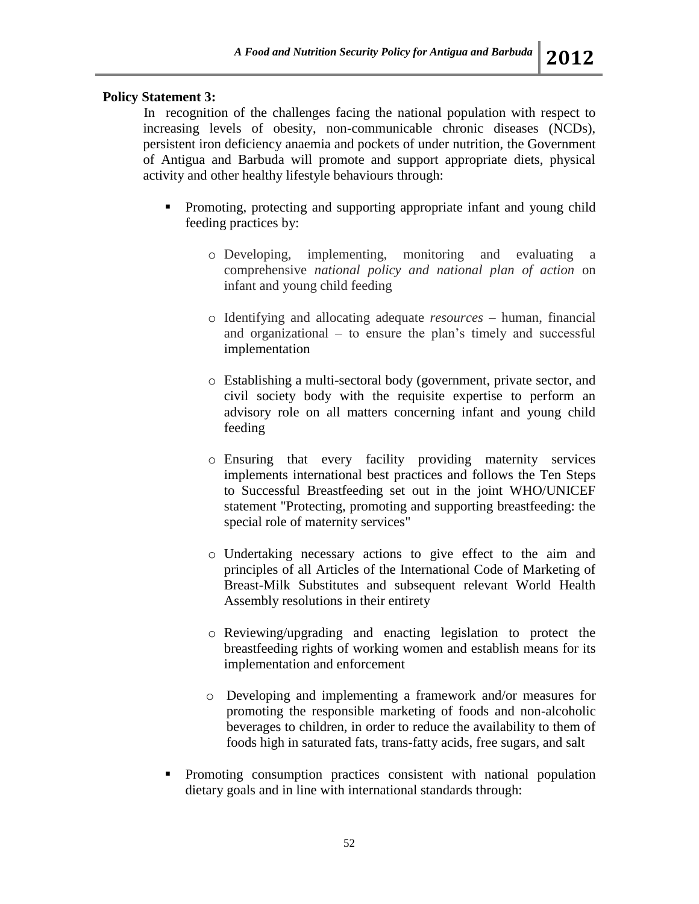**Policy Statement 3:**

In recognition of the challenges facing the national population with respect to increasing levels of obesity, non-communicable chronic diseases (NCDs), persistent iron deficiency anaemia and pockets of under nutrition, the Government of Antigua and Barbuda will promote and support appropriate diets, physical activity and other healthy lifestyle behaviours through:

- Promoting, protecting and supporting appropriate infant and young child feeding practices by:
  - Developing, implementing, monitoring and evaluating a comprehensive *national policy and national plan of action* on infant and young child feeding
  - Identifying and allocating adequate *resources* – human, financial and organizational – to ensure the plan's timely and successful implementation
  - Establishing a multi-sectoral body (government, private sector, and civil society body with the requisite expertise to perform an advisory role on all matters concerning infant and young child feeding
  - Ensuring that every facility providing maternity services implements international best practices and follows the Ten Steps to Successful Breastfeeding set out in the joint WHO/UNICEF statement "Protecting, promoting and supporting breastfeeding: the special role of maternity services"
  - Undertaking necessary actions to give effect to the aim and principles of all Articles of the International Code of Marketing of Breast-Milk Substitutes and subsequent relevant World Health Assembly resolutions in their entirety
  - Reviewing/upgrading and enacting legislation to protect the breastfeeding rights of working women and establish means for its implementation and enforcement
  - Developing and implementing a framework and/or measures for promoting the responsible marketing of foods and non-alcoholic beverages to children, in order to reduce the availability to them of foods high in saturated fats, trans-fatty acids, free sugars, and salt
- Promoting consumption practices consistent with national population dietary goals and in line with international standards through: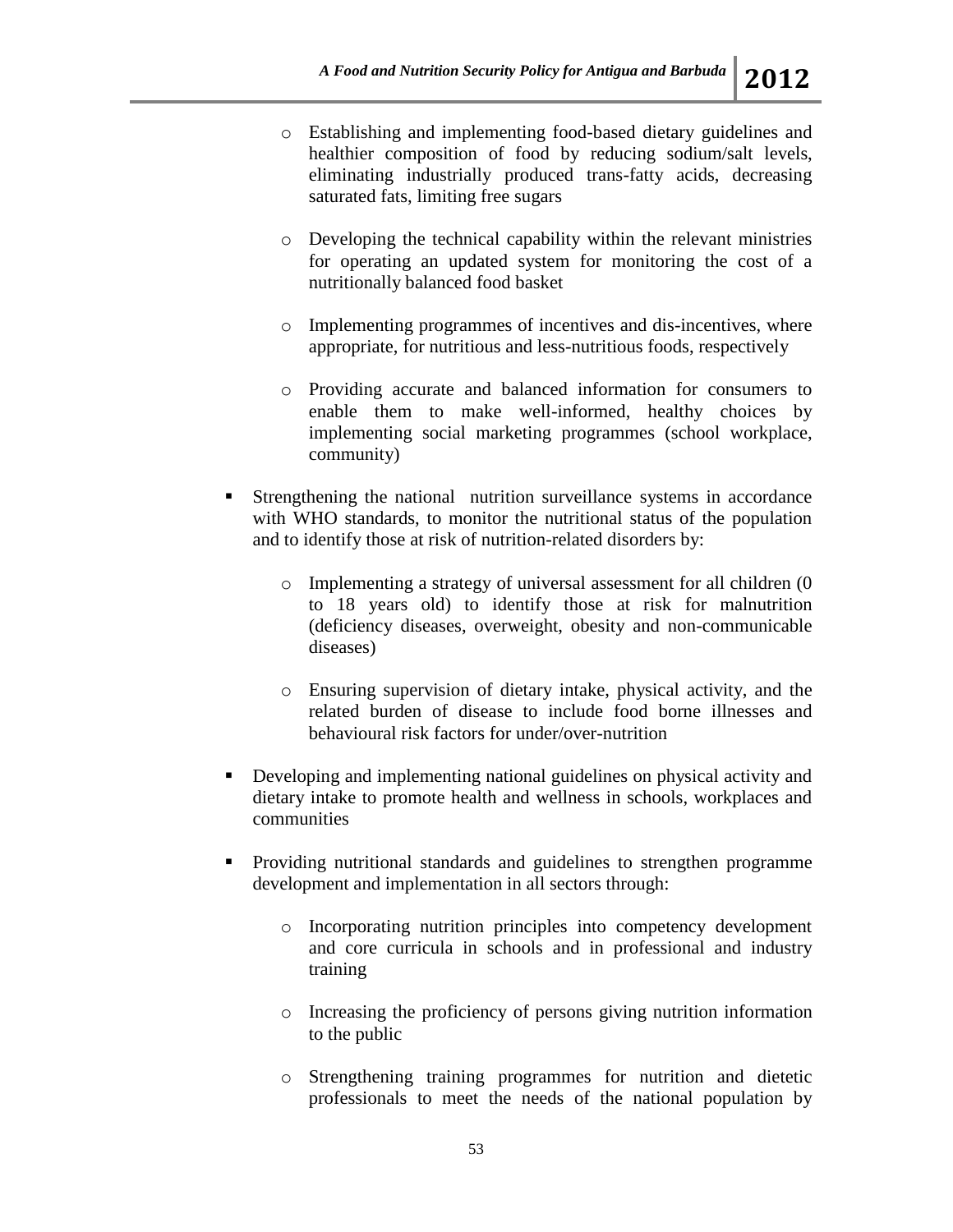- Establishing and implementing food-based dietary guidelines and healthier composition of food by reducing sodium/salt levels, eliminating industrially produced trans-fatty acids, decreasing saturated fats, limiting free sugars

   - Developing the technical capability within the relevant ministries for operating an updated system for monitoring the cost of a nutritionally balanced food basket

   - Implementing programmes of incentives and dis-incentives, where appropriate, for nutritious and less-nutritious foods, respectively

   - Providing accurate and balanced information for consumers to enable them to make well-informed, healthy choices by implementing social marketing programmes (school workplace, community)

- Strengthening the national nutrition surveillance systems in accordance with WHO standards, to monitor the nutritional status of the population and to identify those at risk of nutrition-related disorders by:

   - Implementing a strategy of universal assessment for all children (0 to 18 years old) to identify those at risk for malnutrition (deficiency diseases, overweight, obesity and non-communicable diseases)

   - Ensuring supervision of dietary intake, physical activity, and the related burden of disease to include food borne illnesses and behavioural risk factors for under/over-nutrition

- Developing and implementing national guidelines on physical activity and dietary intake to promote health and wellness in schools, workplaces and communities

- Providing nutritional standards and guidelines to strengthen programme development and implementation in all sectors through:

   - Incorporating nutrition principles into competency development and core curricula in schools and in professional and industry training

   - Increasing the proficiency of persons giving nutrition information to the public

   - Strengthening training programmes for nutrition and dietetic professionals to meet the needs of the national population by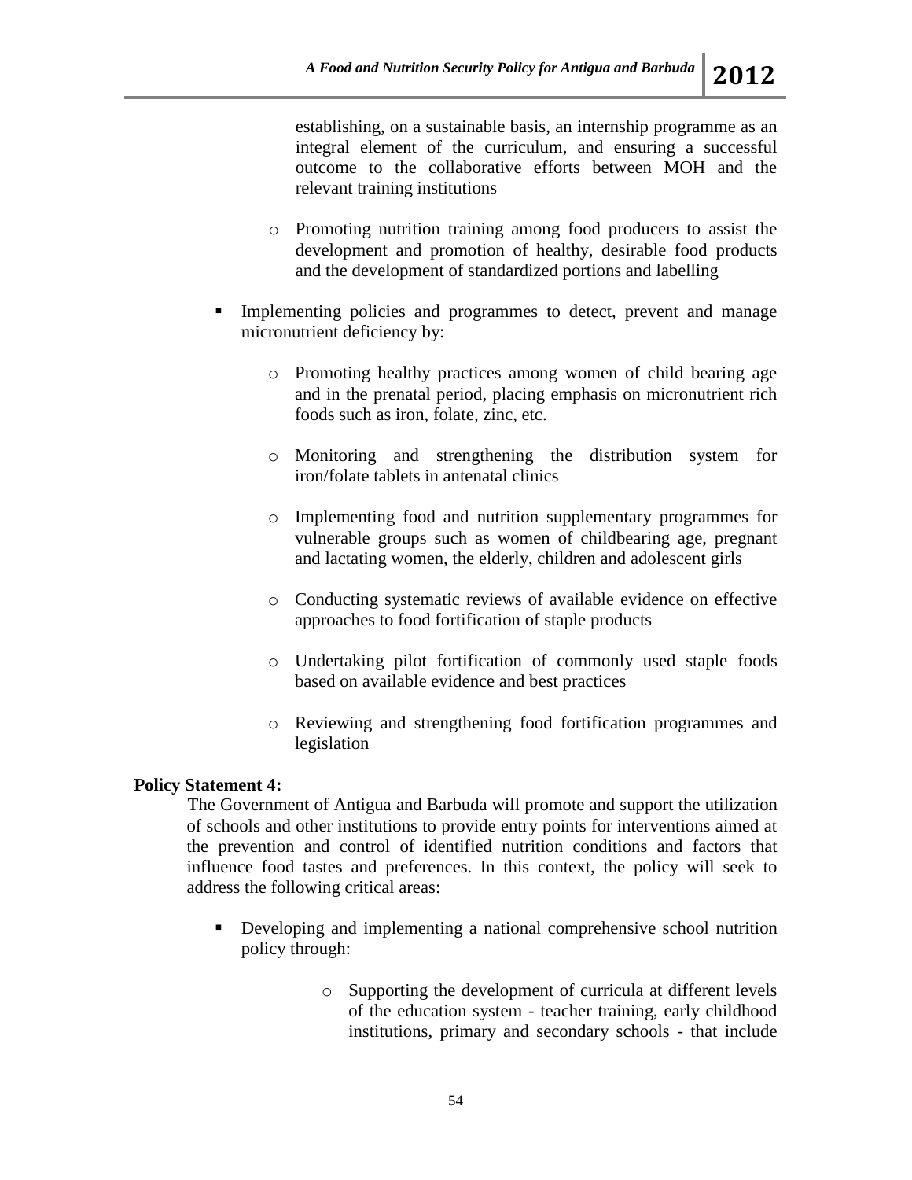establishing, on a sustainable basis, an internship programme as an integral element of the curriculum, and ensuring a successful outcome to the collaborative efforts between MOH and the relevant training institutions

  - Promoting nutrition training among food producers to assist the development and promotion of healthy, desirable food products and the development of standardized portions and labelling

- Implementing policies and programmes to detect, prevent and manage micronutrient deficiency by:

  - Promoting healthy practices among women of child bearing age and in the prenatal period, placing emphasis on micronutrient rich foods such as iron, folate, zinc, etc.

  - Monitoring and strengthening the distribution system for iron/folate tablets in antenatal clinics

  - Implementing food and nutrition supplementary programmes for vulnerable groups such as women of childbearing age, pregnant and lactating women, the elderly, children and adolescent girls

  - Conducting systematic reviews of available evidence on effective approaches to food fortification of staple products

  - Undertaking pilot fortification of commonly used staple foods based on available evidence and best practices

  - Reviewing and strengthening food fortification programmes and legislation

**Policy Statement 4:**

The Government of Antigua and Barbuda will promote and support the utilization of schools and other institutions to provide entry points for interventions aimed at the prevention and control of identified nutrition conditions and factors that influence food tastes and preferences. In this context, the policy will seek to address the following critical areas:

- Developing and implementing a national comprehensive school nutrition policy through:

  - Supporting the development of curricula at different levels of the education system - teacher training, early childhood institutions, primary and secondary schools - that include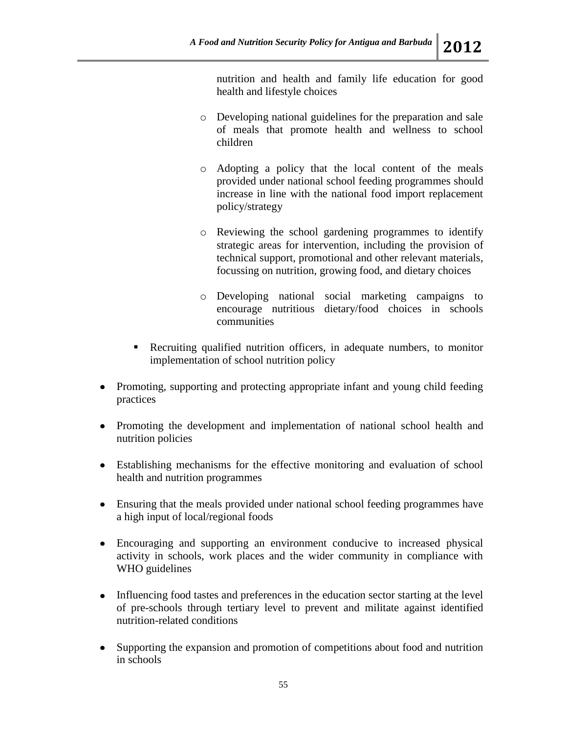nutrition and health and family life education for good health and lifestyle choices

        - Developing national guidelines for the preparation and sale of meals that promote health and wellness to school children

        - Adopting a policy that the local content of the meals provided under national school feeding programmes should increase in line with the national food import replacement policy/strategy

        - Reviewing the school gardening programmes to identify strategic areas for intervention, including the provision of technical support, promotional and other relevant materials, focussing on nutrition, growing food, and dietary choices

        - Developing national social marketing campaigns to encourage nutritious dietary/food choices in schools communities

    - Recruiting qualified nutrition officers, in adequate numbers, to monitor implementation of school nutrition policy

- Promoting, supporting and protecting appropriate infant and young child feeding practices

- Promoting the development and implementation of national school health and nutrition policies

- Establishing mechanisms for the effective monitoring and evaluation of school health and nutrition programmes

- Ensuring that the meals provided under national school feeding programmes have a high input of local/regional foods

- Encouraging and supporting an environment conducive to increased physical activity in schools, work places and the wider community in compliance with WHO guidelines

- Influencing food tastes and preferences in the education sector starting at the level of pre-schools through tertiary level to prevent and militate against identified nutrition-related conditions

- Supporting the expansion and promotion of competitions about food and nutrition in schools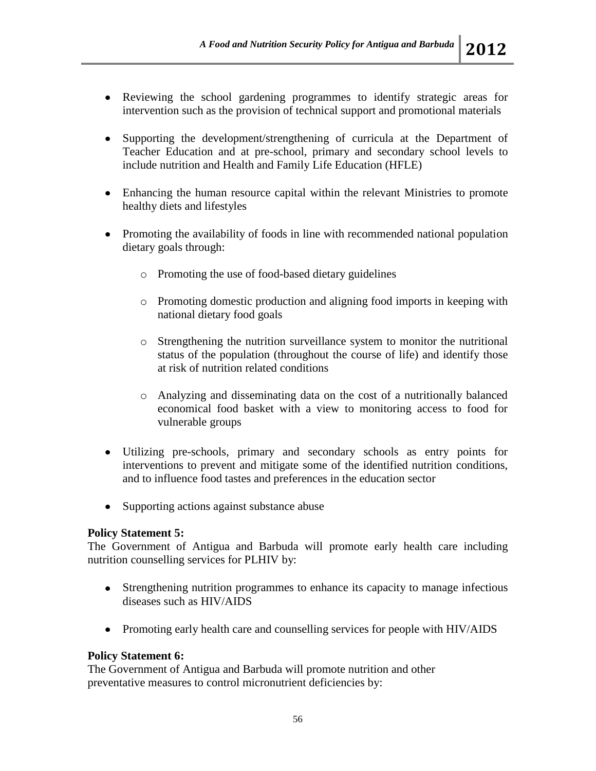- Reviewing the school gardening programmes to identify strategic areas for intervention such as the provision of technical support and promotional materials

- Supporting the development/strengthening of curricula at the Department of Teacher Education and at pre-school, primary and secondary school levels to include nutrition and Health and Family Life Education (HFLE)

- Enhancing the human resource capital within the relevant Ministries to promote healthy diets and lifestyles

- Promoting the availability of foods in line with recommended national population dietary goals through:

    - Promoting the use of food-based dietary guidelines

    - Promoting domestic production and aligning food imports in keeping with national dietary food goals

    - Strengthening the nutrition surveillance system to monitor the nutritional status of the population (throughout the course of life) and identify those at risk of nutrition related conditions

    - Analyzing and disseminating data on the cost of a nutritionally balanced economical food basket with a view to monitoring access to food for vulnerable groups

- Utilizing pre-schools, primary and secondary schools as entry points for interventions to prevent and mitigate some of the identified nutrition conditions, and to influence food tastes and preferences in the education sector

- Supporting actions against substance abuse

**Policy Statement 5:**
The Government of Antigua and Barbuda will promote early health care including nutrition counselling services for PLHIV by:

- Strengthening nutrition programmes to enhance its capacity to manage infectious diseases such as HIV/AIDS

- Promoting early health care and counselling services for people with HIV/AIDS

**Policy Statement 6:**
The Government of Antigua and Barbuda will promote nutrition and other preventative measures to control micronutrient deficiencies by: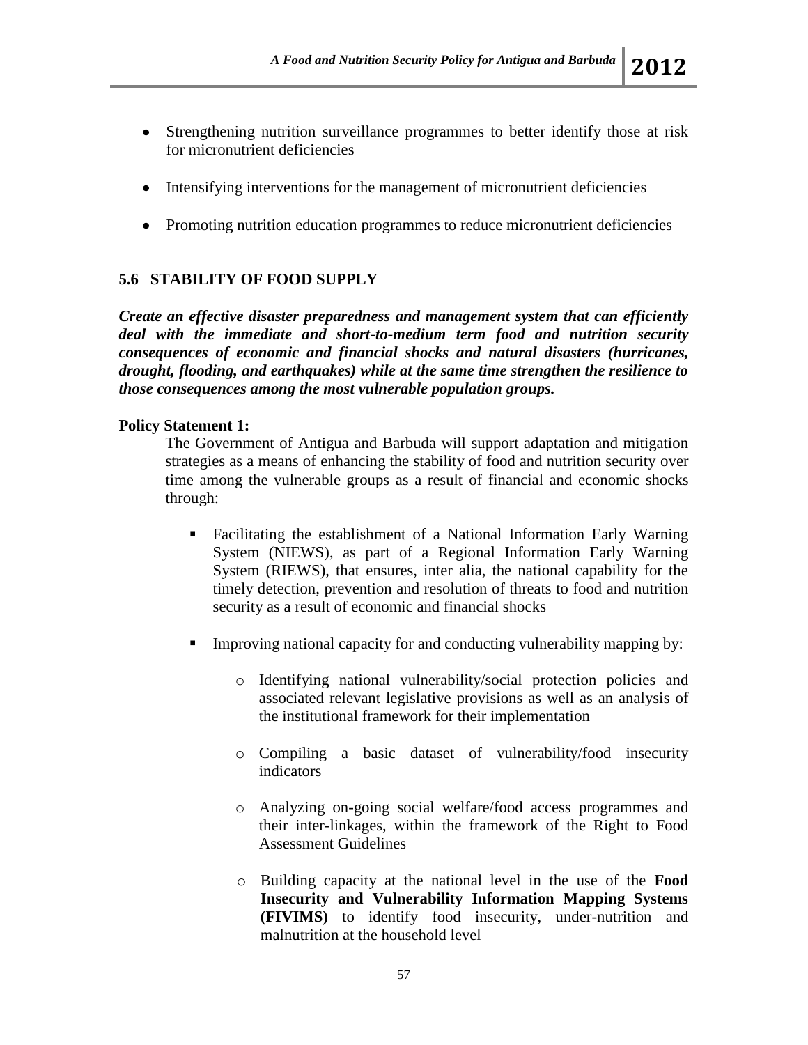- Strengthening nutrition surveillance programmes to better identify those at risk for micronutrient deficiencies
- Intensifying interventions for the management of micronutrient deficiencies
- Promoting nutrition education programmes to reduce micronutrient deficiencies

### 5.6 STABILITY OF FOOD SUPPLY

***Create an effective disaster preparedness and management system that can efficiently deal with the immediate and short-to-medium term food and nutrition security consequences of economic and financial shocks and natural disasters (hurricanes, drought, flooding, and earthquakes) while at the same time strengthen the resilience to those consequences among the most vulnerable population groups.***

**Policy Statement 1:**

The Government of Antigua and Barbuda will support adaptation and mitigation strategies as a means of enhancing the stability of food and nutrition security over time among the vulnerable groups as a result of financial and economic shocks through:

- Facilitating the establishment of a National Information Early Warning System (NIEWS), as part of a Regional Information Early Warning System (RIEWS), that ensures, inter alia, the national capability for the timely detection, prevention and resolution of threats to food and nutrition security as a result of economic and financial shocks
- Improving national capacity for and conducting vulnerability mapping by:
  - Identifying national vulnerability/social protection policies and associated relevant legislative provisions as well as an analysis of the institutional framework for their implementation
  - Compiling a basic dataset of vulnerability/food insecurity indicators
  - Analyzing on-going social welfare/food access programmes and their inter-linkages, within the framework of the Right to Food Assessment Guidelines
  - Building capacity at the national level in the use of the **Food Insecurity and Vulnerability Information Mapping Systems (FIVIMS)** to identify food insecurity, under-nutrition and malnutrition at the household level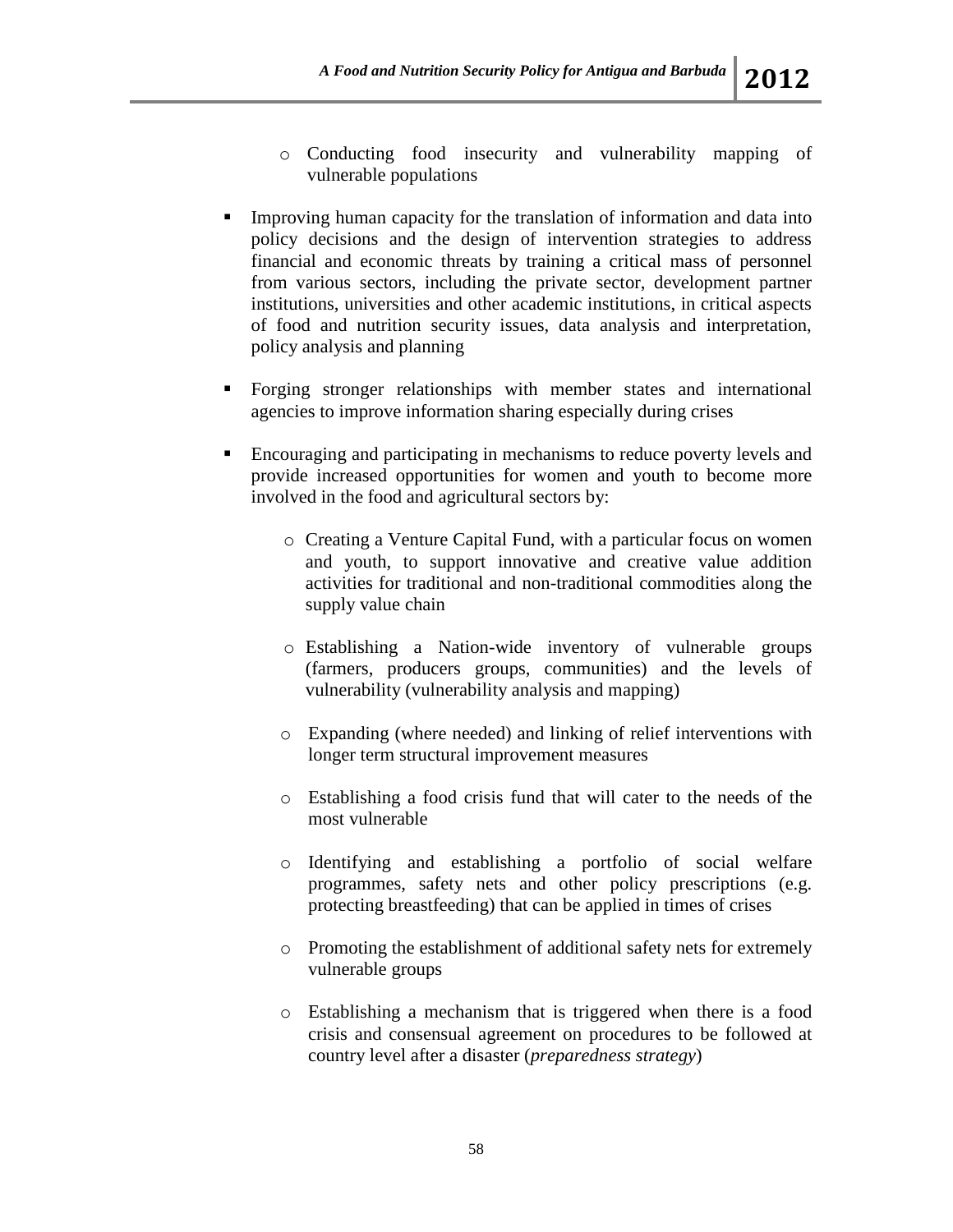- Conducting food insecurity and vulnerability mapping of vulnerable populations

- Improving human capacity for the translation of information and data into policy decisions and the design of intervention strategies to address financial and economic threats by training a critical mass of personnel from various sectors, including the private sector, development partner institutions, universities and other academic institutions, in critical aspects of food and nutrition security issues, data analysis and interpretation, policy analysis and planning

- Forging stronger relationships with member states and international agencies to improve information sharing especially during crises

- Encouraging and participating in mechanisms to reduce poverty levels and provide increased opportunities for women and youth to become more involved in the food and agricultural sectors by:

  - Creating a Venture Capital Fund, with a particular focus on women and youth, to support innovative and creative value addition activities for traditional and non-traditional commodities along the supply value chain

  - Establishing a Nation-wide inventory of vulnerable groups (farmers, producers groups, communities) and the levels of vulnerability (vulnerability analysis and mapping)

  - Expanding (where needed) and linking of relief interventions with longer term structural improvement measures

  - Establishing a food crisis fund that will cater to the needs of the most vulnerable

  - Identifying and establishing a portfolio of social welfare programmes, safety nets and other policy prescriptions (e.g. protecting breastfeeding) that can be applied in times of crises

  - Promoting the establishment of additional safety nets for extremely vulnerable groups

  - Establishing a mechanism that is triggered when there is a food crisis and consensual agreement on procedures to be followed at country level after a disaster (*preparedness strategy*)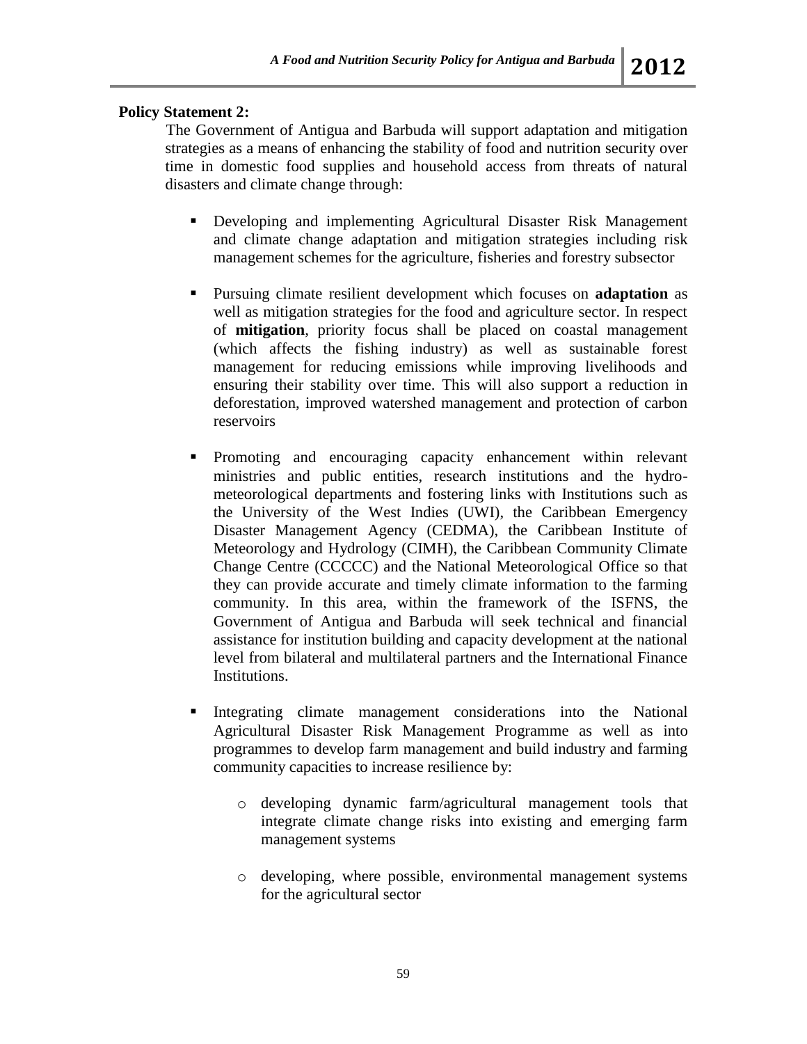**Policy Statement 2:**

The Government of Antigua and Barbuda will support adaptation and mitigation strategies as a means of enhancing the stability of food and nutrition security over time in domestic food supplies and household access from threats of natural disasters and climate change through:

- Developing and implementing Agricultural Disaster Risk Management and climate change adaptation and mitigation strategies including risk management schemes for the agriculture, fisheries and forestry subsector

- Pursuing climate resilient development which focuses on **adaptation** as well as mitigation strategies for the food and agriculture sector. In respect of **mitigation**, priority focus shall be placed on coastal management (which affects the fishing industry) as well as sustainable forest management for reducing emissions while improving livelihoods and ensuring their stability over time. This will also support a reduction in deforestation, improved watershed management and protection of carbon reservoirs

- Promoting and encouraging capacity enhancement within relevant ministries and public entities, research institutions and the hydro-meteorological departments and fostering links with Institutions such as the University of the West Indies (UWI), the Caribbean Emergency Disaster Management Agency (CEDMA), the Caribbean Institute of Meteorology and Hydrology (CIMH), the Caribbean Community Climate Change Centre (CCCCC) and the National Meteorological Office so that they can provide accurate and timely climate information to the farming community. In this area, within the framework of the ISFNS, the Government of Antigua and Barbuda will seek technical and financial assistance for institution building and capacity development at the national level from bilateral and multilateral partners and the International Finance Institutions.

- Integrating climate management considerations into the National Agricultural Disaster Risk Management Programme as well as into programmes to develop farm management and build industry and farming community capacities to increase resilience by:

    - developing dynamic farm/agricultural management tools that integrate climate change risks into existing and emerging farm management systems

    - developing, where possible, environmental management systems for the agricultural sector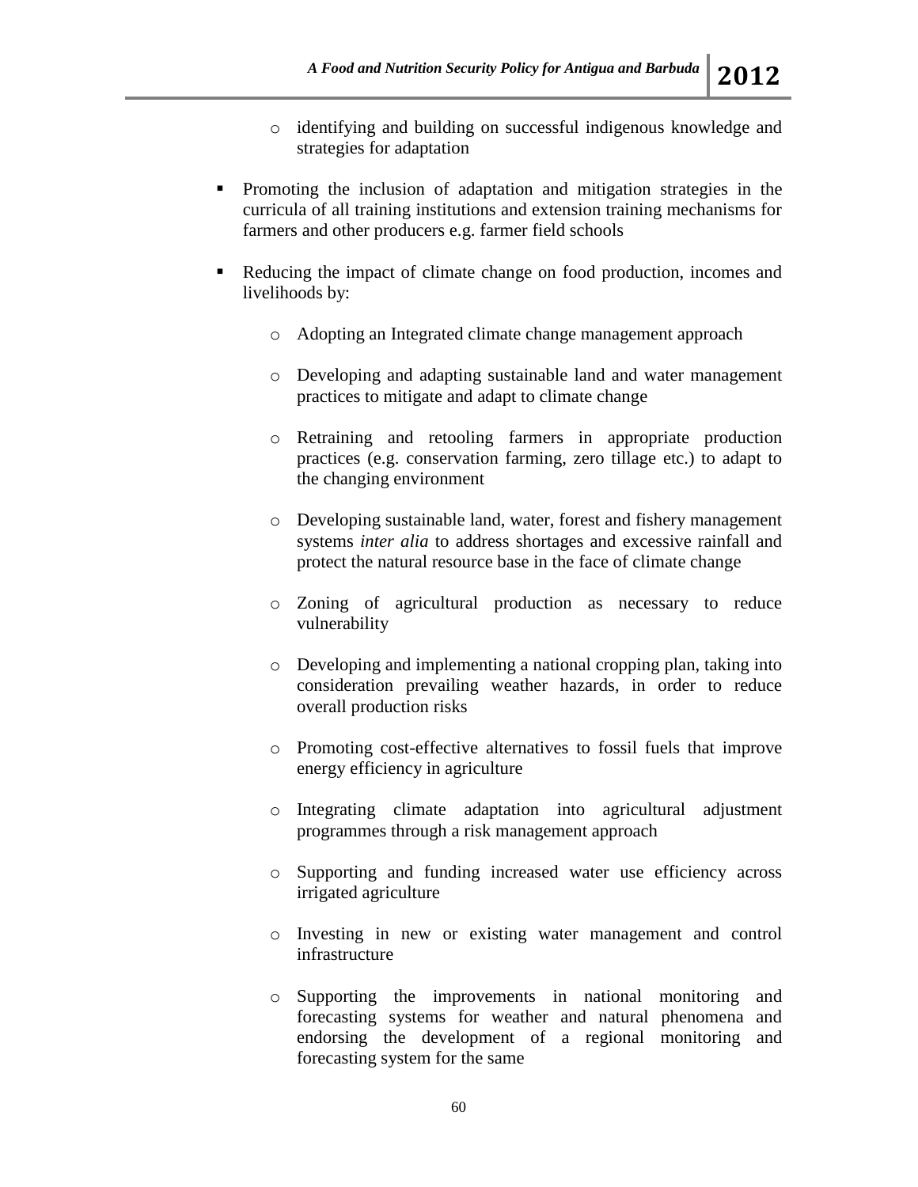- identifying and building on successful indigenous knowledge and strategies for adaptation

- Promoting the inclusion of adaptation and mitigation strategies in the curricula of all training institutions and extension training mechanisms for farmers and other producers e.g. farmer field schools

- Reducing the impact of climate change on food production, incomes and livelihoods by:

    - Adopting an Integrated climate change management approach

    - Developing and adapting sustainable land and water management practices to mitigate and adapt to climate change

    - Retraining and retooling farmers in appropriate production practices (e.g. conservation farming, zero tillage etc.) to adapt to the changing environment

    - Developing sustainable land, water, forest and fishery management systems *inter alia* to address shortages and excessive rainfall and protect the natural resource base in the face of climate change

    - Zoning of agricultural production as necessary to reduce vulnerability

    - Developing and implementing a national cropping plan, taking into consideration prevailing weather hazards, in order to reduce overall production risks

    - Promoting cost-effective alternatives to fossil fuels that improve energy efficiency in agriculture

    - Integrating climate adaptation into agricultural adjustment programmes through a risk management approach

    - Supporting and funding increased water use efficiency across irrigated agriculture

    - Investing in new or existing water management and control infrastructure

    - Supporting the improvements in national monitoring and forecasting systems for weather and natural phenomena and endorsing the development of a regional monitoring and forecasting system for the same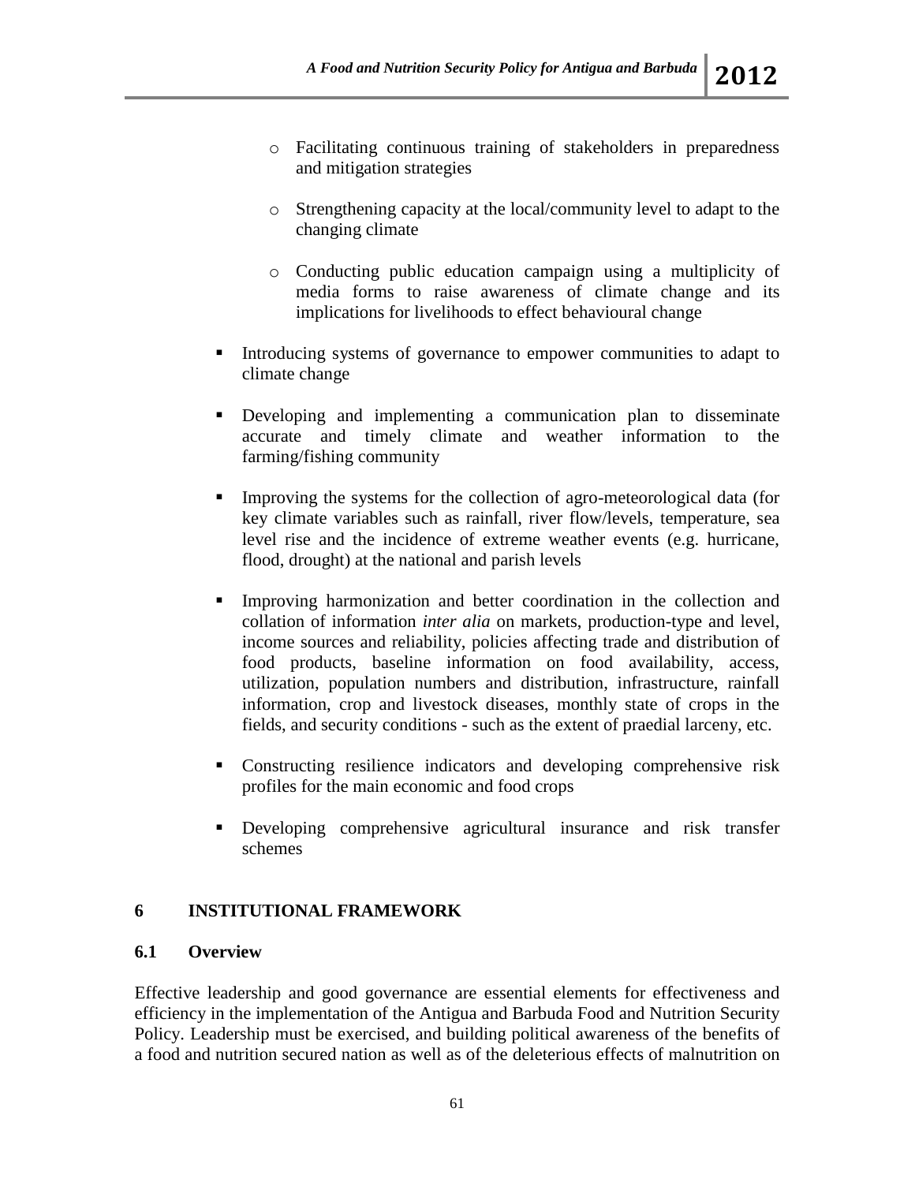- Facilitating continuous training of stakeholders in preparedness and mitigation strategies

  - Strengthening capacity at the local/community level to adapt to the changing climate

  - Conducting public education campaign using a multiplicity of media forms to raise awareness of climate change and its implications for livelihoods to effect behavioural change

- Introducing systems of governance to empower communities to adapt to climate change

- Developing and implementing a communication plan to disseminate accurate and timely climate and weather information to the farming/fishing community

- Improving the systems for the collection of agro-meteorological data (for key climate variables such as rainfall, river flow/levels, temperature, sea level rise and the incidence of extreme weather events (e.g. hurricane, flood, drought) at the national and parish levels

- Improving harmonization and better coordination in the collection and collation of information *inter alia* on markets, production-type and level, income sources and reliability, policies affecting trade and distribution of food products, baseline information on food availability, access, utilization, population numbers and distribution, infrastructure, rainfall information, crop and livestock diseases, monthly state of crops in the fields, and security conditions - such as the extent of praedial larceny, etc.

- Constructing resilience indicators and developing comprehensive risk profiles for the main economic and food crops

- Developing comprehensive agricultural insurance and risk transfer schemes

# 6 INSTITUTIONAL FRAMEWORK

## 6.1 Overview

Effective leadership and good governance are essential elements for effectiveness and efficiency in the implementation of the Antigua and Barbuda Food and Nutrition Security Policy. Leadership must be exercised, and building political awareness of the benefits of a food and nutrition secured nation as well as of the deleterious effects of malnutrition on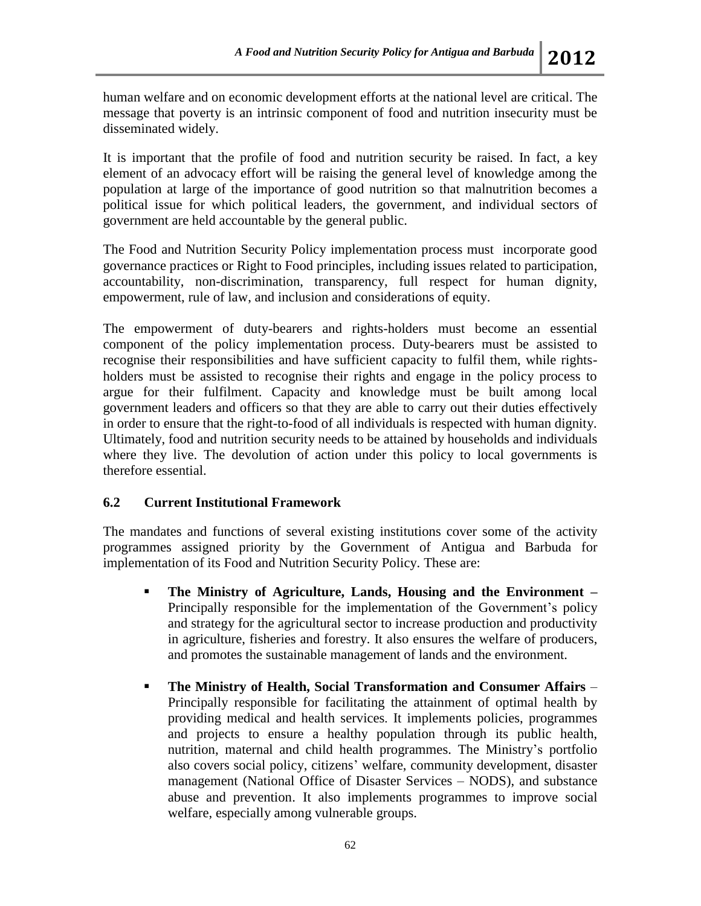human welfare and on economic development efforts at the national level are critical. The message that poverty is an intrinsic component of food and nutrition insecurity must be disseminated widely.

It is important that the profile of food and nutrition security be raised. In fact, a key element of an advocacy effort will be raising the general level of knowledge among the population at large of the importance of good nutrition so that malnutrition becomes a political issue for which political leaders, the government, and individual sectors of government are held accountable by the general public.

The Food and Nutrition Security Policy implementation process must incorporate good governance practices or Right to Food principles, including issues related to participation, accountability, non-discrimination, transparency, full respect for human dignity, empowerment, rule of law, and inclusion and considerations of equity.

The empowerment of duty-bearers and rights-holders must become an essential component of the policy implementation process. Duty-bearers must be assisted to recognise their responsibilities and have sufficient capacity to fulfil them, while rights-holders must be assisted to recognise their rights and engage in the policy process to argue for their fulfilment. Capacity and knowledge must be built among local government leaders and officers so that they are able to carry out their duties effectively in order to ensure that the right-to-food of all individuals is respected with human dignity. Ultimately, food and nutrition security needs to be attained by households and individuals where they live. The devolution of action under this policy to local governments is therefore essential.

### 6.2 Current Institutional Framework

The mandates and functions of several existing institutions cover some of the activity programmes assigned priority by the Government of Antigua and Barbuda for implementation of its Food and Nutrition Security Policy. These are:

- **The Ministry of Agriculture, Lands, Housing and the Environment –** Principally responsible for the implementation of the Government's policy and strategy for the agricultural sector to increase production and productivity in agriculture, fisheries and forestry. It also ensures the welfare of producers, and promotes the sustainable management of lands and the environment.

- **The Ministry of Health, Social Transformation and Consumer Affairs** – Principally responsible for facilitating the attainment of optimal health by providing medical and health services. It implements policies, programmes and projects to ensure a healthy population through its public health, nutrition, maternal and child health programmes. The Ministry's portfolio also covers social policy, citizens' welfare, community development, disaster management (National Office of Disaster Services – NODS), and substance abuse and prevention. It also implements programmes to improve social welfare, especially among vulnerable groups.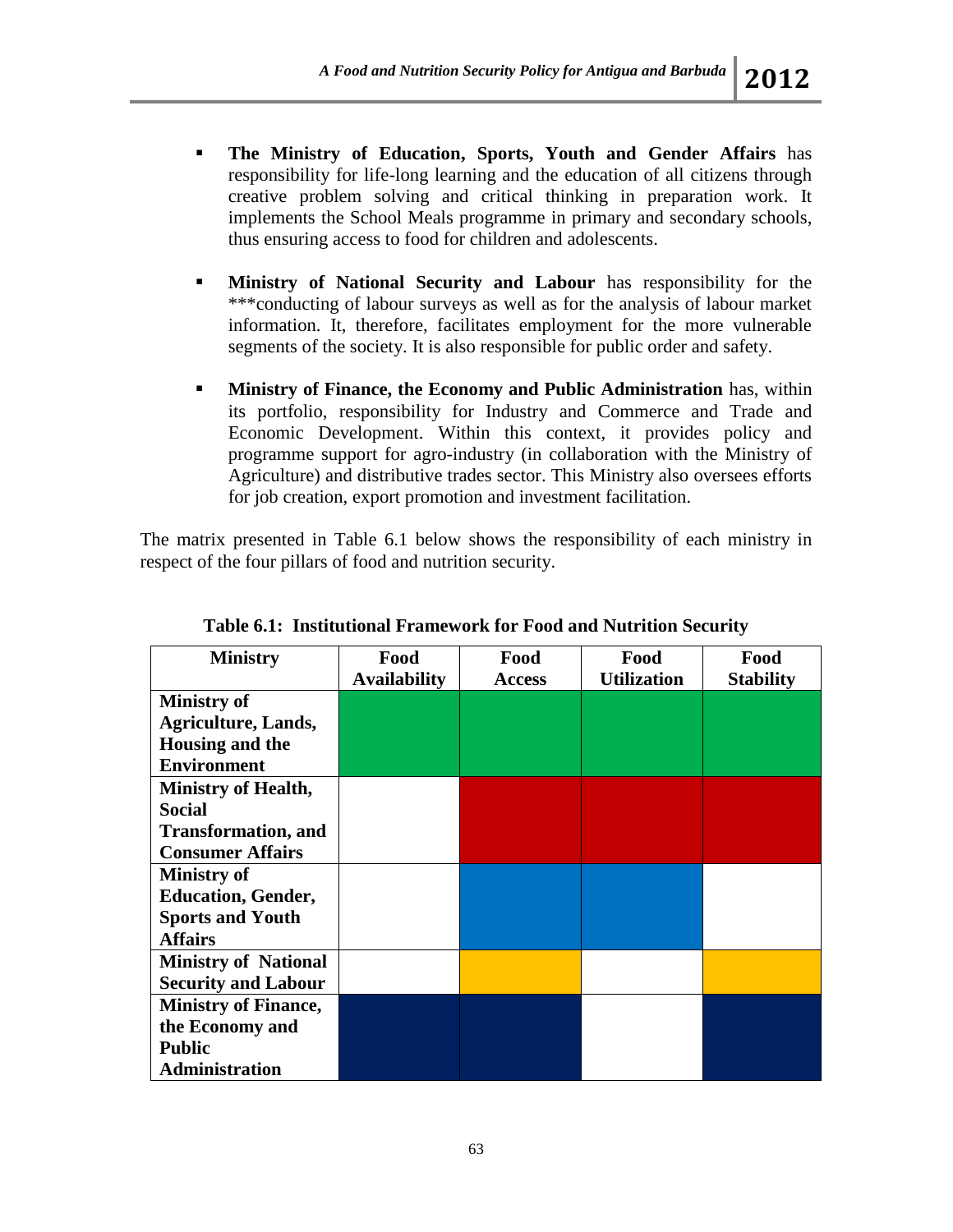- **The Ministry of Education, Sports, Youth and Gender Affairs** has responsibility for life-long learning and the education of all citizens through creative problem solving and critical thinking in preparation work. It implements the School Meals programme in primary and secondary schools, thus ensuring access to food for children and adolescents.

- **Ministry of National Security and Labour** has responsibility for the ***conducting of labour surveys as well as for the analysis of labour market information. It, therefore, facilitates employment for the more vulnerable segments of the society. It is also responsible for public order and safety.

- **Ministry of Finance, the Economy and Public Administration** has, within its portfolio, responsibility for Industry and Commerce and Trade and Economic Development. Within this context, it provides policy and programme support for agro-industry (in collaboration with the Ministry of Agriculture) and distributive trades sector. This Ministry also oversees efforts for job creation, export promotion and investment facilitation.

The matrix presented in Table 6.1 below shows the responsibility of each ministry in respect of the four pillars of food and nutrition security.

**Table 6.1: Institutional Framework for Food and Nutrition Security**

| Ministry | Food Availability | Food Access | Food Utilization | Food Stability |
|---|---|---|---|---|
| **Ministry of Agriculture, Lands, Housing and the Environment** | ■ | ■ | ■ | ■ |
| **Ministry of Health, Social Transformation, and Consumer Affairs** | | ■ | ■ | ■ |
| **Ministry of Education, Gender, Sports and Youth Affairs** | | ■ | ■ | |
| **Ministry of National Security and Labour** | | ■ | | ■ |
| **Ministry of Finance, the Economy and Public Administration** | ■ | ■ | | ■ |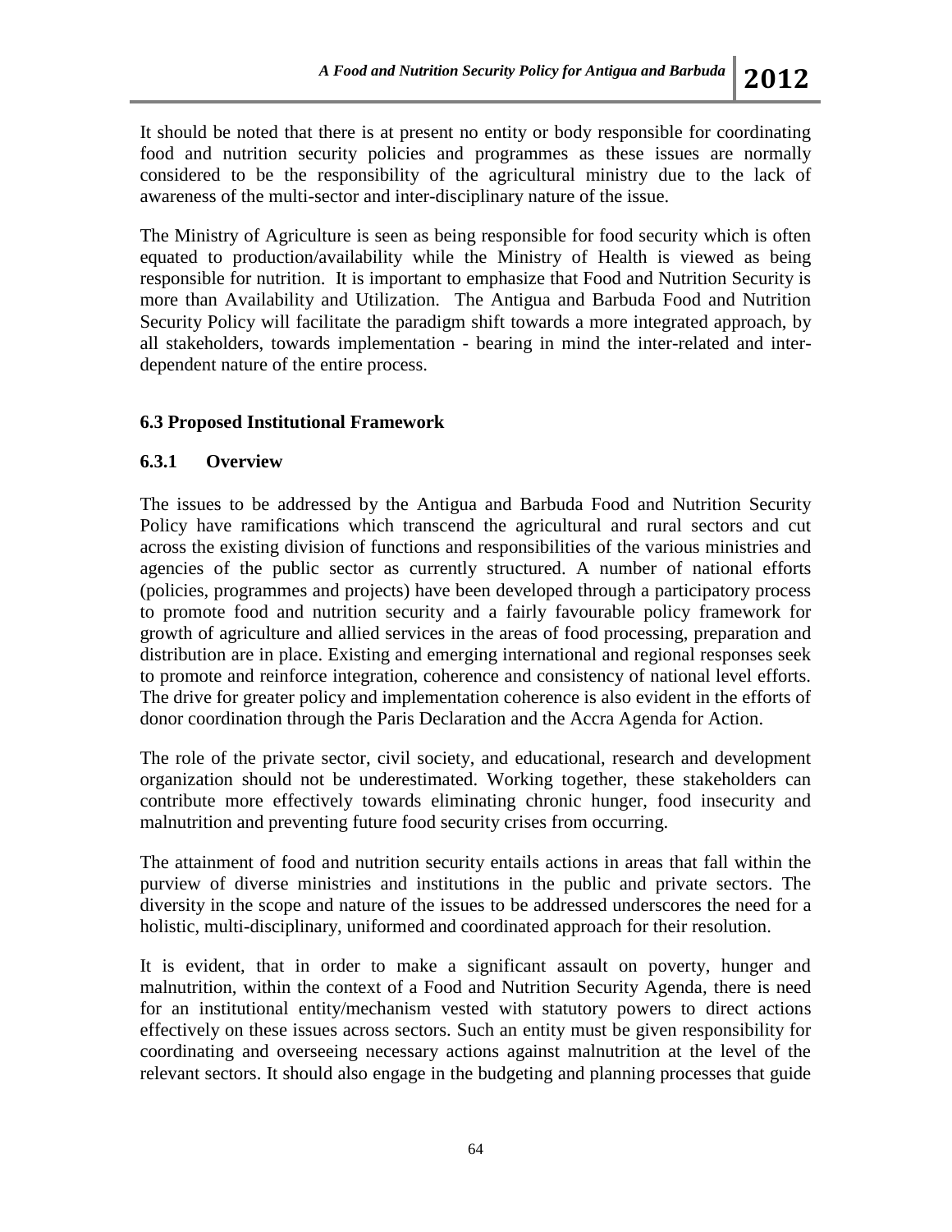It should be noted that there is at present no entity or body responsible for coordinating food and nutrition security policies and programmes as these issues are normally considered to be the responsibility of the agricultural ministry due to the lack of awareness of the multi-sector and inter-disciplinary nature of the issue.

The Ministry of Agriculture is seen as being responsible for food security which is often equated to production/availability while the Ministry of Health is viewed as being responsible for nutrition. It is important to emphasize that Food and Nutrition Security is more than Availability and Utilization. The Antigua and Barbuda Food and Nutrition Security Policy will facilitate the paradigm shift towards a more integrated approach, by all stakeholders, towards implementation - bearing in mind the inter-related and inter-dependent nature of the entire process.

### 6.3 Proposed Institutional Framework

#### 6.3.1 Overview

The issues to be addressed by the Antigua and Barbuda Food and Nutrition Security Policy have ramifications which transcend the agricultural and rural sectors and cut across the existing division of functions and responsibilities of the various ministries and agencies of the public sector as currently structured. A number of national efforts (policies, programmes and projects) have been developed through a participatory process to promote food and nutrition security and a fairly favourable policy framework for growth of agriculture and allied services in the areas of food processing, preparation and distribution are in place. Existing and emerging international and regional responses seek to promote and reinforce integration, coherence and consistency of national level efforts. The drive for greater policy and implementation coherence is also evident in the efforts of donor coordination through the Paris Declaration and the Accra Agenda for Action.

The role of the private sector, civil society, and educational, research and development organization should not be underestimated. Working together, these stakeholders can contribute more effectively towards eliminating chronic hunger, food insecurity and malnutrition and preventing future food security crises from occurring.

The attainment of food and nutrition security entails actions in areas that fall within the purview of diverse ministries and institutions in the public and private sectors. The diversity in the scope and nature of the issues to be addressed underscores the need for a holistic, multi-disciplinary, uniformed and coordinated approach for their resolution.

It is evident, that in order to make a significant assault on poverty, hunger and malnutrition, within the context of a Food and Nutrition Security Agenda, there is need for an institutional entity/mechanism vested with statutory powers to direct actions effectively on these issues across sectors. Such an entity must be given responsibility for coordinating and overseeing necessary actions against malnutrition at the level of the relevant sectors. It should also engage in the budgeting and planning processes that guide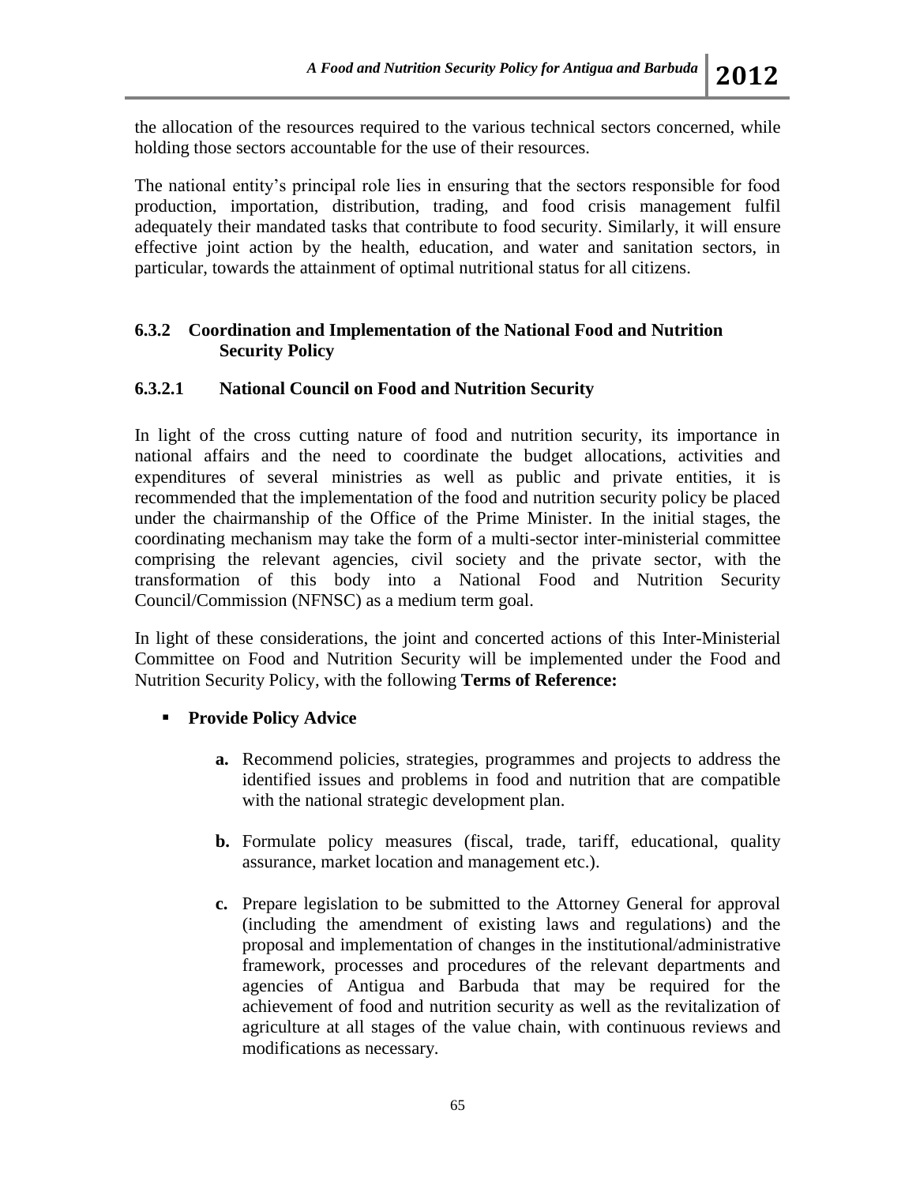the allocation of the resources required to the various technical sectors concerned, while holding those sectors accountable for the use of their resources.

The national entity's principal role lies in ensuring that the sectors responsible for food production, importation, distribution, trading, and food crisis management fulfil adequately their mandated tasks that contribute to food security. Similarly, it will ensure effective joint action by the health, education, and water and sanitation sectors, in particular, towards the attainment of optimal nutritional status for all citizens.

### 6.3.2 Coordination and Implementation of the National Food and Nutrition Security Policy

#### 6.3.2.1 National Council on Food and Nutrition Security

In light of the cross cutting nature of food and nutrition security, its importance in national affairs and the need to coordinate the budget allocations, activities and expenditures of several ministries as well as public and private entities, it is recommended that the implementation of the food and nutrition security policy be placed under the chairmanship of the Office of the Prime Minister. In the initial stages, the coordinating mechanism may take the form of a multi-sector inter-ministerial committee comprising the relevant agencies, civil society and the private sector, with the transformation of this body into a National Food and Nutrition Security Council/Commission (NFNSC) as a medium term goal.

In light of these considerations, the joint and concerted actions of this Inter-Ministerial Committee on Food and Nutrition Security will be implemented under the Food and Nutrition Security Policy, with the following **Terms of Reference:**

- **Provide Policy Advice**

  **a.** Recommend policies, strategies, programmes and projects to address the identified issues and problems in food and nutrition that are compatible with the national strategic development plan.

  **b.** Formulate policy measures (fiscal, trade, tariff, educational, quality assurance, market location and management etc.).

  **c.** Prepare legislation to be submitted to the Attorney General for approval (including the amendment of existing laws and regulations) and the proposal and implementation of changes in the institutional/administrative framework, processes and procedures of the relevant departments and agencies of Antigua and Barbuda that may be required for the achievement of food and nutrition security as well as the revitalization of agriculture at all stages of the value chain, with continuous reviews and modifications as necessary.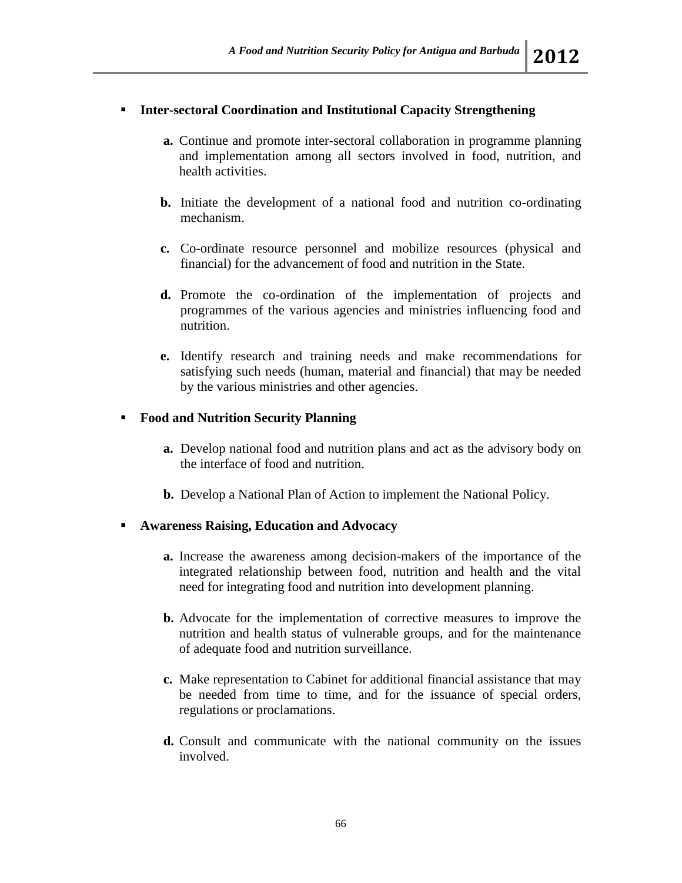- **Inter-sectoral Coordination and Institutional Capacity Strengthening**

  **a.** Continue and promote inter-sectoral collaboration in programme planning and implementation among all sectors involved in food, nutrition, and health activities.

  **b.** Initiate the development of a national food and nutrition co-ordinating mechanism.

  **c.** Co-ordinate resource personnel and mobilize resources (physical and financial) for the advancement of food and nutrition in the State.

  **d.** Promote the co-ordination of the implementation of projects and programmes of the various agencies and ministries influencing food and nutrition.

  **e.** Identify research and training needs and make recommendations for satisfying such needs (human, material and financial) that may be needed by the various ministries and other agencies.

- **Food and Nutrition Security Planning**

  **a.** Develop national food and nutrition plans and act as the advisory body on the interface of food and nutrition.

  **b.** Develop a National Plan of Action to implement the National Policy.

- **Awareness Raising, Education and Advocacy**

  **a.** Increase the awareness among decision-makers of the importance of the integrated relationship between food, nutrition and health and the vital need for integrating food and nutrition into development planning.

  **b.** Advocate for the implementation of corrective measures to improve the nutrition and health status of vulnerable groups, and for the maintenance of adequate food and nutrition surveillance.

  **c.** Make representation to Cabinet for additional financial assistance that may be needed from time to time, and for the issuance of special orders, regulations or proclamations.

  **d.** Consult and communicate with the national community on the issues involved.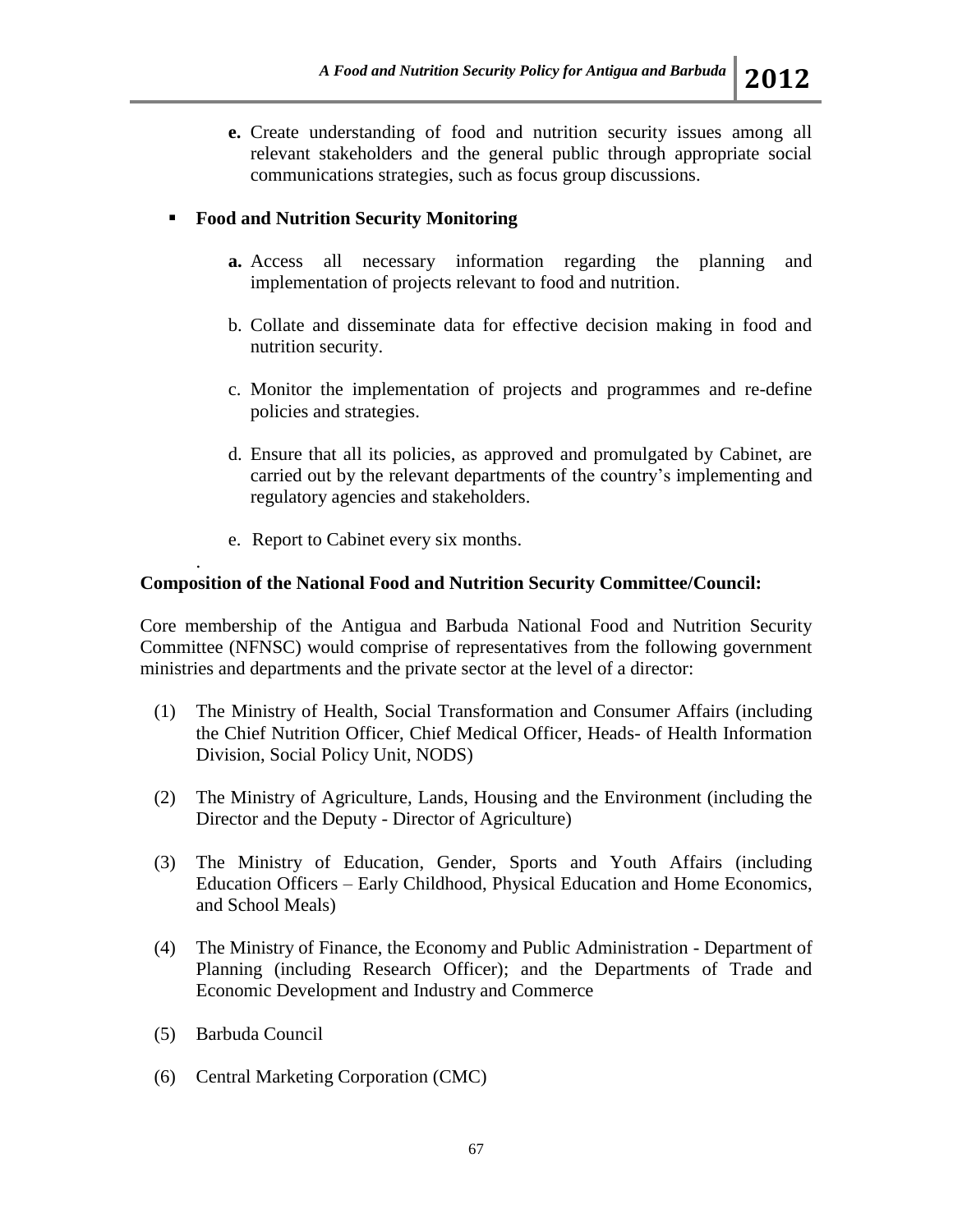**e.** Create understanding of food and nutrition security issues among all relevant stakeholders and the general public through appropriate social communications strategies, such as focus group discussions.

- **Food and Nutrition Security Monitoring**

  **a.** Access all necessary information regarding the planning and implementation of projects relevant to food and nutrition.

  b. Collate and disseminate data for effective decision making in food and nutrition security.

  c. Monitor the implementation of projects and programmes and re-define policies and strategies.

  d. Ensure that all its policies, as approved and promulgated by Cabinet, are carried out by the relevant departments of the country's implementing and regulatory agencies and stakeholders.

  e. Report to Cabinet every six months.

.

**Composition of the National Food and Nutrition Security Committee/Council:**

Core membership of the Antigua and Barbuda National Food and Nutrition Security Committee (NFNSC) would comprise of representatives from the following government ministries and departments and the private sector at the level of a director:

(1) The Ministry of Health, Social Transformation and Consumer Affairs (including the Chief Nutrition Officer, Chief Medical Officer, Heads- of Health Information Division, Social Policy Unit, NODS)

(2) The Ministry of Agriculture, Lands, Housing and the Environment (including the Director and the Deputy - Director of Agriculture)

(3) The Ministry of Education, Gender, Sports and Youth Affairs (including Education Officers – Early Childhood, Physical Education and Home Economics, and School Meals)

(4) The Ministry of Finance, the Economy and Public Administration - Department of Planning (including Research Officer); and the Departments of Trade and Economic Development and Industry and Commerce

(5) Barbuda Council

(6) Central Marketing Corporation (CMC)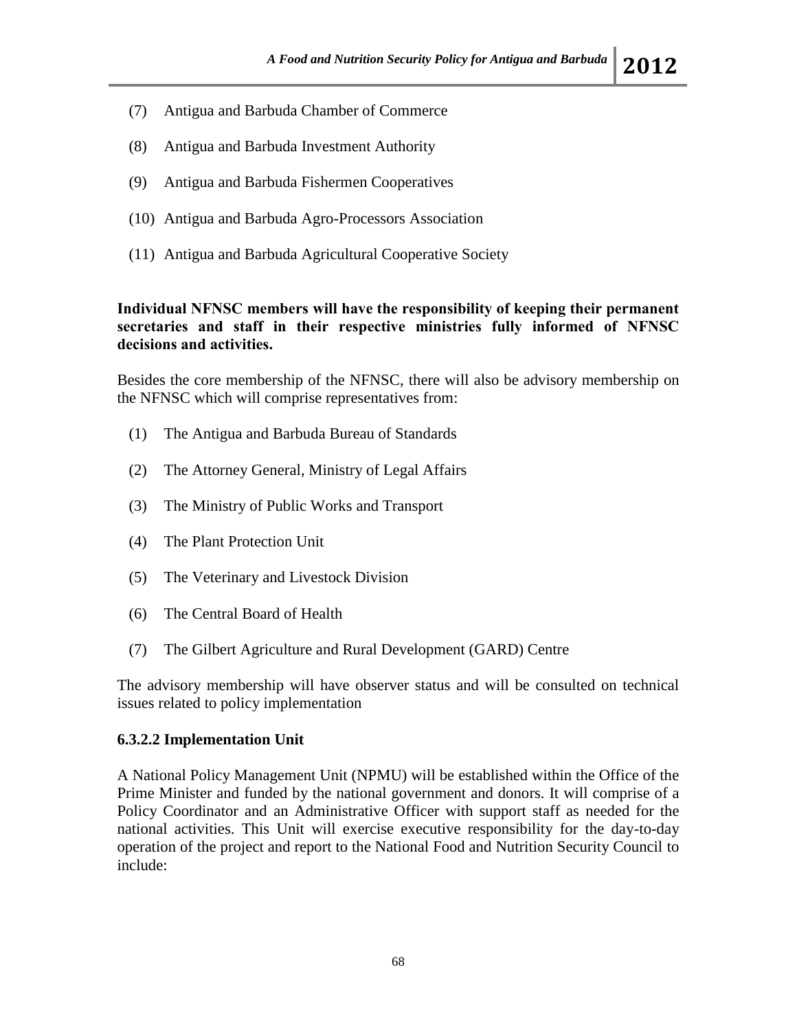(7) Antigua and Barbuda Chamber of Commerce

(8) Antigua and Barbuda Investment Authority

(9) Antigua and Barbuda Fishermen Cooperatives

(10) Antigua and Barbuda Agro-Processors Association

(11) Antigua and Barbuda Agricultural Cooperative Society

**Individual NFNSC members will have the responsibility of keeping their permanent secretaries and staff in their respective ministries fully informed of NFNSC decisions and activities.**

Besides the core membership of the NFNSC, there will also be advisory membership on the NFNSC which will comprise representatives from:

(1) The Antigua and Barbuda Bureau of Standards

(2) The Attorney General, Ministry of Legal Affairs

(3) The Ministry of Public Works and Transport

(4) The Plant Protection Unit

(5) The Veterinary and Livestock Division

(6) The Central Board of Health

(7) The Gilbert Agriculture and Rural Development (GARD) Centre

The advisory membership will have observer status and will be consulted on technical issues related to policy implementation

#### 6.3.2.2 Implementation Unit

A National Policy Management Unit (NPMU) will be established within the Office of the Prime Minister and funded by the national government and donors. It will comprise of a Policy Coordinator and an Administrative Officer with support staff as needed for the national activities. This Unit will exercise executive responsibility for the day-to-day operation of the project and report to the National Food and Nutrition Security Council to include: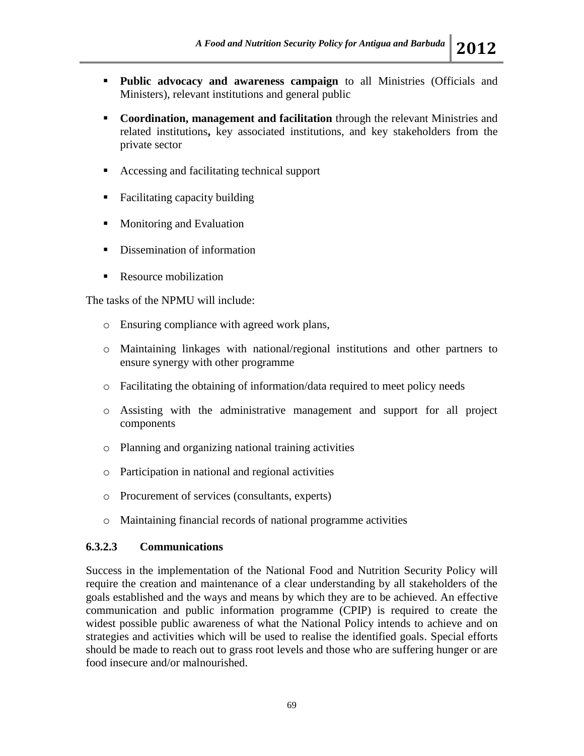- **Public advocacy and awareness campaign** to all Ministries (Officials and Ministers), relevant institutions and general public

- **Coordination, management and facilitation** through the relevant Ministries and related institutions**,** key associated institutions, and key stakeholders from the private sector

- Accessing and facilitating technical support

- Facilitating capacity building

- Monitoring and Evaluation

- Dissemination of information

- Resource mobilization

The tasks of the NPMU will include:

- Ensuring compliance with agreed work plans,

- Maintaining linkages with national/regional institutions and other partners to ensure synergy with other programme

- Facilitating the obtaining of information/data required to meet policy needs

- Assisting with the administrative management and support for all project components

- Planning and organizing national training activities

- Participation in national and regional activities

- Procurement of services (consultants, experts)

- Maintaining financial records of national programme activities

#### 6.3.2.3 Communications

Success in the implementation of the National Food and Nutrition Security Policy will require the creation and maintenance of a clear understanding by all stakeholders of the goals established and the ways and means by which they are to be achieved. An effective communication and public information programme (CPIP) is required to create the widest possible public awareness of what the National Policy intends to achieve and on strategies and activities which will be used to realise the identified goals. Special efforts should be made to reach out to grass root levels and those who are suffering hunger or are food insecure and/or malnourished.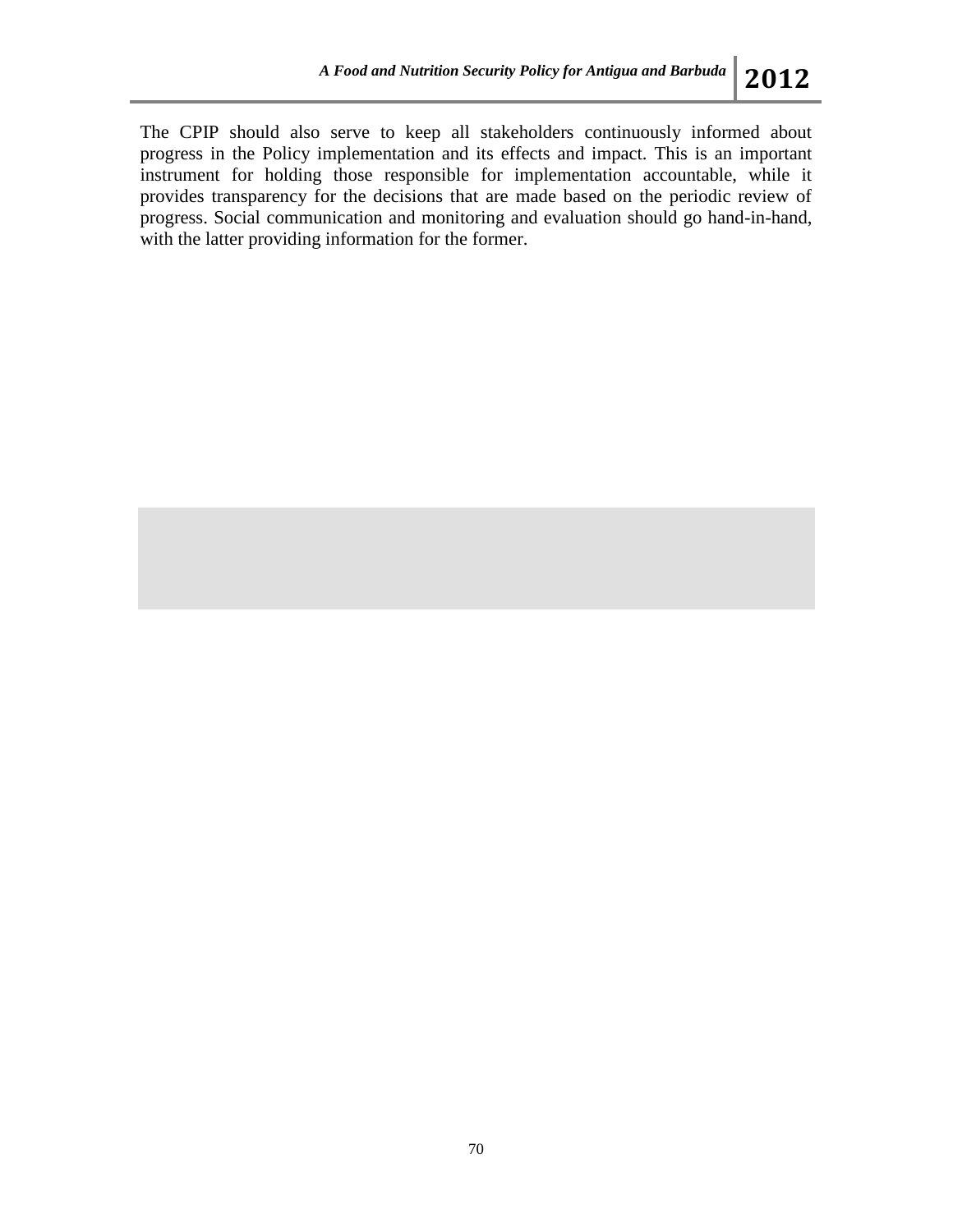The CPIP should also serve to keep all stakeholders continuously informed about progress in the Policy implementation and its effects and impact. This is an important instrument for holding those responsible for implementation accountable, while it provides transparency for the decisions that are made based on the periodic review of progress. Social communication and monitoring and evaluation should go hand-in-hand, with the latter providing information for the former.